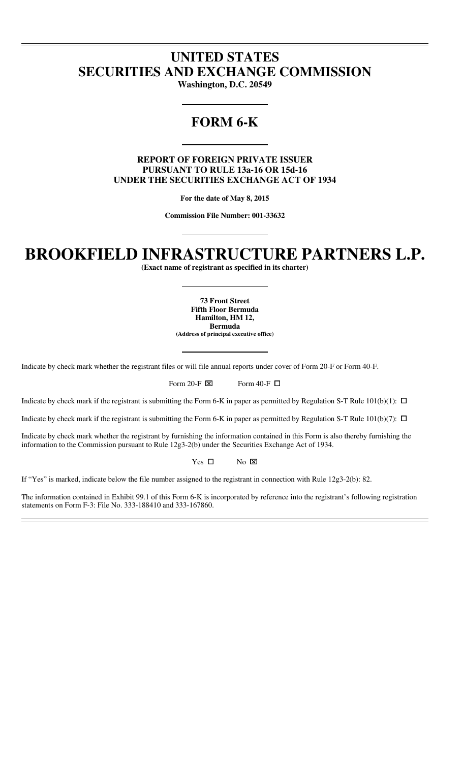# UNITED STATES
# SECURITIES AND EXCHANGE COMMISSION

**Washington, D.C. 20549**

---

# FORM 6-K

---

**REPORT OF FOREIGN PRIVATE ISSUER**
**PURSUANT TO RULE 13a-16 OR 15d-16**
**UNDER THE SECURITIES EXCHANGE ACT OF 1934**

**For the date of May 8, 2015**

**Commission File Number: 001-33632**

---

# BROOKFIELD INFRASTRUCTURE PARTNERS L.P.

**(Exact name of registrant as specified in its charter)**

---

**73 Front Street**
**Fifth Floor Bermuda**
**Hamilton, HM 12,**
**Bermuda**
**(Address of principal executive office)**

---

Indicate by check mark whether the registrant files or will file annual reports under cover of Form 20-F or Form 40-F.

Form 20-F ☒ Form 40-F ☐

Indicate by check mark if the registrant is submitting the Form 6-K in paper as permitted by Regulation S-T Rule 101(b)(1): ☐

Indicate by check mark if the registrant is submitting the Form 6-K in paper as permitted by Regulation S-T Rule 101(b)(7): ☐

Indicate by check mark whether the registrant by furnishing the information contained in this Form is also thereby furnishing the information to the Commission pursuant to Rule 12g3-2(b) under the Securities Exchange Act of 1934.

Yes ☐ No ☒

If "Yes" is marked, indicate below the file number assigned to the registrant in connection with Rule 12g3-2(b): 82.

The information contained in Exhibit 99.1 of this Form 6-K is incorporated by reference into the registrant's following registration statements on Form F-3: File No. 333-188410 and 333-167860.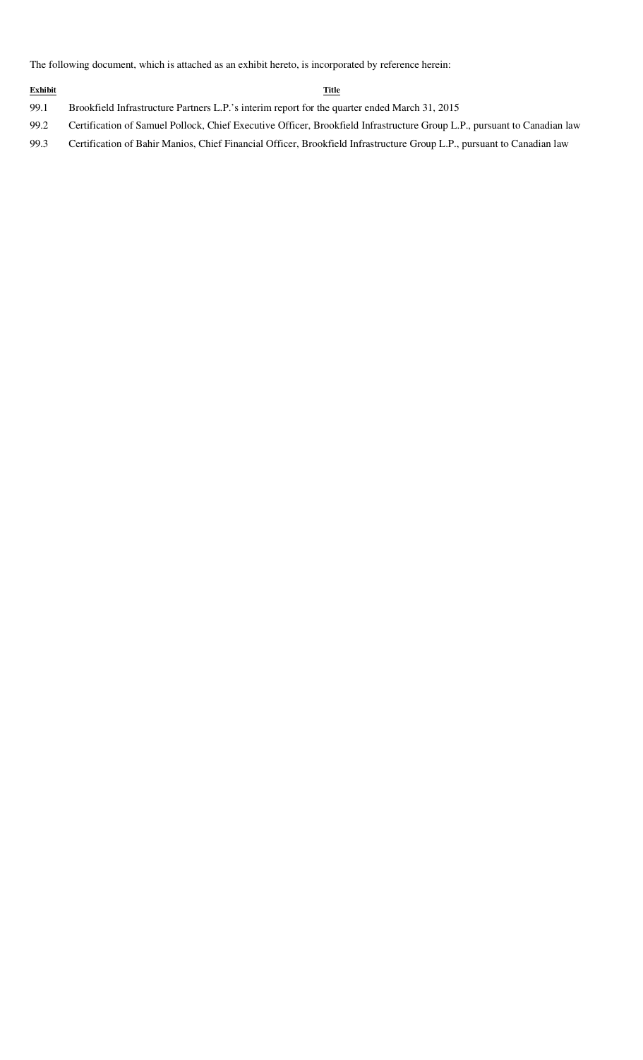The following document, which is attached as an exhibit hereto, is incorporated by reference herein:

| Exhibit | Title |
| --- | --- |
| 99.1 | Brookfield Infrastructure Partners L.P.'s interim report for the quarter ended March 31, 2015 |
| 99.2 | Certification of Samuel Pollock, Chief Executive Officer, Brookfield Infrastructure Group L.P., pursuant to Canadian law |
| 99.3 | Certification of Bahir Manios, Chief Financial Officer, Brookfield Infrastructure Group L.P., pursuant to Canadian law |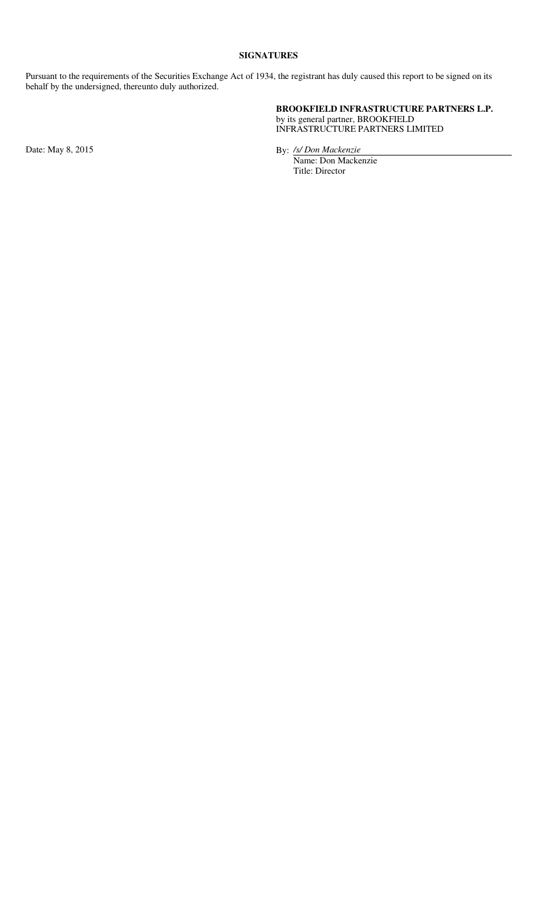## SIGNATURES

Pursuant to the requirements of the Securities Exchange Act of 1934, the registrant has duly caused this report to be signed on its behalf by the undersigned, thereunto duly authorized.

**BROOKFIELD INFRASTRUCTURE PARTNERS L.P.**
by its general partner, BROOKFIELD INFRASTRUCTURE PARTNERS LIMITED

Date: May 8, 2015

By: */s/ Don Mackenzie*
Name: Don Mackenzie
Title: Director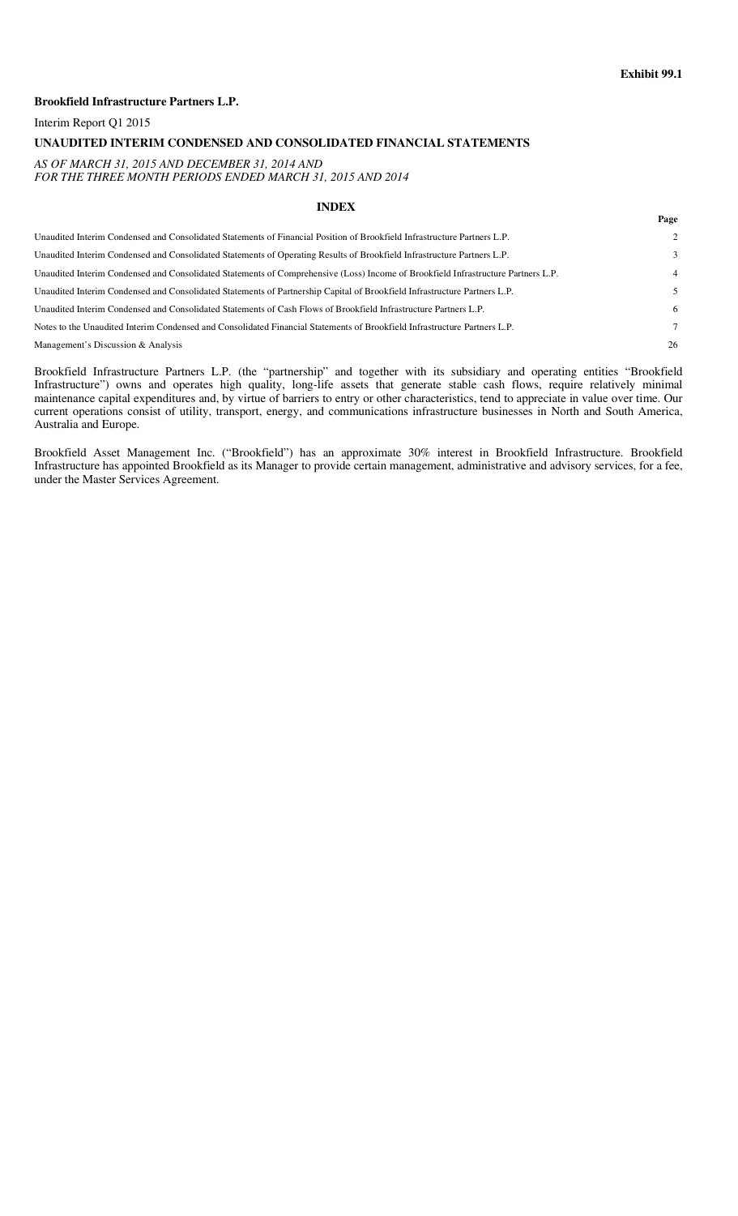**Exhibit 99.1**

**Brookfield Infrastructure Partners L.P.**

Interim Report Q1 2015

**UNAUDITED INTERIM CONDENSED AND CONSOLIDATED FINANCIAL STATEMENTS**

*AS OF MARCH 31, 2015 AND DECEMBER 31, 2014 AND*
*FOR THE THREE MONTH PERIODS ENDED MARCH 31, 2015 AND 2014*

**INDEX**

| | **Page** |
|---|---|
| Unaudited Interim Condensed and Consolidated Statements of Financial Position of Brookfield Infrastructure Partners L.P. | 2 |
| Unaudited Interim Condensed and Consolidated Statements of Operating Results of Brookfield Infrastructure Partners L.P. | 3 |
| Unaudited Interim Condensed and Consolidated Statements of Comprehensive (Loss) Income of Brookfield Infrastructure Partners L.P. | 4 |
| Unaudited Interim Condensed and Consolidated Statements of Partnership Capital of Brookfield Infrastructure Partners L.P. | 5 |
| Unaudited Interim Condensed and Consolidated Statements of Cash Flows of Brookfield Infrastructure Partners L.P. | 6 |
| Notes to the Unaudited Interim Condensed and Consolidated Financial Statements of Brookfield Infrastructure Partners L.P. | 7 |
| Management's Discussion & Analysis | 26 |

Brookfield Infrastructure Partners L.P. (the "partnership" and together with its subsidiary and operating entities "Brookfield Infrastructure") owns and operates high quality, long-life assets that generate stable cash flows, require relatively minimal maintenance capital expenditures and, by virtue of barriers to entry or other characteristics, tend to appreciate in value over time. Our current operations consist of utility, transport, energy, and communications infrastructure businesses in North and South America, Australia and Europe.

Brookfield Asset Management Inc. ("Brookfield") has an approximate 30% interest in Brookfield Infrastructure. Brookfield Infrastructure has appointed Brookfield as its Manager to provide certain management, administrative and advisory services, for a fee, under the Master Services Agreement.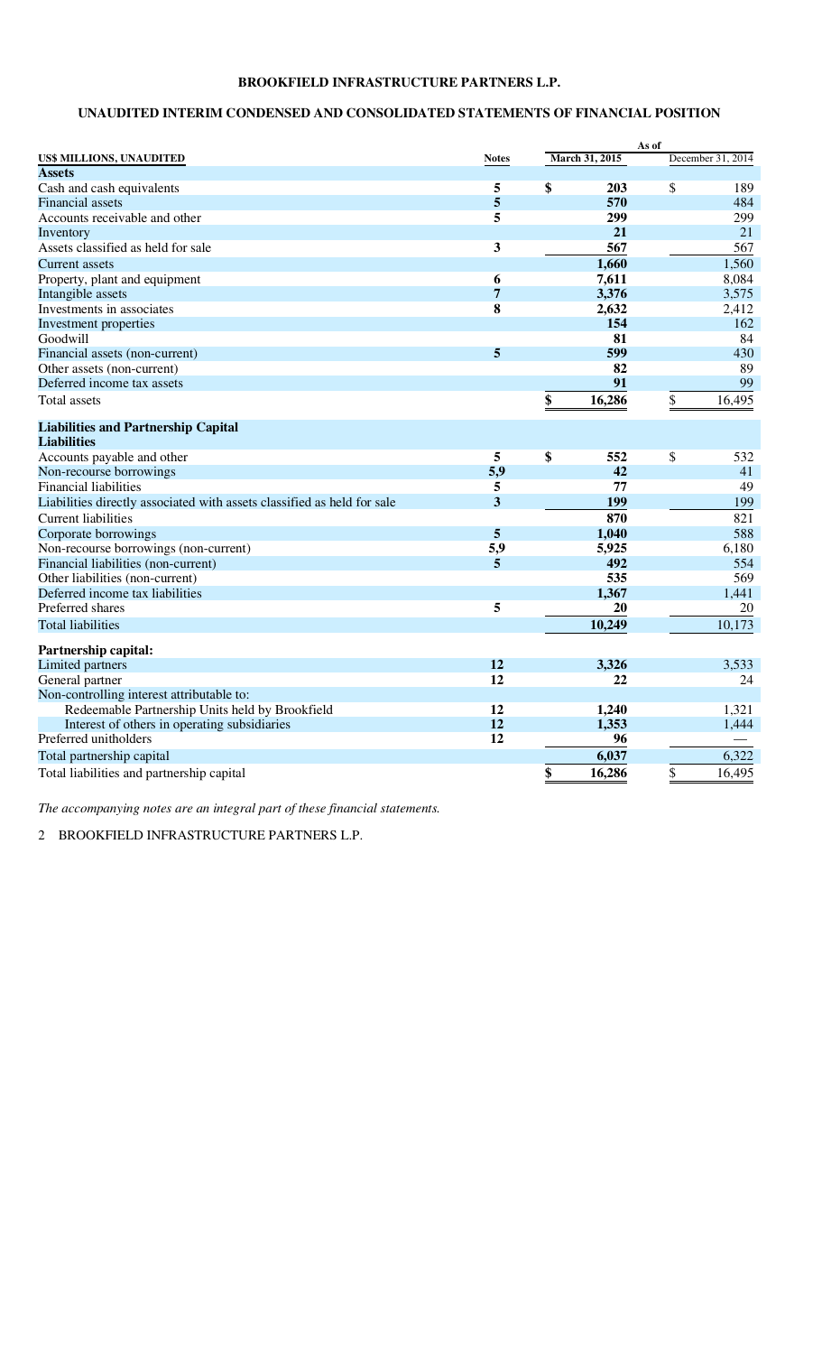# BROOKFIELD INFRASTRUCTURE PARTNERS L.P.

## UNAUDITED INTERIM CONDENSED AND CONSOLIDATED STATEMENTS OF FINANCIAL POSITION

| US$ MILLIONS, UNAUDITED | Notes | As of March 31, 2015 | As of December 31, 2014 |
|---|---|---|---|
| **Assets** | | | |
| Cash and cash equivalents | 5 | $ 203 | $ 189 |
| Financial assets | 5 | 570 | 484 |
| Accounts receivable and other | 5 | 299 | 299 |
| Inventory | | 21 | 21 |
| Assets classified as held for sale | 3 | 567 | 567 |
| Current assets | | 1,660 | 1,560 |
| Property, plant and equipment | 6 | 7,611 | 8,084 |
| Intangible assets | 7 | 3,376 | 3,575 |
| Investments in associates | 8 | 2,632 | 2,412 |
| Investment properties | | 154 | 162 |
| Goodwill | | 81 | 84 |
| Financial assets (non-current) | 5 | 599 | 430 |
| Other assets (non-current) | | 82 | 89 |
| Deferred income tax assets | | 91 | 99 |
| Total assets | | $ 16,286 | $ 16,495 |
| **Liabilities and Partnership Capital** | | | |
| **Liabilities** | | | |
| Accounts payable and other | 5 | $ 552 | $ 532 |
| Non-recourse borrowings | 5,9 | 42 | 41 |
| Financial liabilities | 5 | 77 | 49 |
| Liabilities directly associated with assets classified as held for sale | 3 | 199 | 199 |
| Current liabilities | | 870 | 821 |
| Corporate borrowings | 5 | 1,040 | 588 |
| Non-recourse borrowings (non-current) | 5,9 | 5,925 | 6,180 |
| Financial liabilities (non-current) | 5 | 492 | 554 |
| Other liabilities (non-current) | | 535 | 569 |
| Deferred income tax liabilities | | 1,367 | 1,441 |
| Preferred shares | 5 | 20 | 20 |
| Total liabilities | | 10,249 | 10,173 |
| **Partnership capital:** | | | |
| Limited partners | 12 | 3,326 | 3,533 |
| General partner | 12 | 22 | 24 |
| Non-controlling interest attributable to: | | | |
| Redeemable Partnership Units held by Brookfield | 12 | 1,240 | 1,321 |
| Interest of others in operating subsidiaries | 12 | 1,353 | 1,444 |
| Preferred unitholders | 12 | 96 | — |
| Total partnership capital | | 6,037 | 6,322 |
| Total liabilities and partnership capital | | $ 16,286 | $ 16,495 |

*The accompanying notes are an integral part of these financial statements.*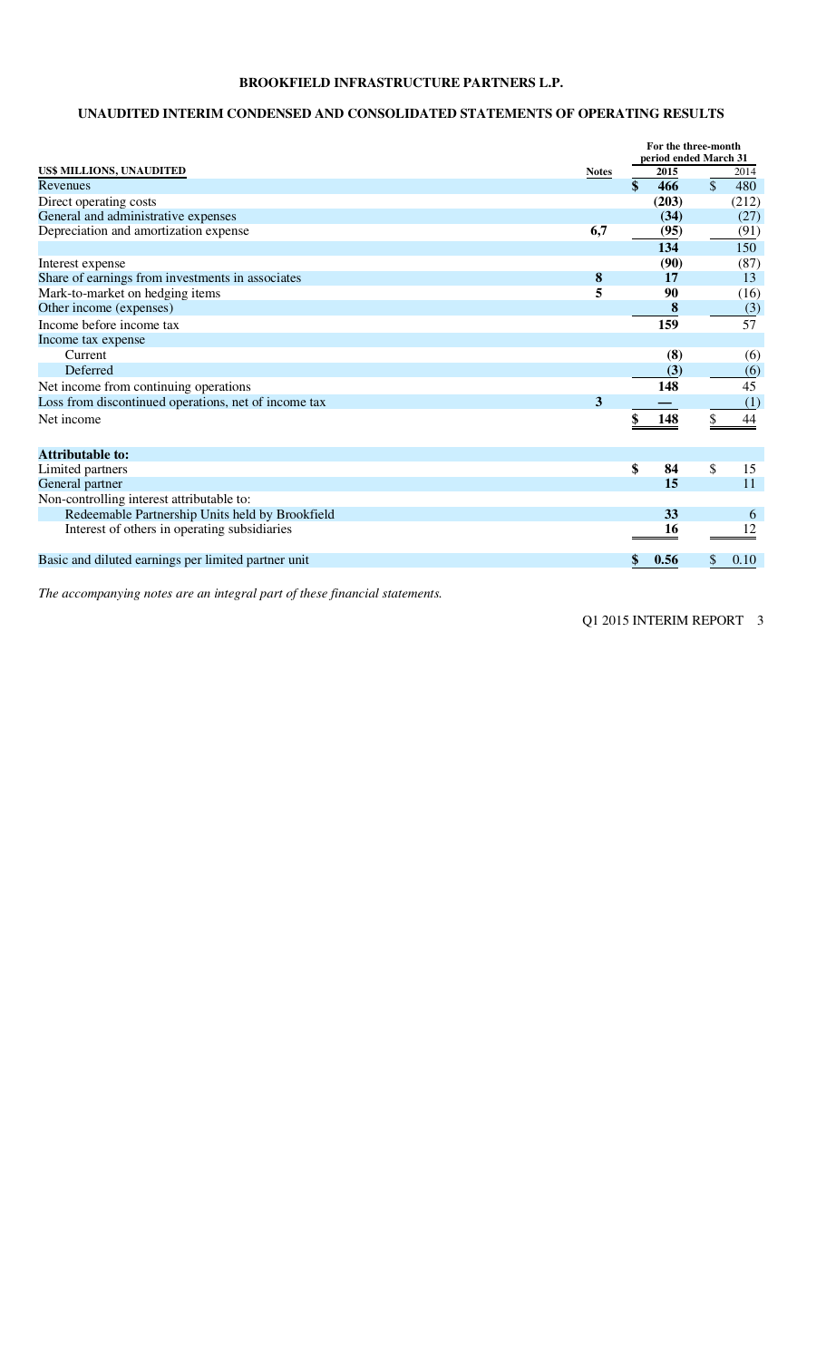# BROOKFIELD INFRASTRUCTURE PARTNERS L.P.

## UNAUDITED INTERIM CONDENSED AND CONSOLIDATED STATEMENTS OF OPERATING RESULTS

| US$ MILLIONS, UNAUDITED | Notes | For the three-month period ended March 31 2015 | 2014 |
|---|---|---|---|
| Revenues | | **$ 466** | $ 480 |
| Direct operating costs | | **(203)** | (212) |
| General and administrative expenses | | **(34)** | (27) |
| Depreciation and amortization expense | **6,7** | **(95)** | (91) |
| | | **134** | 150 |
| Interest expense | | **(90)** | (87) |
| Share of earnings from investments in associates | **8** | **17** | 13 |
| Mark-to-market on hedging items | **5** | **90** | (16) |
| Other income (expenses) | | **8** | (3) |
| Income before income tax | | **159** | 57 |
| Income tax expense | | | |
| Current | | **(8)** | (6) |
| Deferred | | **(3)** | (6) |
| Net income from continuing operations | | **148** | 45 |
| Loss from discontinued operations, net of income tax | **3** | **—** | (1) |
| Net income | | **$ 148** | $ 44 |
| **Attributable to:** | | | |
| Limited partners | | **$ 84** | $ 15 |
| General partner | | **15** | 11 |
| Non-controlling interest attributable to: | | | |
| Redeemable Partnership Units held by Brookfield | | **33** | 6 |
| Interest of others in operating subsidiaries | | **16** | 12 |
| Basic and diluted earnings per limited partner unit | | **$ 0.56** | $ 0.10 |

*The accompanying notes are an integral part of these financial statements.*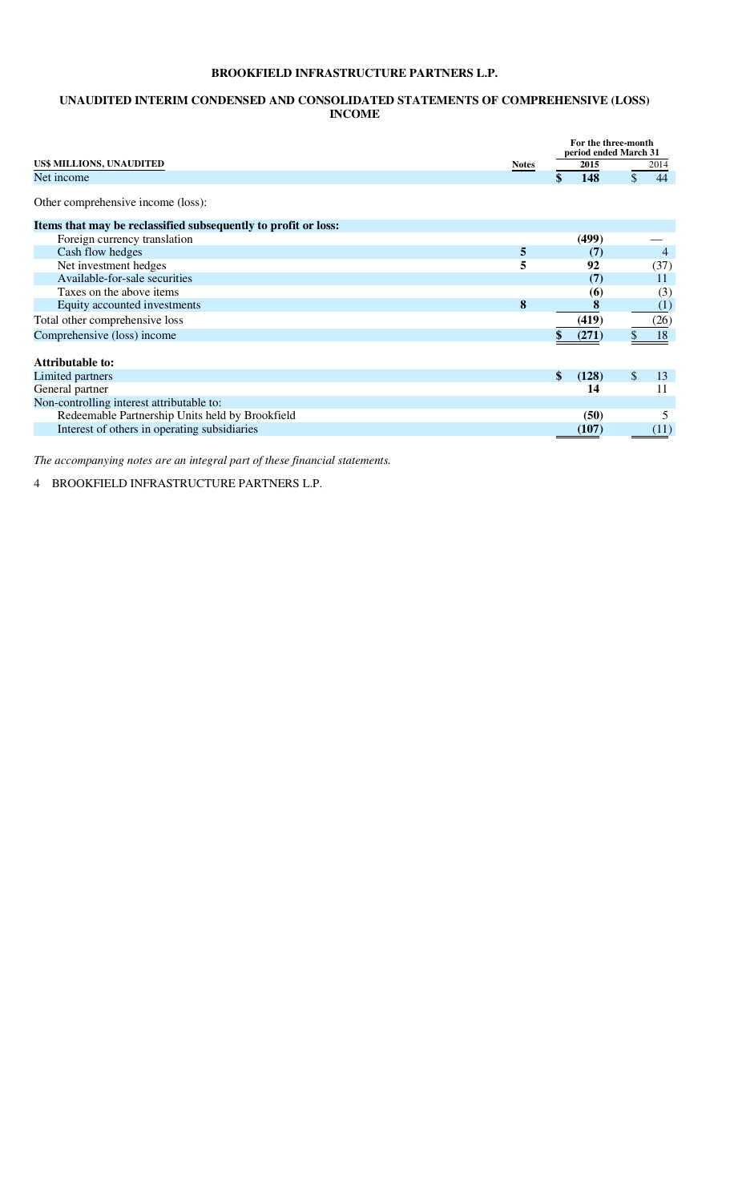# BROOKFIELD INFRASTRUCTURE PARTNERS L.P.

## UNAUDITED INTERIM CONDENSED AND CONSOLIDATED STATEMENTS OF COMPREHENSIVE (LOSS) INCOME

| US$ MILLIONS, UNAUDITED | Notes | For the three-month period ended March 31 2015 | 2014 |
|---|---|---|---|
| Net income | | **$ 148** | $ 44 |
| Other comprehensive income (loss): | | | |
| **Items that may be reclassified subsequently to profit or loss:** | | | |
| Foreign currency translation | | **(499)** | — |
| Cash flow hedges | **5** | **(7)** | 4 |
| Net investment hedges | **5** | **92** | (37) |
| Available-for-sale securities | | **(7)** | 11 |
| Taxes on the above items | | **(6)** | (3) |
| Equity accounted investments | **8** | **8** | (1) |
| Total other comprehensive loss | | **(419)** | (26) |
| Comprehensive (loss) income | | **$ (271)** | $ 18 |
| **Attributable to:** | | | |
| Limited partners | | **$ (128)** | $ 13 |
| General partner | | **14** | 11 |
| Non-controlling interest attributable to: | | | |
| Redeemable Partnership Units held by Brookfield | | **(50)** | 5 |
| Interest of others in operating subsidiaries | | **(107)** | (11) |

*The accompanying notes are an integral part of these financial statements.*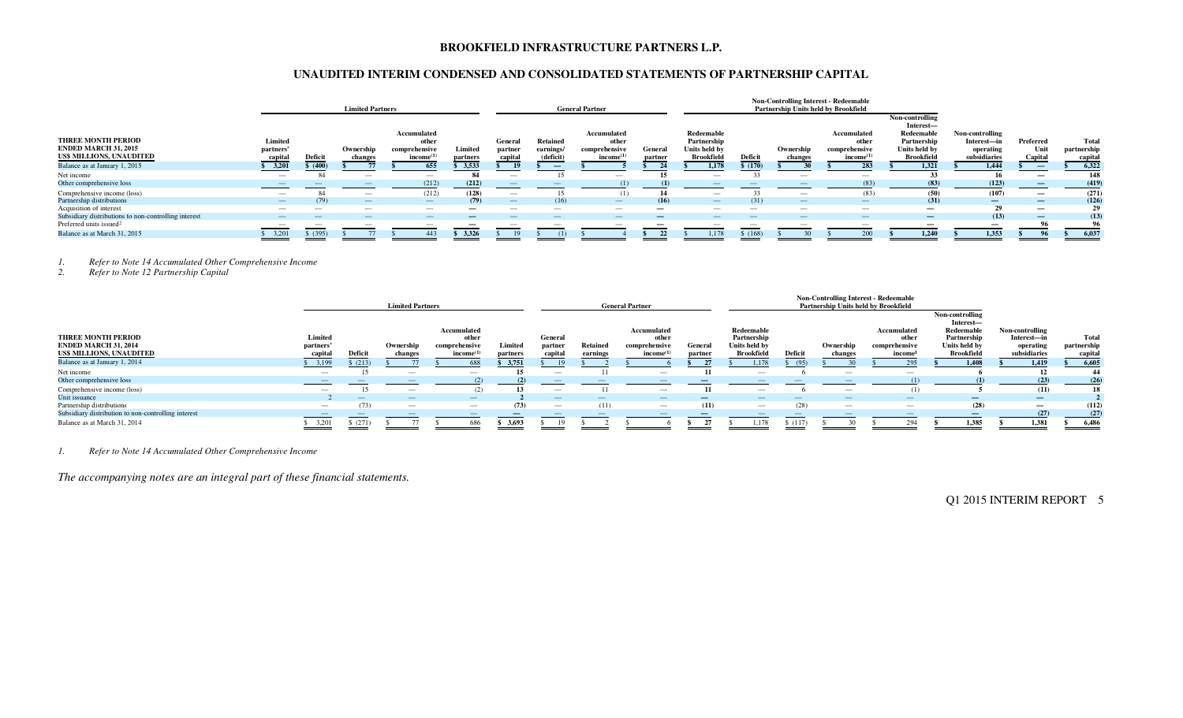## BROOKFIELD INFRASTRUCTURE PARTNERS L.P.

## UNAUDITED INTERIM CONDENSED AND CONSOLIDATED STATEMENTS OF PARTNERSHIP CAPITAL

| THREE MONTH PERIOD ENDED MARCH 31, 2015 US$ MILLIONS, UNAUDITED | Limited Partners | | | | | General Partner | | | | Non-Controlling Interest - Redeemable Partnership Units held by Brookfield | | | | | | | |
|---|---|---|---|---|---|---|---|---|---|---|---|---|---|---|---|---|---|
| | Limited partners' capital | Deficit | Ownership changes | Accumulated other comprehensive income[1] | Limited partners | General partner capital | Retained earnings/ (deficit) | Accumulated other comprehensive income[1] | General partner | Redeemable Partnership Units held by Brookfield | Deficit | Ownership changes | Accumulated other comprehensive income[1] | Non-controlling Interest— Redeemable Partnership Units held by Brookfield | Non-controlling Interest—in operating subsidiaries | Preferred Unit Capital | Total partnership capital |
| Balance as at January 1, 2015 | $ 3,201 | $ (400) | $ 77 | $ 655 | $ 3,533 | $ 19 | $ — | $ 5 | $ 24 | $ 1,178 | $ (170) | $ 30 | $ 283 | $ 1,321 | $ 1,444 | $ — | $ 6,322 |
| Net income | — | 84 | — | — | 84 | — | 15 | — | 15 | — | 33 | — | — | 33 | 16 | — | 148 |
| Other comprehensive loss | — | — | — | (212) | (212) | — | — | (1) | (1) | — | — | — | (83) | (83) | (123) | — | (419) |
| Comprehensive income (loss) | — | 84 | — | (212) | (128) | — | 15 | (1) | 14 | — | 33 | — | (83) | (50) | (107) | — | (271) |
| Partnership distributions | — | (79) | — | — | (79) | — | (16) | — | (16) | — | (31) | — | — | (31) | — | — | (126) |
| Acquisition of interest | — | — | — | — | — | — | — | — | — | — | — | — | — | — | 29 | — | 29 |
| Subsidiary distributions to non-controlling interest | — | — | — | — | — | — | — | — | — | — | — | — | — | — | (13) | — | (13) |
| Preferred units issued[2] | — | — | — | — | — | — | — | — | — | — | — | — | — | — | — | 96 | 96 |
| Balance as at March 31, 2015 | $ 3,201 | $ (395) | $ 77 | $ 443 | $ 3,326 | $ 19 | $ (1) | $ 4 | $ 22 | $ 1,178 | $ (168) | $ 30 | $ 200 | $ 1,240 | $ 1,353 | $ 96 | $ 6,037 |

1. *Refer to Note 14 Accumulated Other Comprehensive Income*
2. *Refer to Note 12 Partnership Capital*

| THREE MONTH PERIOD ENDED MARCH 31, 2014 US$ MILLIONS, UNAUDITED | Limited Partners | | | | | General Partner | | | | Non-Controlling Interest - Redeemable Partnership Units held by Brookfield | | | | | | |
|---|---|---|---|---|---|---|---|---|---|---|---|---|---|---|---|---|
| | Limited partners' capital | Deficit | Ownership changes | Accumulated other comprehensive income[1] | Limited partners | General partner capital | Retained earnings | Accumulated other comprehensive income[1] | General partner | Redeemable Partnership Units held by Brookfield | Deficit | Ownership changes | Accumulated other comprehensive income[1] | Non-controlling Interest— Redeemable Partnership Units held by Brookfield | Non-controlling Interest—in operating subsidiaries | Total partnership capital |
| Balance as at January 1, 2014 | $ 3,199 | $ (213) | $ 77 | $ 688 | $ 3,751 | $ 19 | $ 2 | $ 6 | $ 27 | $ 1,178 | $ (95) | $ 30 | $ 295 | $ 1,408 | $ 1,419 | $ 6,605 |
| Net income | — | 15 | — | — | 15 | — | 11 | — | 11 | — | 6 | — | — | 6 | 12 | 44 |
| Other comprehensive loss | — | — | — | (2) | (2) | — | — | — | — | — | — | — | (1) | (1) | (23) | (26) |
| Comprehensive income (loss) | — | 15 | — | (2) | 13 | — | 11 | — | 11 | — | 6 | — | (1) | 5 | (11) | 18 |
| Unit issuance | 2 | — | — | — | 2 | — | — | — | — | — | — | — | — | — | — | 2 |
| Partnership distributions | — | (73) | — | — | (73) | — | (11) | — | (11) | — | (28) | — | — | (28) | — | (112) |
| Subsidiary distribution to non-controlling interest | — | — | — | — | — | — | — | — | — | — | — | — | — | — | (27) | (27) |
| Balance as at March 31, 2014 | $ 3,201 | $ (271) | $ 77 | $ 686 | $ 3,693 | $ 19 | $ 2 | $ 6 | $ 27 | $ 1,178 | $ (117) | $ 30 | $ 294 | $ 1,385 | $ 1,381 | $ 6,486 |

1. *Refer to Note 14 Accumulated Other Comprehensive Income*

*The accompanying notes are an integral part of these financial statements.*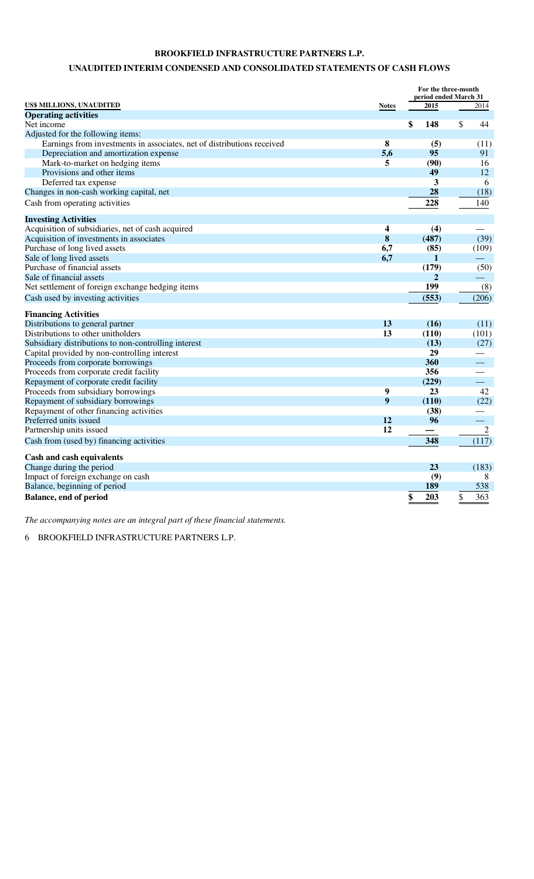# BROOKFIELD INFRASTRUCTURE PARTNERS L.P.

## UNAUDITED INTERIM CONDENSED AND CONSOLIDATED STATEMENTS OF CASH FLOWS

| US$ MILLIONS, UNAUDITED | Notes | For the three-month period ended March 31 2015 | 2014 |
|---|---|---|---|
| **Operating activities** | | | |
| Net income | | **$ 148** | $ 44 |
| Adjusted for the following items: | | | |
| Earnings from investments in associates, net of distributions received | **8** | **(5)** | (11) |
| Depreciation and amortization expense | **5,6** | **95** | 91 |
| Mark-to-market on hedging items | **5** | **(90)** | 16 |
| Provisions and other items | | **49** | 12 |
| Deferred tax expense | | **3** | 6 |
| Changes in non-cash working capital, net | | **28** | (18) |
| Cash from operating activities | | **228** | 140 |
| **Investing Activities** | | | |
| Acquisition of subsidiaries, net of cash acquired | **4** | **(4)** | — |
| Acquisition of investments in associates | **8** | **(487)** | (39) |
| Purchase of long lived assets | **6,7** | **(85)** | (109) |
| Sale of long lived assets | **6,7** | **1** | — |
| Purchase of financial assets | | **(179)** | (50) |
| Sale of financial assets | | **2** | — |
| Net settlement of foreign exchange hedging items | | **199** | (8) |
| Cash used by investing activities | | **(553)** | (206) |
| **Financing Activities** | | | |
| Distributions to general partner | **13** | **(16)** | (11) |
| Distributions to other unitholders | **13** | **(110)** | (101) |
| Subsidiary distributions to non-controlling interest | | **(13)** | (27) |
| Capital provided by non-controlling interest | | **29** | — |
| Proceeds from corporate borrowings | | **360** | — |
| Proceeds from corporate credit facility | | **356** | — |
| Repayment of corporate credit facility | | **(229)** | — |
| Proceeds from subsidiary borrowings | **9** | **23** | 42 |
| Repayment of subsidiary borrowings | **9** | **(110)** | (22) |
| Repayment of other financing activities | | **(38)** | — |
| Preferred units issued | **12** | **96** | — |
| Partnership units issued | **12** | **—** | 2 |
| Cash from (used by) financing activities | | **348** | (117) |
| **Cash and cash equivalents** | | | |
| Change during the period | | **23** | (183) |
| Impact of foreign exchange on cash | | **(9)** | 8 |
| Balance, beginning of period | | **189** | 538 |
| **Balance, end of period** | | **$ 203** | $ 363 |

*The accompanying notes are an integral part of these financial statements.*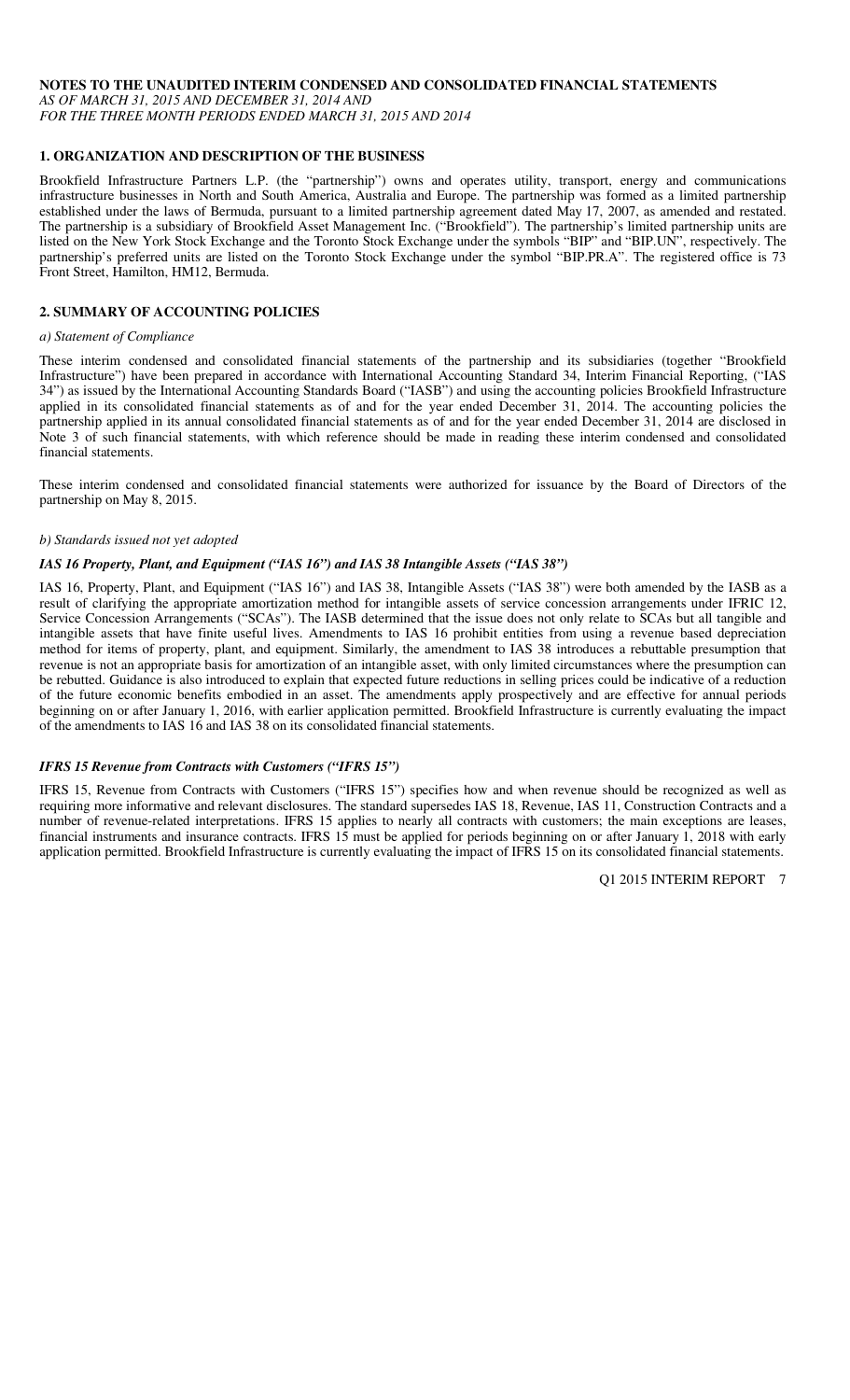**NOTES TO THE UNAUDITED INTERIM CONDENSED AND CONSOLIDATED FINANCIAL STATEMENTS**
*AS OF MARCH 31, 2015 AND DECEMBER 31, 2014 AND*
*FOR THE THREE MONTH PERIODS ENDED MARCH 31, 2015 AND 2014*

## 1. ORGANIZATION AND DESCRIPTION OF THE BUSINESS

Brookfield Infrastructure Partners L.P. (the "partnership") owns and operates utility, transport, energy and communications infrastructure businesses in North and South America, Australia and Europe. The partnership was formed as a limited partnership established under the laws of Bermuda, pursuant to a limited partnership agreement dated May 17, 2007, as amended and restated. The partnership is a subsidiary of Brookfield Asset Management Inc. ("Brookfield"). The partnership's limited partnership units are listed on the New York Stock Exchange and the Toronto Stock Exchange under the symbols "BIP" and "BIP.UN", respectively. The partnership's preferred units are listed on the Toronto Stock Exchange under the symbol "BIP.PR.A". The registered office is 73 Front Street, Hamilton, HM12, Bermuda.

## 2. SUMMARY OF ACCOUNTING POLICIES

*a) Statement of Compliance*

These interim condensed and consolidated financial statements of the partnership and its subsidiaries (together "Brookfield Infrastructure") have been prepared in accordance with International Accounting Standard 34, Interim Financial Reporting, ("IAS 34") as issued by the International Accounting Standards Board ("IASB") and using the accounting policies Brookfield Infrastructure applied in its consolidated financial statements as of and for the year ended December 31, 2014. The accounting policies the partnership applied in its annual consolidated financial statements as of and for the year ended December 31, 2014 are disclosed in Note 3 of such financial statements, with which reference should be made in reading these interim condensed and consolidated financial statements.

These interim condensed and consolidated financial statements were authorized for issuance by the Board of Directors of the partnership on May 8, 2015.

*b) Standards issued not yet adopted*

***IAS 16 Property, Plant, and Equipment ("IAS 16") and IAS 38 Intangible Assets ("IAS 38")***

IAS 16, Property, Plant, and Equipment ("IAS 16") and IAS 38, Intangible Assets ("IAS 38") were both amended by the IASB as a result of clarifying the appropriate amortization method for intangible assets of service concession arrangements under IFRIC 12, Service Concession Arrangements ("SCAs"). The IASB determined that the issue does not only relate to SCAs but all tangible and intangible assets that have finite useful lives. Amendments to IAS 16 prohibit entities from using a revenue based depreciation method for items of property, plant, and equipment. Similarly, the amendment to IAS 38 introduces a rebuttable presumption that revenue is not an appropriate basis for amortization of an intangible asset, with only limited circumstances where the presumption can be rebutted. Guidance is also introduced to explain that expected future reductions in selling prices could be indicative of a reduction of the future economic benefits embodied in an asset. The amendments apply prospectively and are effective for annual periods beginning on or after January 1, 2016, with earlier application permitted. Brookfield Infrastructure is currently evaluating the impact of the amendments to IAS 16 and IAS 38 on its consolidated financial statements.

***IFRS 15 Revenue from Contracts with Customers ("IFRS 15")***

IFRS 15, Revenue from Contracts with Customers ("IFRS 15") specifies how and when revenue should be recognized as well as requiring more informative and relevant disclosures. The standard supersedes IAS 18, Revenue, IAS 11, Construction Contracts and a number of revenue-related interpretations. IFRS 15 applies to nearly all contracts with customers; the main exceptions are leases, financial instruments and insurance contracts. IFRS 15 must be applied for periods beginning on or after January 1, 2018 with early application permitted. Brookfield Infrastructure is currently evaluating the impact of IFRS 15 on its consolidated financial statements.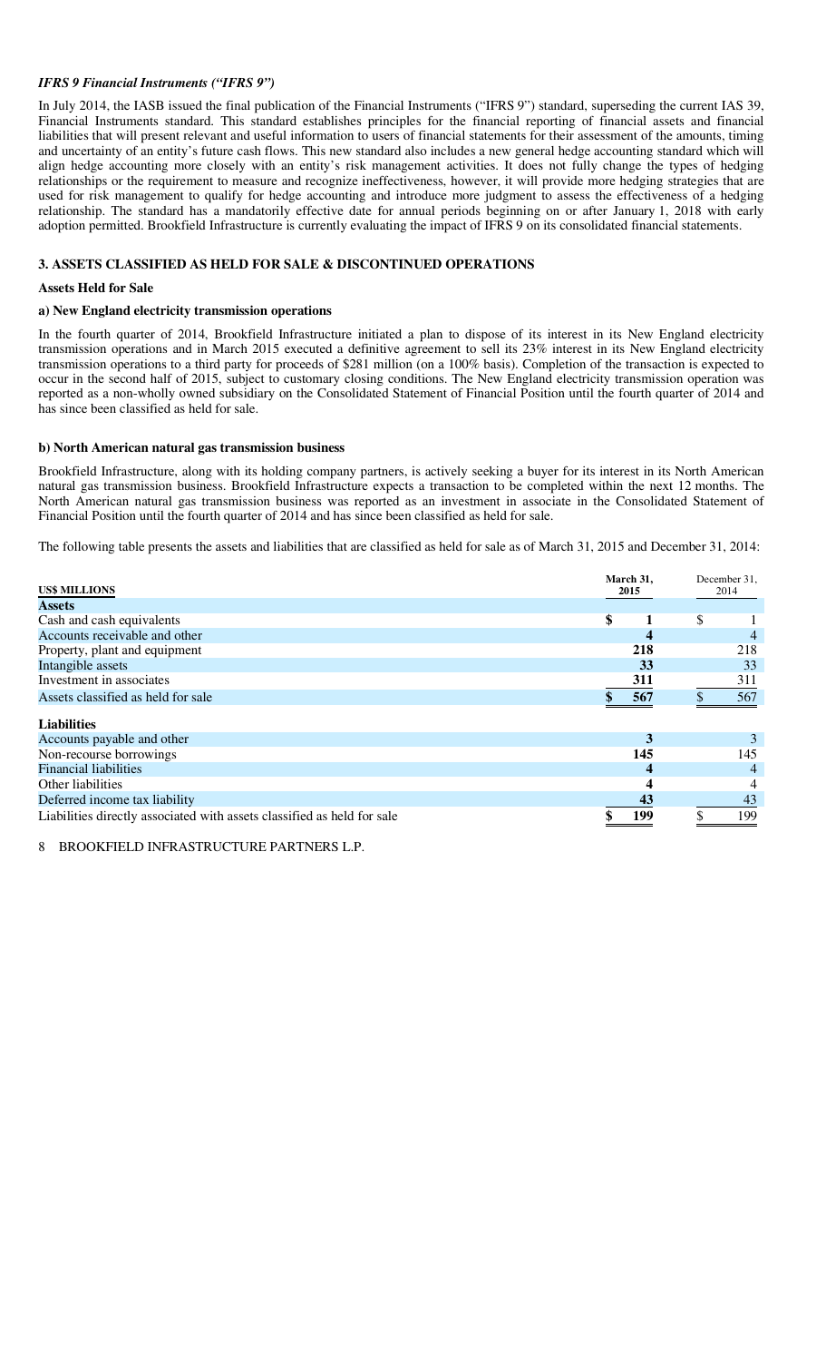### *IFRS 9 Financial Instruments ("IFRS 9")*

In July 2014, the IASB issued the final publication of the Financial Instruments ("IFRS 9") standard, superseding the current IAS 39, Financial Instruments standard. This standard establishes principles for the financial reporting of financial assets and financial liabilities that will present relevant and useful information to users of financial statements for their assessment of the amounts, timing and uncertainty of an entity's future cash flows. This new standard also includes a new general hedge accounting standard which will align hedge accounting more closely with an entity's risk management activities. It does not fully change the types of hedging relationships or the requirement to measure and recognize ineffectiveness, however, it will provide more hedging strategies that are used for risk management to qualify for hedge accounting and introduce more judgment to assess the effectiveness of a hedging relationship. The standard has a mandatorily effective date for annual periods beginning on or after January 1, 2018 with early adoption permitted. Brookfield Infrastructure is currently evaluating the impact of IFRS 9 on its consolidated financial statements.

## 3. ASSETS CLASSIFIED AS HELD FOR SALE & DISCONTINUED OPERATIONS

### Assets Held for Sale

#### a) New England electricity transmission operations

In the fourth quarter of 2014, Brookfield Infrastructure initiated a plan to dispose of its interest in its New England electricity transmission operations and in March 2015 executed a definitive agreement to sell its 23% interest in its New England electricity transmission operations to a third party for proceeds of $281 million (on a 100% basis). Completion of the transaction is expected to occur in the second half of 2015, subject to customary closing conditions. The New England electricity transmission operation was reported as a non-wholly owned subsidiary on the Consolidated Statement of Financial Position until the fourth quarter of 2014 and has since been classified as held for sale.

#### b) North American natural gas transmission business

Brookfield Infrastructure, along with its holding company partners, is actively seeking a buyer for its interest in its North American natural gas transmission business. Brookfield Infrastructure expects a transaction to be completed within the next 12 months. The North American natural gas transmission business was reported as an investment in associate in the Consolidated Statement of Financial Position until the fourth quarter of 2014 and has since been classified as held for sale.

The following table presents the assets and liabilities that are classified as held for sale as of March 31, 2015 and December 31, 2014:

| US$ MILLIONS | March 31, 2015 | December 31, 2014 |
|---|---|---|
| **Assets** | | |
| Cash and cash equivalents | **$ 1** | $ 1 |
| Accounts receivable and other | **4** | 4 |
| Property, plant and equipment | **218** | 218 |
| Intangible assets | **33** | 33 |
| Investment in associates | **311** | 311 |
| Assets classified as held for sale | **$ 567** | $ 567 |
| **Liabilities** | | |
| Accounts payable and other | **3** | 3 |
| Non-recourse borrowings | **145** | 145 |
| Financial liabilities | **4** | 4 |
| Other liabilities | **4** | 4 |
| Deferred income tax liability | **43** | 43 |
| Liabilities directly associated with assets classified as held for sale | **$ 199** | $ 199 |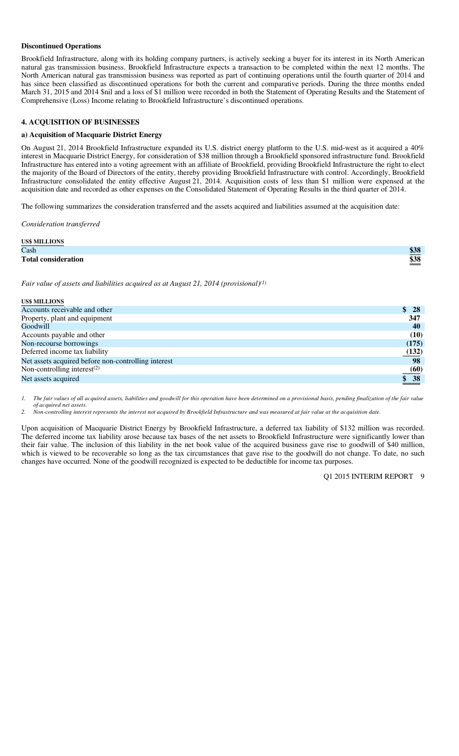**Discontinued Operations**

Brookfield Infrastructure, along with its holding company partners, is actively seeking a buyer for its interest in its North American natural gas transmission business. Brookfield Infrastructure expects a transaction to be completed within the next 12 months. The North American natural gas transmission business was reported as part of continuing operations until the fourth quarter of 2014 and has since been classified as discontinued operations for both the current and comparative periods. During the three months ended March 31, 2015 and 2014 $nil and a loss of $1 million were recorded in both the Statement of Operating Results and the Statement of Comprehensive (Loss) Income relating to Brookfield Infrastructure's discontinued operations.

## 4. ACQUISITION OF BUSINESSES

### a) Acquisition of Macquarie District Energy

On August 21, 2014 Brookfield Infrastructure expanded its U.S. district energy platform to the U.S. mid-west as it acquired a 40% interest in Macquarie District Energy, for consideration of $38 million through a Brookfield sponsored infrastructure fund. Brookfield Infrastructure has entered into a voting agreement with an affiliate of Brookfield, providing Brookfield Infrastructure the right to elect the majority of the Board of Directors of the entity, thereby providing Brookfield Infrastructure with control. Accordingly, Brookfield Infrastructure consolidated the entity effective August 21, 2014. Acquisition costs of less than $1 million were expensed at the acquisition date and recorded as other expenses on the Consolidated Statement of Operating Results in the third quarter of 2014.

The following summarizes the consideration transferred and the assets acquired and liabilities assumed at the acquisition date:

*Consideration transferred*

| US$ MILLIONS | |
|---|---|
| Cash | $38 |
| **Total consideration** | **$38** |

*Fair value of assets and liabilities acquired as at August 21, 2014 (provisional)[1]*

| US$ MILLIONS | |
|---|---|
| Accounts receivable and other | $ 28 |
| Property, plant and equipment | 347 |
| Goodwill | 40 |
| Accounts payable and other | (10) |
| Non-recourse borrowings | (175) |
| Deferred income tax liability | (132) |
| Net assets acquired before non-controlling interest | 98 |
| Non-controlling interest[2] | (60) |
| Net assets acquired | $ 38 |

1. *The fair values of all acquired assets, liabilities and goodwill for this operation have been determined on a provisional basis, pending finalization of the fair value of acquired net assets.*
2. *Non-controlling interest represents the interest not acquired by Brookfield Infrastructure and was measured at fair value at the acquisition date.*

Upon acquisition of Macquarie District Energy by Brookfield Infrastructure, a deferred tax liability of $132 million was recorded. The deferred income tax liability arose because tax bases of the net assets to Brookfield Infrastructure were significantly lower than their fair value. The inclusion of this liability in the net book value of the acquired business gave rise to goodwill of $40 million, which is viewed to be recoverable so long as the tax circumstances that gave rise to the goodwill do not change. To date, no such changes have occurred. None of the goodwill recognized is expected to be deductible for income tax purposes.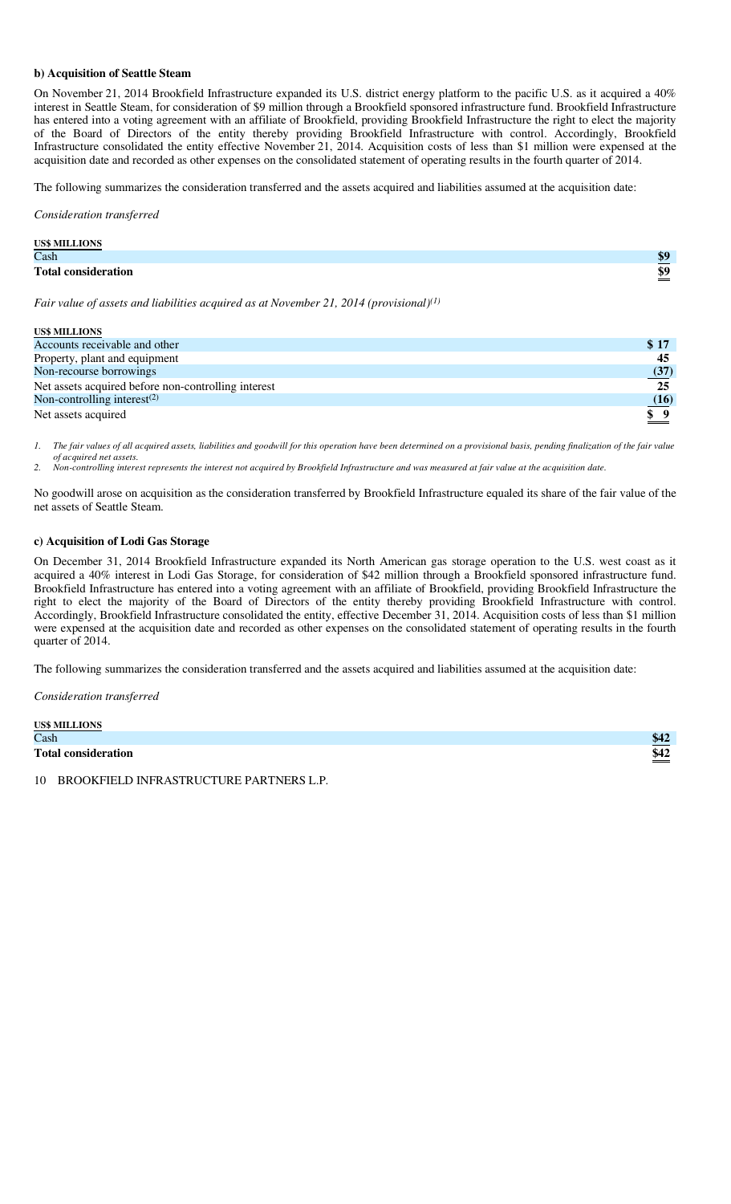**b) Acquisition of Seattle Steam**

On November 21, 2014 Brookfield Infrastructure expanded its U.S. district energy platform to the pacific U.S. as it acquired a 40% interest in Seattle Steam, for consideration of $9 million through a Brookfield sponsored infrastructure fund. Brookfield Infrastructure has entered into a voting agreement with an affiliate of Brookfield, providing Brookfield Infrastructure the right to elect the majority of the Board of Directors of the entity thereby providing Brookfield Infrastructure with control. Accordingly, Brookfield Infrastructure consolidated the entity effective November 21, 2014. Acquisition costs of less than $1 million were expensed at the acquisition date and recorded as other expenses on the consolidated statement of operating results in the fourth quarter of 2014.

The following summarizes the consideration transferred and the assets acquired and liabilities assumed at the acquisition date:

*Consideration transferred*

| US$ MILLIONS | |
|---|---|
| Cash | $9 |
| **Total consideration** | $9 |

*Fair value of assets and liabilities acquired as at November 21, 2014 (provisional)[(1)]*

| US$ MILLIONS | |
|---|---|
| Accounts receivable and other | $ 17 |
| Property, plant and equipment | 45 |
| Non-recourse borrowings | (37) |
| Net assets acquired before non-controlling interest | 25 |
| Non-controlling interest[(2)] | (16) |
| Net assets acquired | $ 9 |

1. *The fair values of all acquired assets, liabilities and goodwill for this operation have been determined on a provisional basis, pending finalization of the fair value of acquired net assets.*
2. *Non-controlling interest represents the interest not acquired by Brookfield Infrastructure and was measured at fair value at the acquisition date.*

No goodwill arose on acquisition as the consideration transferred by Brookfield Infrastructure equaled its share of the fair value of the net assets of Seattle Steam.

**c) Acquisition of Lodi Gas Storage**

On December 31, 2014 Brookfield Infrastructure expanded its North American gas storage operation to the U.S. west coast as it acquired a 40% interest in Lodi Gas Storage, for consideration of $42 million through a Brookfield sponsored infrastructure fund. Brookfield Infrastructure has entered into a voting agreement with an affiliate of Brookfield, providing Brookfield Infrastructure the right to elect the majority of the Board of Directors of the entity thereby providing Brookfield Infrastructure with control. Accordingly, Brookfield Infrastructure consolidated the entity, effective December 31, 2014. Acquisition costs of less than $1 million were expensed at the acquisition date and recorded as other expenses on the consolidated statement of operating results in the fourth quarter of 2014.

The following summarizes the consideration transferred and the assets acquired and liabilities assumed at the acquisition date:

*Consideration transferred*

| US$ MILLIONS | |
|---|---|
| Cash | $42 |
| **Total consideration** | $42 |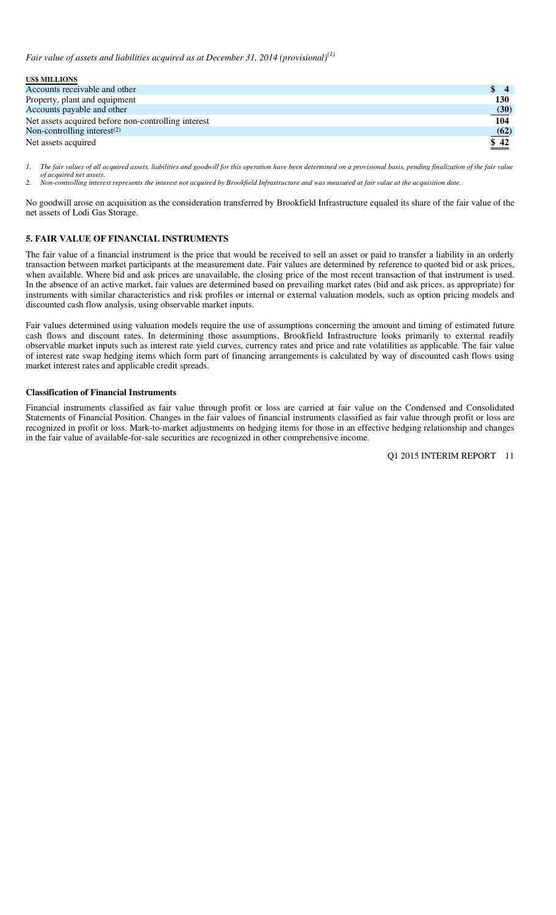*Fair value of assets and liabilities acquired as at December 31, 2014 (provisional)[(1)]*

| US$ MILLIONS | |
|---|---|
| Accounts receivable and other | $ 4 |
| Property, plant and equipment | 130 |
| Accounts payable and other | (30) |
| Net assets acquired before non-controlling interest | 104 |
| Non-controlling interest[(2)] | (62) |
| Net assets acquired | $ 42 |

1. *The fair values of all acquired assets, liabilities and goodwill for this operation have been determined on a provisional basis, pending finalization of the fair value of acquired net assets.*
2. *Non-controlling interest represents the interest not acquired by Brookfield Infrastructure and was measured at fair value at the acquisition date.*

No goodwill arose on acquisition as the consideration transferred by Brookfield Infrastructure equaled its share of the fair value of the net assets of Lodi Gas Storage.

## 5. FAIR VALUE OF FINANCIAL INSTRUMENTS

The fair value of a financial instrument is the price that would be received to sell an asset or paid to transfer a liability in an orderly transaction between market participants at the measurement date. Fair values are determined by reference to quoted bid or ask prices, when available. Where bid and ask prices are unavailable, the closing price of the most recent transaction of that instrument is used. In the absence of an active market, fair values are determined based on prevailing market rates (bid and ask prices, as appropriate) for instruments with similar characteristics and risk profiles or internal or external valuation models, such as option pricing models and discounted cash flow analysis, using observable market inputs.

Fair values determined using valuation models require the use of assumptions concerning the amount and timing of estimated future cash flows and discount rates. In determining those assumptions, Brookfield Infrastructure looks primarily to external readily observable market inputs such as interest rate yield curves, currency rates and price and rate volatilities as applicable. The fair value of interest rate swap hedging items which form part of financing arrangements is calculated by way of discounted cash flows using market interest rates and applicable credit spreads.

### Classification of Financial Instruments

Financial instruments classified as fair value through profit or loss are carried at fair value on the Condensed and Consolidated Statements of Financial Position. Changes in the fair values of financial instruments classified as fair value through profit or loss are recognized in profit or loss. Mark-to-market adjustments on hedging items for those in an effective hedging relationship and changes in the fair value of available-for-sale securities are recognized in other comprehensive income.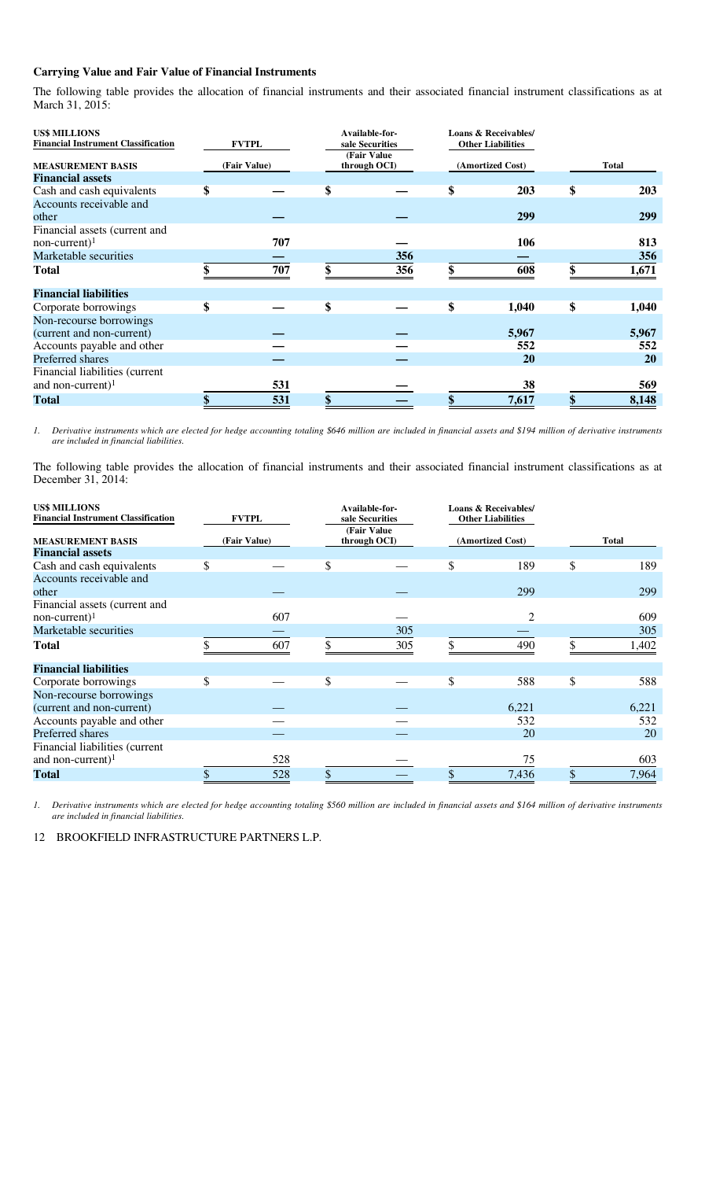**Carrying Value and Fair Value of Financial Instruments**

The following table provides the allocation of financial instruments and their associated financial instrument classifications as at March 31, 2015:

| US$ MILLIONS<br>Financial Instrument Classification | FVTPL | Available-for-sale Securities | Loans & Receivables/ Other Liabilities | |
|---|---|---|---|---|
| **MEASUREMENT BASIS** | **(Fair Value)** | **(Fair Value through OCI)** | **(Amortized Cost)** | **Total** |
| **Financial assets** | | | | |
| Cash and cash equivalents | $ — | $ — | $ 203 | $ 203 |
| Accounts receivable and other | — | — | 299 | 299 |
| Financial assets (current and non-current)[1] | 707 | — | 106 | 813 |
| Marketable securities | — | 356 | — | 356 |
| **Total** | $ 707 | $ 356 | $ 608 | $ 1,671 |
| **Financial liabilities** | | | | |
| Corporate borrowings | $ — | $ — | $ 1,040 | $ 1,040 |
| Non-recourse borrowings (current and non-current) | — | — | 5,967 | 5,967 |
| Accounts payable and other | — | — | 552 | 552 |
| Preferred shares | — | — | 20 | 20 |
| Financial liabilities (current and non-current)[1] | 531 | — | 38 | 569 |
| **Total** | $ 531 | $ — | $ 7,617 | $ 8,148 |

1. *Derivative instruments which are elected for hedge accounting totaling $646 million are included in financial assets and $194 million of derivative instruments are included in financial liabilities.*

The following table provides the allocation of financial instruments and their associated financial instrument classifications as at December 31, 2014:

| US$ MILLIONS<br>Financial Instrument Classification | FVTPL | Available-for-sale Securities | Loans & Receivables/ Other Liabilities | |
|---|---|---|---|---|
| **MEASUREMENT BASIS** | **(Fair Value)** | **(Fair Value through OCI)** | **(Amortized Cost)** | **Total** |
| **Financial assets** | | | | |
| Cash and cash equivalents | $ — | $ — | $ 189 | $ 189 |
| Accounts receivable and other | — | — | 299 | 299 |
| Financial assets (current and non-current)[1] | 607 | — | 2 | 609 |
| Marketable securities | — | 305 | — | 305 |
| **Total** | $ 607 | $ 305 | $ 490 | $ 1,402 |
| **Financial liabilities** | | | | |
| Corporate borrowings | $ — | $ — | $ 588 | $ 588 |
| Non-recourse borrowings (current and non-current) | — | — | 6,221 | 6,221 |
| Accounts payable and other | — | — | 532 | 532 |
| Preferred shares | — | — | 20 | 20 |
| Financial liabilities (current and non-current)[1] | 528 | — | 75 | 603 |
| **Total** | $ 528 | $ — | $ 7,436 | $ 7,964 |

1. *Derivative instruments which are elected for hedge accounting totaling $560 million are included in financial assets and $164 million of derivative instruments are included in financial liabilities.*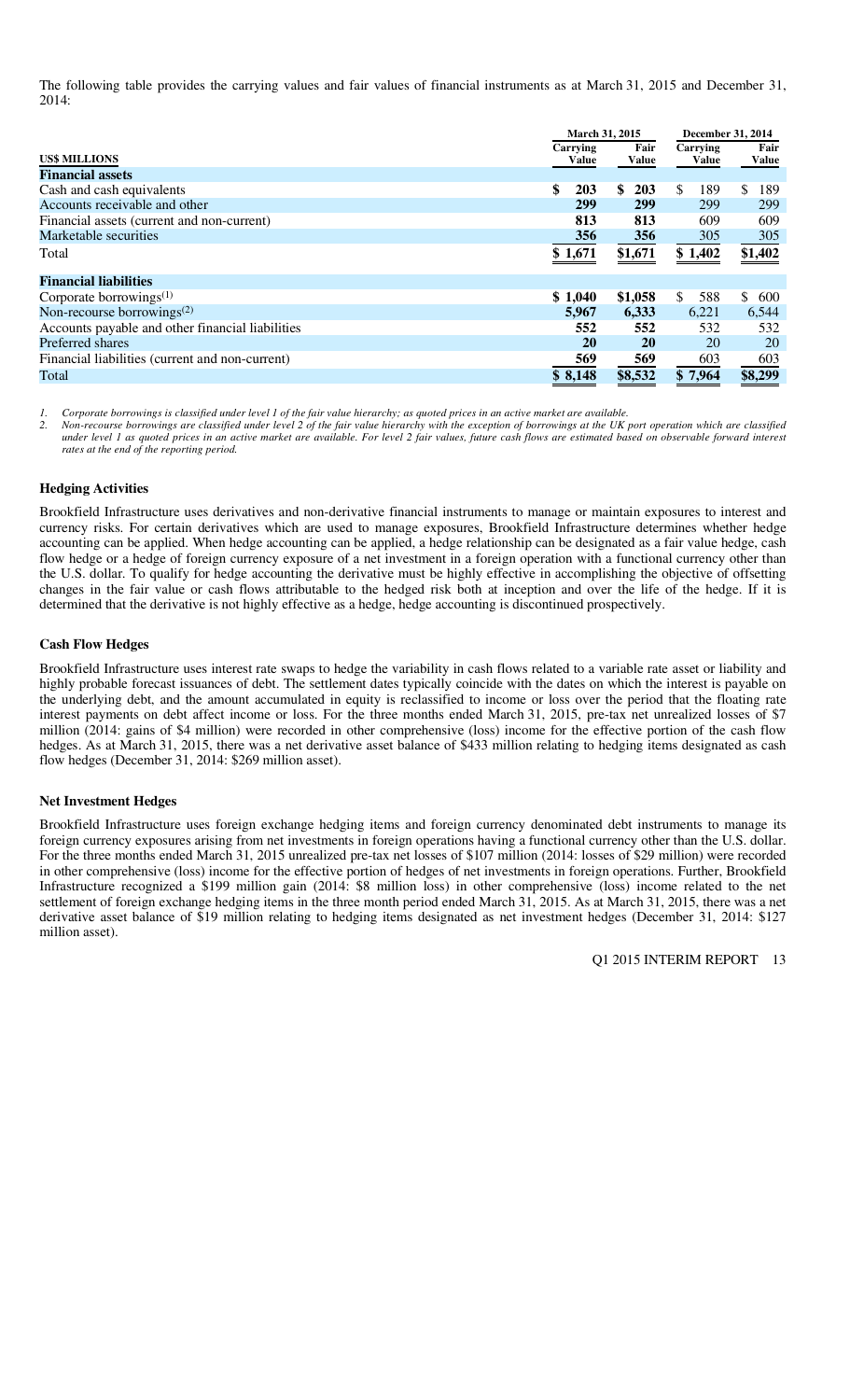The following table provides the carrying values and fair values of financial instruments as at March 31, 2015 and December 31, 2014:

| US$ MILLIONS | March 31, 2015 | | December 31, 2014 | |
|---|---|---|---|---|
| | Carrying Value | Fair Value | Carrying Value | Fair Value |
| **Financial assets** | | | | |
| Cash and cash equivalents | **$ 203** | **$ 203** | $ 189 | $ 189 |
| Accounts receivable and other | **299** | **299** | 299 | 299 |
| Financial assets (current and non-current) | **813** | **813** | 609 | 609 |
| Marketable securities | **356** | **356** | 305 | 305 |
| Total | **$ 1,671** | **$1,671** | $ 1,402 | $1,402 |
| **Financial liabilities** | | | | |
| Corporate borrowings[(1)] | **$ 1,040** | **$1,058** | $ 588 | $ 600 |
| Non-recourse borrowings[(2)] | **5,967** | **6,333** | 6,221 | 6,544 |
| Accounts payable and other financial liabilities | **552** | **552** | 532 | 532 |
| Preferred shares | **20** | **20** | 20 | 20 |
| Financial liabilities (current and non-current) | **569** | **569** | 603 | 603 |
| Total | **$ 8,148** | **$8,532** | $ 7,964 | $8,299 |

1. *Corporate borrowings is classified under level 1 of the fair value hierarchy; as quoted prices in an active market are available.*
2. *Non-recourse borrowings are classified under level 2 of the fair value hierarchy with the exception of borrowings at the UK port operation which are classified under level 1 as quoted prices in an active market are available. For level 2 fair values, future cash flows are estimated based on observable forward interest rates at the end of the reporting period.*

**Hedging Activities**

Brookfield Infrastructure uses derivatives and non-derivative financial instruments to manage or maintain exposures to interest and currency risks. For certain derivatives which are used to manage exposures, Brookfield Infrastructure determines whether hedge accounting can be applied. When hedge accounting can be applied, a hedge relationship can be designated as a fair value hedge, cash flow hedge or a hedge of foreign currency exposure of a net investment in a foreign operation with a functional currency other than the U.S. dollar. To qualify for hedge accounting the derivative must be highly effective in accomplishing the objective of offsetting changes in the fair value or cash flows attributable to the hedged risk both at inception and over the life of the hedge. If it is determined that the derivative is not highly effective as a hedge, hedge accounting is discontinued prospectively.

**Cash Flow Hedges**

Brookfield Infrastructure uses interest rate swaps to hedge the variability in cash flows related to a variable rate asset or liability and highly probable forecast issuances of debt. The settlement dates typically coincide with the dates on which the interest is payable on the underlying debt, and the amount accumulated in equity is reclassified to income or loss over the period that the floating rate interest payments on debt affect income or loss. For the three months ended March 31, 2015, pre-tax net unrealized losses of $7 million (2014: gains of $4 million) were recorded in other comprehensive (loss) income for the effective portion of the cash flow hedges. As at March 31, 2015, there was a net derivative asset balance of $433 million relating to hedging items designated as cash flow hedges (December 31, 2014: $269 million asset).

**Net Investment Hedges**

Brookfield Infrastructure uses foreign exchange hedging items and foreign currency denominated debt instruments to manage its foreign currency exposures arising from net investments in foreign operations having a functional currency other than the U.S. dollar. For the three months ended March 31, 2015 unrealized pre-tax net losses of $107 million (2014: losses of $29 million) were recorded in other comprehensive (loss) income for the effective portion of hedges of net investments in foreign operations. Further, Brookfield Infrastructure recognized a $199 million gain (2014: $8 million loss) in other comprehensive (loss) income related to the net settlement of foreign exchange hedging items in the three month period ended March 31, 2015. As at March 31, 2015, there was a net derivative asset balance of $19 million relating to hedging items designated as net investment hedges (December 31, 2014: $127 million asset).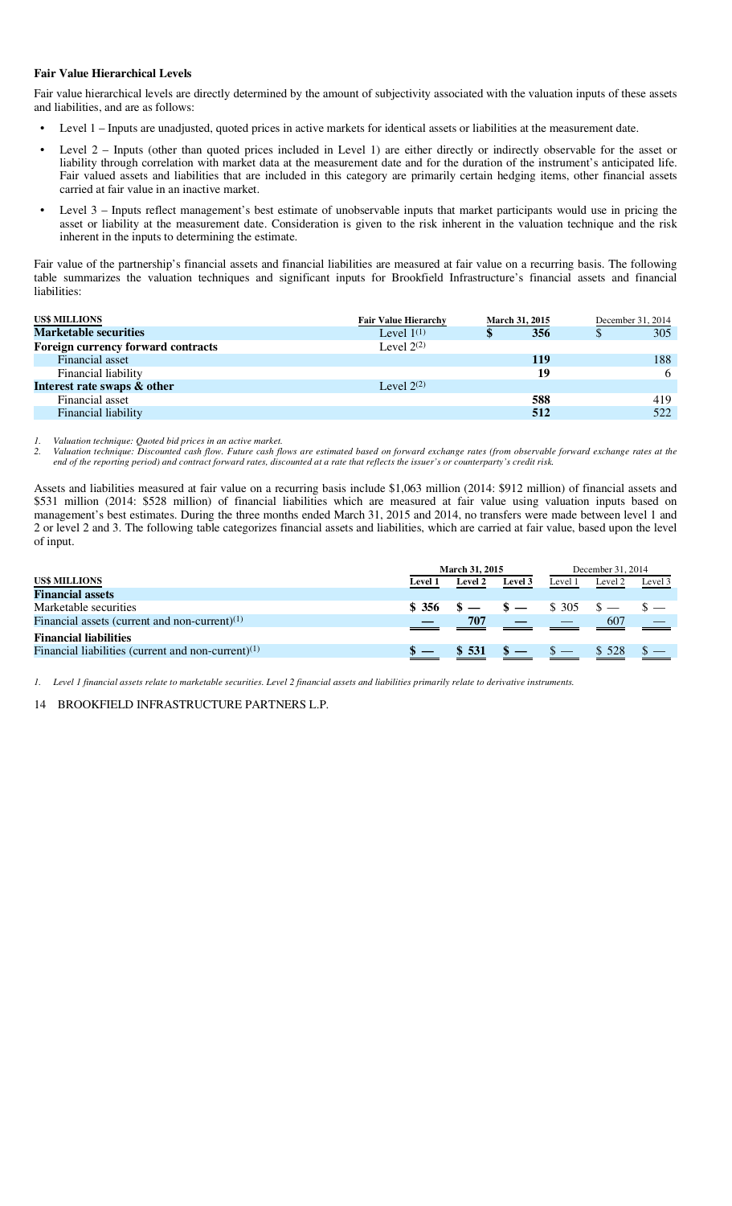### Fair Value Hierarchical Levels

Fair value hierarchical levels are directly determined by the amount of subjectivity associated with the valuation inputs of these assets and liabilities, and are as follows:

- Level 1 – Inputs are unadjusted, quoted prices in active markets for identical assets or liabilities at the measurement date.
- Level 2 – Inputs (other than quoted prices included in Level 1) are either directly or indirectly observable for the asset or liability through correlation with market data at the measurement date and for the duration of the instrument's anticipated life. Fair valued assets and liabilities that are included in this category are primarily certain hedging items, other financial assets carried at fair value in an inactive market.
- Level 3 – Inputs reflect management's best estimate of unobservable inputs that market participants would use in pricing the asset or liability at the measurement date. Consideration is given to the risk inherent in the valuation technique and the risk inherent in the inputs to determining the estimate.

Fair value of the partnership's financial assets and financial liabilities are measured at fair value on a recurring basis. The following table summarizes the valuation techniques and significant inputs for Brookfield Infrastructure's financial assets and financial liabilities:

| US$ MILLIONS | Fair Value Hierarchy | March 31, 2015 | December 31, 2014 |
|---|---|---|---|
| **Marketable securities** | Level 1[1] | **$ 356** | $ 305 |
| **Foreign currency forward contracts** | Level 2[2] | | |
| Financial asset | | **119** | 188 |
| Financial liability | | **19** | 6 |
| **Interest rate swaps & other** | Level 2[2] | | |
| Financial asset | | **588** | 419 |
| Financial liability | | **512** | 522 |

1. *Valuation technique: Quoted bid prices in an active market.*
2. *Valuation technique: Discounted cash flow. Future cash flows are estimated based on forward exchange rates (from observable forward exchange rates at the end of the reporting period) and contract forward rates, discounted at a rate that reflects the issuer's or counterparty's credit risk.*

Assets and liabilities measured at fair value on a recurring basis include $1,063 million (2014: $912 million) of financial assets and $531 million (2014: $528 million) of financial liabilities which are measured at fair value using valuation inputs based on management's best estimates. During the three months ended March 31, 2015 and 2014, no transfers were made between level 1 and 2 or level 2 and 3. The following table categorizes financial assets and liabilities, which are carried at fair value, based upon the level of input.

| | March 31, 2015 | | | December 31, 2014 | | |
|---|---|---|---|---|---|---|
| **US$ MILLIONS** | **Level 1** | **Level 2** | **Level 3** | Level 1 | Level 2 | Level 3 |
| **Financial assets** | | | | | | |
| Marketable securities | **$ 356** | **$ —** | **$ —** | $ 305 | $ — | $ — |
| Financial assets (current and non-current)[1] | **—** | **707** | **—** | — | 607 | — |
| **Financial liabilities** | | | | | | |
| Financial liabilities (current and non-current)[1] | **$ —** | **$ 531** | **$ —** | $ — | $ 528 | $ — |

1. *Level 1 financial assets relate to marketable securities. Level 2 financial assets and liabilities primarily relate to derivative instruments.*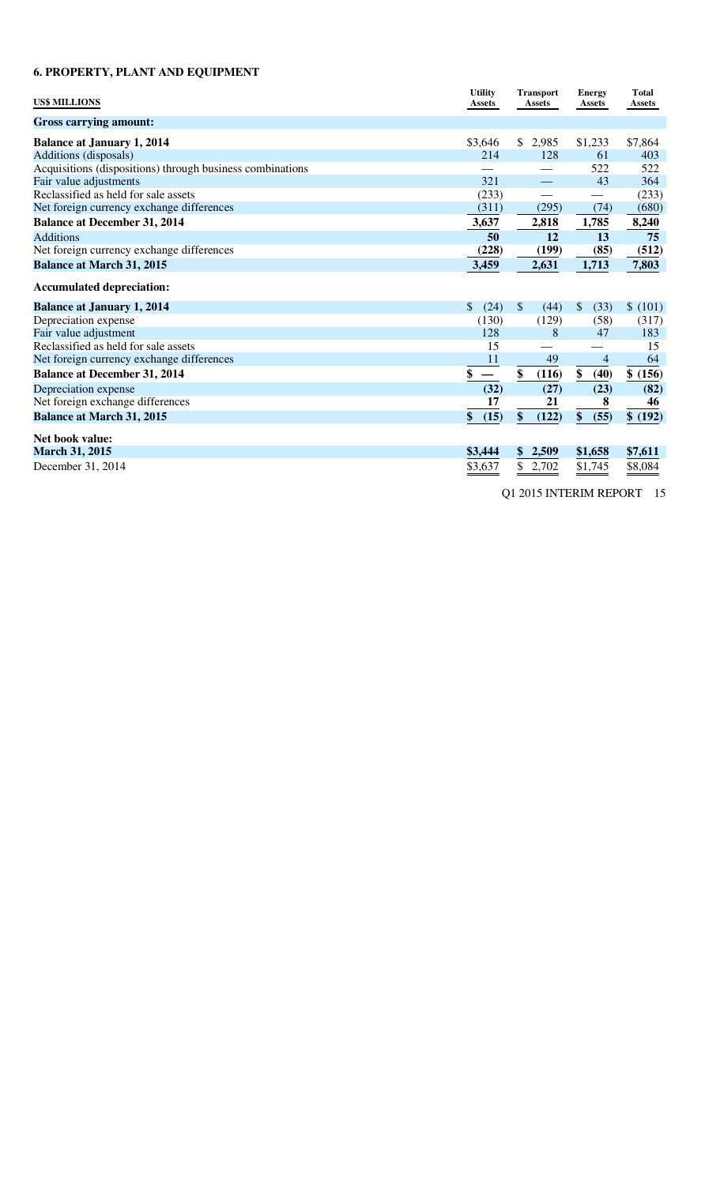## 6. PROPERTY, PLANT AND EQUIPMENT

| US$ MILLIONS | Utility Assets | Transport Assets | Energy Assets | Total Assets |
|---|---|---|---|---|
| **Gross carrying amount:** | | | | |
| **Balance at January 1, 2014** | $3,646 | $ 2,985 | $1,233 | $7,864 |
| Additions (disposals) | 214 | 128 | 61 | 403 |
| Acquisitions (dispositions) through business combinations | — | — | 522 | 522 |
| Fair value adjustments | 321 | — | 43 | 364 |
| Reclassified as held for sale assets | (233) | — | — | (233) |
| Net foreign currency exchange differences | (311) | (295) | (74) | (680) |
| **Balance at December 31, 2014** | 3,637 | 2,818 | 1,785 | 8,240 |
| Additions | **50** | **12** | **13** | **75** |
| Net foreign currency exchange differences | **(228)** | **(199)** | **(85)** | **(512)** |
| **Balance at March 31, 2015** | **3,459** | **2,631** | **1,713** | **7,803** |
| **Accumulated depreciation:** | | | | |
| **Balance at January 1, 2014** | $ (24) | $ (44) | $ (33) | $ (101) |
| Depreciation expense | (130) | (129) | (58) | (317) |
| Fair value adjustment | 128 | 8 | 47 | 183 |
| Reclassified as held for sale assets | 15 | — | — | 15 |
| Net foreign currency exchange differences | 11 | 49 | 4 | 64 |
| **Balance at December 31, 2014** | **$ —** | **$ (116)** | **$ (40)** | **$ (156)** |
| Depreciation expense | **(32)** | **(27)** | **(23)** | **(82)** |
| Net foreign exchange differences | **17** | **21** | **8** | **46** |
| **Balance at March 31, 2015** | **$ (15)** | **$ (122)** | **$ (55)** | **$ (192)** |
| **Net book value:** | | | | |
| **March 31, 2015** | **$3,444** | **$ 2,509** | **$1,658** | **$7,611** |
| December 31, 2014 | $3,637 | $ 2,702 | $1,745 | $8,084 |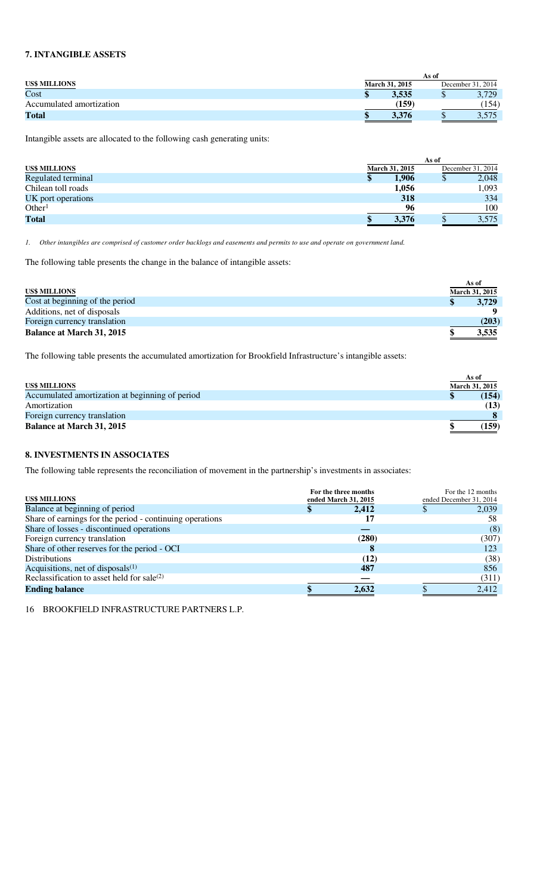## 7. INTANGIBLE ASSETS

| US$ MILLIONS | As of March 31, 2015 | As of December 31, 2014 |
|---|---|---|
| Cost | $ 3,535 | $ 3,729 |
| Accumulated amortization | (159) | (154) |
| **Total** | **$ 3,376** | $ 3,575 |

Intangible assets are allocated to the following cash generating units:

| US$ MILLIONS | As of March 31, 2015 | As of December 31, 2014 |
|---|---|---|
| Regulated terminal | $ 1,906 | $ 2,048 |
| Chilean toll roads | 1,056 | 1,093 |
| UK port operations | 318 | 334 |
| Other[1] | 96 | 100 |
| **Total** | **$ 3,376** | $ 3,575 |

*1. Other intangibles are comprised of customer order backlogs and easements and permits to use and operate on government land.*

The following table presents the change in the balance of intangible assets:

| US$ MILLIONS | As of March 31, 2015 |
|---|---|
| Cost at beginning of the period | $ 3,729 |
| Additions, net of disposals | 9 |
| Foreign currency translation | (203) |
| **Balance at March 31, 2015** | **$ 3,535** |

The following table presents the accumulated amortization for Brookfield Infrastructure's intangible assets:

| US$ MILLIONS | As of March 31, 2015 |
|---|---|
| Accumulated amortization at beginning of period | $ (154) |
| Amortization | (13) |
| Foreign currency translation | 8 |
| **Balance at March 31, 2015** | **$ (159)** |

## 8. INVESTMENTS IN ASSOCIATES

The following table represents the reconciliation of movement in the partnership's investments in associates:

| US$ MILLIONS | For the three months ended March 31, 2015 | For the 12 months ended December 31, 2014 |
|---|---|---|
| Balance at beginning of period | $ 2,412 | $ 2,039 |
| Share of earnings for the period - continuing operations | 17 | 58 |
| Share of losses - discontinued operations | — | (8) |
| Foreign currency translation | (280) | (307) |
| Share of other reserves for the period - OCI | 8 | 123 |
| Distributions | (12) | (38) |
| Acquisitions, net of disposals[(1)] | 487 | 856 |
| Reclassification to asset held for sale[(2)] | — | (311) |
| **Ending balance** | **$ 2,632** | $ 2,412 |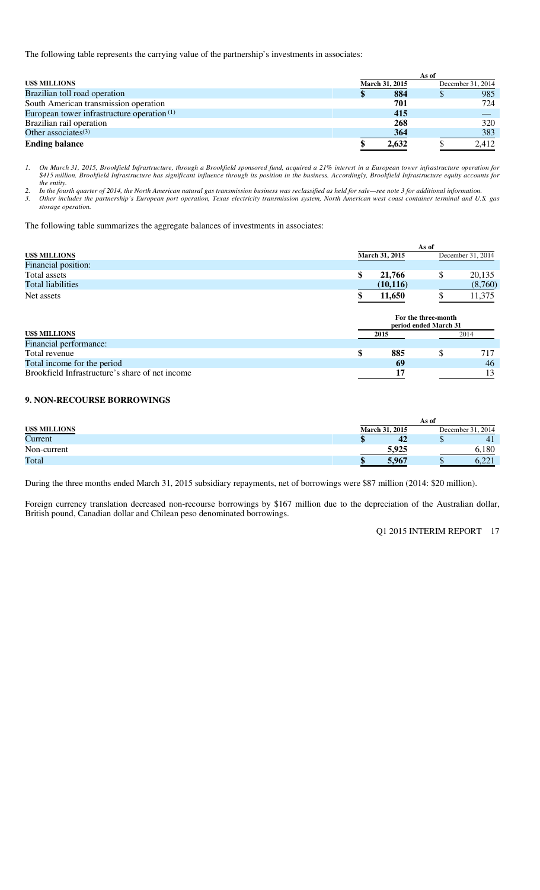The following table represents the carrying value of the partnership's investments in associates:

| US$ MILLIONS | As of March 31, 2015 | As of December 31, 2014 |
|---|---|---|
| Brazilian toll road operation | $ 884 | $ 985 |
| South American transmission operation | 701 | 724 |
| European tower infrastructure operation [1] | 415 | — |
| Brazilian rail operation | 268 | 320 |
| Other associates[3] | 364 | 383 |
| **Ending balance** | **$ 2,632** | $ 2,412 |

1. *On March 31, 2015, Brookfield Infrastructure, through a Brookfield sponsored fund, acquired a 21% interest in a European tower infrastructure operation for $415 million. Brookfield Infrastructure has significant influence through its position in the business. Accordingly, Brookfield Infrastructure equity accounts for the entity.*
2. *In the fourth quarter of 2014, the North American natural gas transmission business was reclassified as held for sale—see note 3 for additional information.*
3. *Other includes the partnership's European port operation, Texas electricity transmission system, North American west coast container terminal and U.S. gas storage operation.*

The following table summarizes the aggregate balances of investments in associates:

| US$ MILLIONS | As of March 31, 2015 | As of December 31, 2014 |
|---|---|---|
| Financial position: | | |
| Total assets | $ 21,766 | $ 20,135 |
| Total liabilities | (10,116) | (8,760) |
| Net assets | $ 11,650 | $ 11,375 |

| US$ MILLIONS | For the three-month period ended March 31 2015 | 2014 |
|---|---|---|
| Financial performance: | | |
| Total revenue | $ 885 | $ 717 |
| Total income for the period | 69 | 46 |
| Brookfield Infrastructure's share of net income | 17 | 13 |

## 9. NON-RECOURSE BORROWINGS

| US$ MILLIONS | As of March 31, 2015 | As of December 31, 2014 |
|---|---|---|
| Current | $ 42 | $ 41 |
| Non-current | 5,925 | 6,180 |
| Total | $ 5,967 | $ 6,221 |

During the three months ended March 31, 2015 subsidiary repayments, net of borrowings were $87 million (2014: $20 million).

Foreign currency translation decreased non-recourse borrowings by $167 million due to the depreciation of the Australian dollar, British pound, Canadian dollar and Chilean peso denominated borrowings.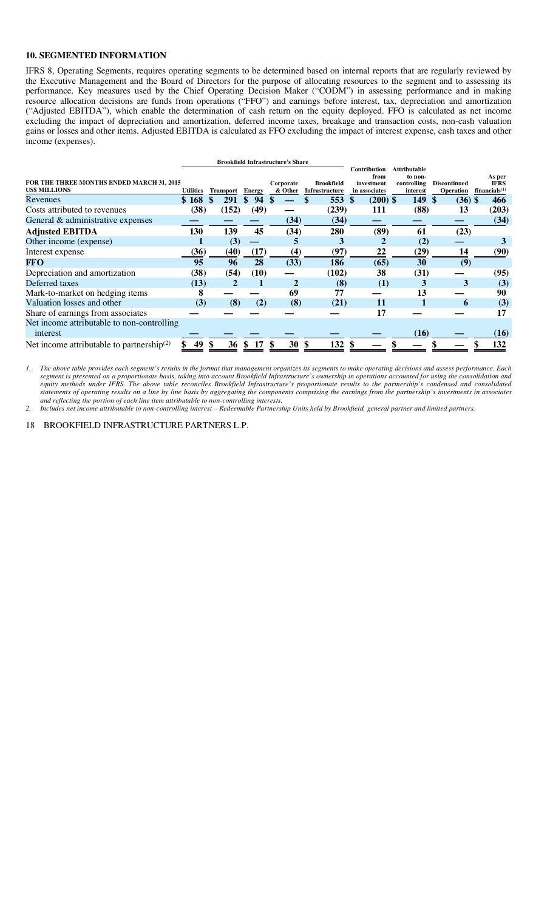## 10. SEGMENTED INFORMATION

IFRS 8, Operating Segments, requires operating segments to be determined based on internal reports that are regularly reviewed by the Executive Management and the Board of Directors for the purpose of allocating resources to the segment and to assessing its performance. Key measures used by the Chief Operating Decision Maker ("CODM") in assessing performance and in making resource allocation decisions are funds from operations ("FFO") and earnings before interest, tax, depreciation and amortization ("Adjusted EBITDA"), which enable the determination of cash return on the equity deployed. FFO is calculated as net income excluding the impact of depreciation and amortization, deferred income taxes, breakage and transaction costs, non-cash valuation gains or losses and other items. Adjusted EBITDA is calculated as FFO excluding the impact of interest expense, cash taxes and other income (expenses).

| | Brookfield Infrastructure's Share | | | | | | | | |
|---|---|---|---|---|---|---|---|---|---|
| **FOR THE THREE MONTHS ENDED MARCH 31, 2015 US$ MILLIONS** | **Utilities** | **Transport** | **Energy** | **Corporate & Other** | **Brookfield Infrastructure** | **Contribution from investment in associates** | **Attributable to non-controlling interest** | **Discontinued Operation** | **As per IFRS financials(1)** |
| Revenues | $ 168 | $ 291 | $ 94 | $ — | $ 553 | $ (200) | $ 149 | $ (36) | $ 466 |
| Costs attributed to revenues | (38) | (152) | (49) | — | (239) | 111 | (88) | 13 | (203) |
| General & administrative expenses | — | — | — | (34) | (34) | — | — | — | (34) |
| **Adjusted EBITDA** | 130 | 139 | 45 | (34) | 280 | (89) | 61 | (23) | |
| Other income (expense) | 1 | (3) | — | 5 | 3 | 2 | (2) | — | 3 |
| Interest expense | (36) | (40) | (17) | (4) | (97) | 22 | (29) | 14 | (90) |
| **FFO** | 95 | 96 | 28 | (33) | 186 | (65) | 30 | (9) | |
| Depreciation and amortization | (38) | (54) | (10) | — | (102) | 38 | (31) | — | (95) |
| Deferred taxes | (13) | 2 | 1 | 2 | (8) | (1) | 3 | 3 | (3) |
| Mark-to-market on hedging items | 8 | — | — | 69 | 77 | — | 13 | — | 90 |
| Valuation losses and other | (3) | (8) | (2) | (8) | (21) | 11 | 1 | 6 | (3) |
| Share of earnings from associates | — | — | — | — | — | 17 | — | — | 17 |
| Net income attributable to non-controlling interest | — | — | — | — | — | — | (16) | — | (16) |
| Net income attributable to partnership(2) | $ 49 | $ 36 | $ 17 | $ 30 | $ 132 | $ — | $ — | $ — | $ 132 |

*1. The above table provides each segment's results in the format that management organizes its segments to make operating decisions and assess performance. Each segment is presented on a proportionate basis, taking into account Brookfield Infrastructure's ownership in operations accounted for using the consolidation and equity methods under IFRS. The above table reconciles Brookfield Infrastructure's proportionate results to the partnership's condensed and consolidated statements of operating results on a line by line basis by aggregating the components comprising the earnings from the partnership's investments in associates and reflecting the portion of each line item attributable to non-controlling interests.*

*2. Includes net income attributable to non-controlling interest – Redeemable Partnership Units held by Brookfield, general partner and limited partners.*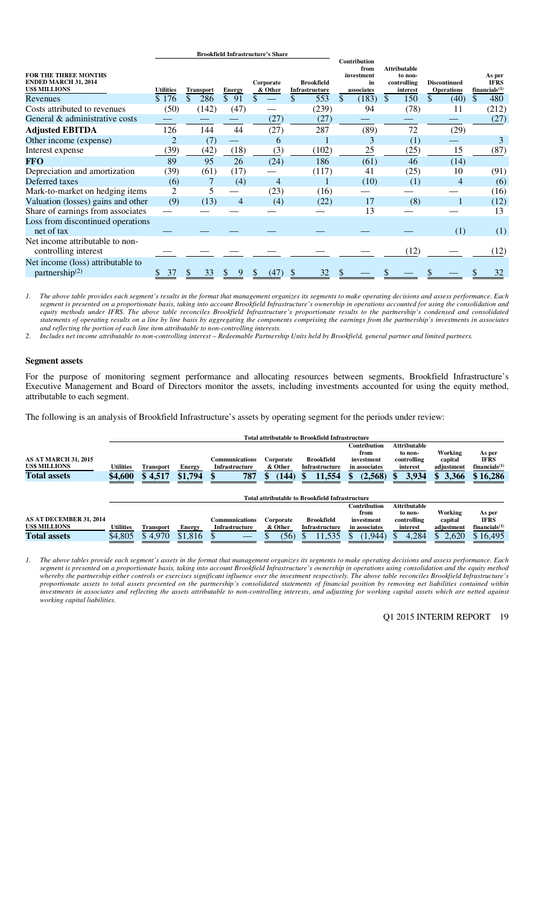| FOR THE THREE MONTHS ENDED MARCH 31, 2014 US$ MILLIONS | Brookfield Infrastructure's Share | | | | | Contribution from investment in associates | Attributable to non-controlling interest | Discontinued Operations | As per IFRS financials[(1)] |
|---|---|---|---|---|---|---|---|---|---|
| | Utilities | Transport | Energy | Corporate & Other | Brookfield Infrastructure | | | | |
| Revenues | $ 176 | $ 286 | $ 91 | $ — | $ 553 | $ (183) | $ 150 | $ (40) | $ 480 |
| Costs attributed to revenues | (50) | (142) | (47) | — | (239) | 94 | (78) | 11 | (212) |
| General & administrative costs | — | — | — | (27) | (27) | — | — | — | (27) |
| **Adjusted EBITDA** | 126 | 144 | 44 | (27) | 287 | (89) | 72 | (29) | |
| Other income (expense) | 2 | (7) | — | 6 | 1 | 3 | (1) | — | 3 |
| Interest expense | (39) | (42) | (18) | (3) | (102) | 25 | (25) | 15 | (87) |
| **FFO** | 89 | 95 | 26 | (24) | 186 | (61) | 46 | (14) | |
| Depreciation and amortization | (39) | (61) | (17) | — | (117) | 41 | (25) | 10 | (91) |
| Deferred taxes | (6) | 7 | (4) | 4 | 1 | (10) | (1) | 4 | (6) |
| Mark-to-market on hedging items | 2 | 5 | — | (23) | (16) | — | — | — | (16) |
| Valuation (losses) gains and other | (9) | (13) | 4 | (4) | (22) | 17 | (8) | 1 | (12) |
| Share of earnings from associates | — | — | — | — | — | 13 | — | — | 13 |
| Loss from discontinued operations net of tax | — | — | — | — | — | — | — | (1) | (1) |
| Net income attributable to non-controlling interest | — | — | — | — | — | — | (12) | — | (12) |
| Net income (loss) attributable to partnership[(2)] | $ 37 | $ 33 | $ 9 | $ (47) | $ 32 | $ — | $ — | $ — | $ 32 |

*1. The above table provides each segment's results in the format that management organizes its segments to make operating decisions and assess performance. Each segment is presented on a proportionate basis, taking into account Brookfield Infrastructure's ownership in operations accounted for using the consolidation and equity methods under IFRS. The above table reconciles Brookfield Infrastructure's proportionate results to the partnership's condensed and consolidated statements of operating results on a line by line basis by aggregating the components comprising the earnings from the partnership's investments in associates and reflecting the portion of each line item attributable to non-controlling interests.*

*2. Includes net income attributable to non-controlling interest – Redeemable Partnership Units held by Brookfield, general partner and limited partners.*

### Segment assets

For the purpose of monitoring segment performance and allocating resources between segments, Brookfield Infrastructure's Executive Management and Board of Directors monitor the assets, including investments accounted for using the equity method, attributable to each segment.

The following is an analysis of Brookfield Infrastructure's assets by operating segment for the periods under review:

| AS AT MARCH 31, 2015 US$ MILLIONS | Total attributable to Brookfield Infrastructure | | | | | | Contribution from investment in associates | Attributable to non-controlling interest | Working capital adjustment | As per IFRS financials[(1)] |
|---|---|---|---|---|---|---|---|---|---|---|
| | Utilities | Transport | Energy | Communications Infrastructure | Corporate & Other | Brookfield Infrastructure | | | | |
| **Total assets** | **$4,600** | **$ 4,517** | **$1,794** | **$ 787** | **$ (144)** | **$ 11,554** | **$ (2,568)** | **$ 3,934** | **$ 3,366** | **$ 16,286** |

| AS AT DECEMBER 31, 2014 US$ MILLIONS | Total attributable to Brookfield Infrastructure | | | | | | Contribution from investment in associates | Attributable to non-controlling interest | Working capital adjustment | As per IFRS financials[(1)] |
|---|---|---|---|---|---|---|---|---|---|---|
| | Utilities | Transport | Energy | Communications Infrastructure | Corporate & Other | Brookfield Infrastructure | | | | |
| **Total assets** | $4,805 | $ 4,970 | $1,816 | $ — | $ (56) | $ 11,535 | $ (1,944) | $ 4,284 | $ 2,620 | $ 16,495 |

*1. The above tables provide each segment's assets in the format that management organizes its segments to make operating decisions and assess performance. Each segment is presented on a proportionate basis, taking into account Brookfield Infrastructure's ownership in operations using consolidation and the equity method whereby the partnership either controls or exercises significant influence over the investment respectively. The above table reconciles Brookfield Infrastructure's proportionate assets to total assets presented on the partnership's consolidated statements of financial position by removing net liabilities contained within investments in associates and reflecting the assets attributable to non-controlling interests, and adjusting for working capital assets which are netted against working capital liabilities.*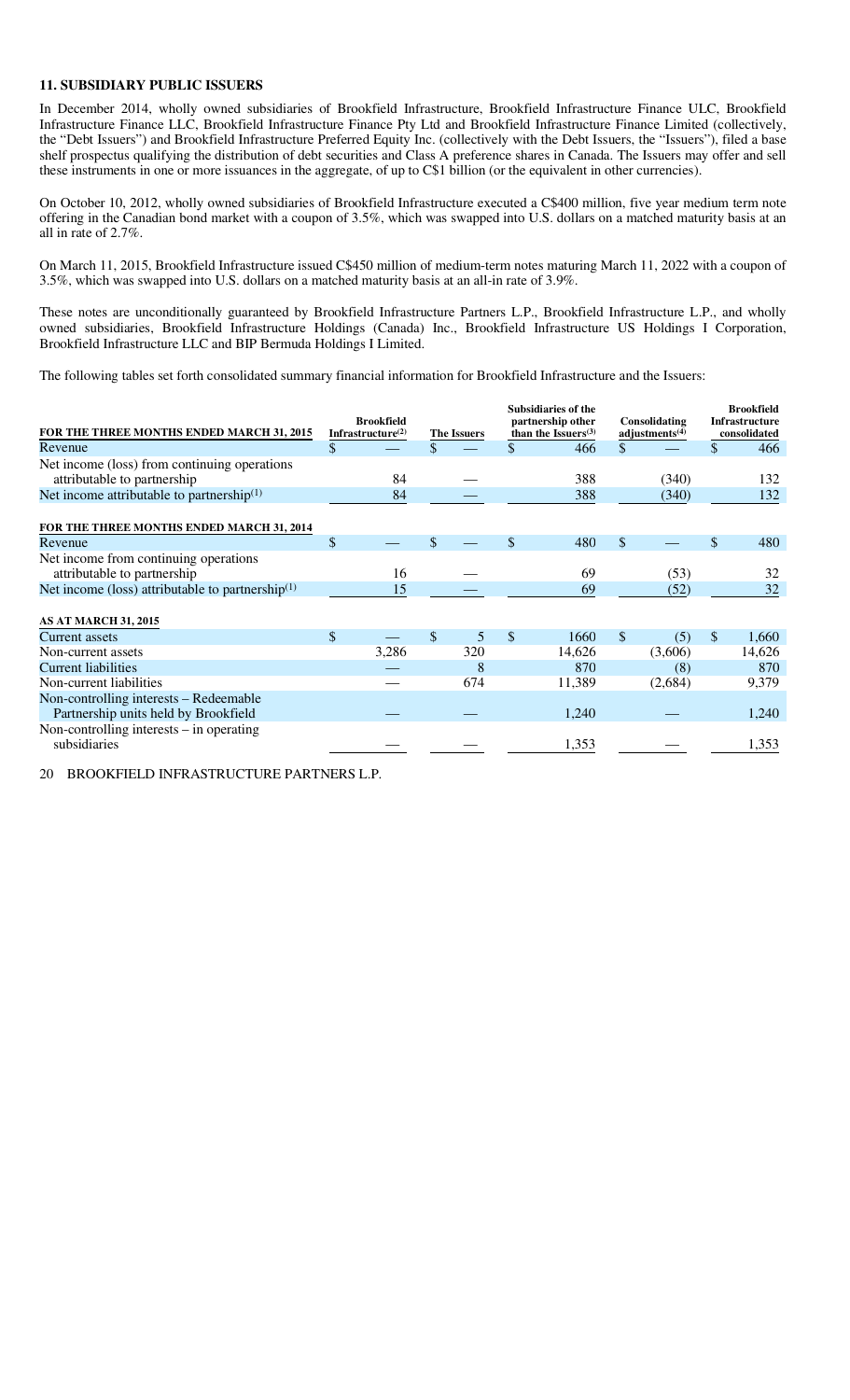## 11. SUBSIDIARY PUBLIC ISSUERS

In December 2014, wholly owned subsidiaries of Brookfield Infrastructure, Brookfield Infrastructure Finance ULC, Brookfield Infrastructure Finance LLC, Brookfield Infrastructure Finance Pty Ltd and Brookfield Infrastructure Finance Limited (collectively, the "Debt Issuers") and Brookfield Infrastructure Preferred Equity Inc. (collectively with the Debt Issuers, the "Issuers"), filed a base shelf prospectus qualifying the distribution of debt securities and Class A preference shares in Canada. The Issuers may offer and sell these instruments in one or more issuances in the aggregate, of up to C$1 billion (or the equivalent in other currencies).

On October 10, 2012, wholly owned subsidiaries of Brookfield Infrastructure executed a C$400 million, five year medium term note offering in the Canadian bond market with a coupon of 3.5%, which was swapped into U.S. dollars on a matched maturity basis at an all in rate of 2.7%.

On March 11, 2015, Brookfield Infrastructure issued C$450 million of medium-term notes maturing March 11, 2022 with a coupon of 3.5%, which was swapped into U.S. dollars on a matched maturity basis at an all-in rate of 3.9%.

These notes are unconditionally guaranteed by Brookfield Infrastructure Partners L.P., Brookfield Infrastructure L.P., and wholly owned subsidiaries, Brookfield Infrastructure Holdings (Canada) Inc., Brookfield Infrastructure US Holdings I Corporation, Brookfield Infrastructure LLC and BIP Bermuda Holdings I Limited.

The following tables set forth consolidated summary financial information for Brookfield Infrastructure and the Issuers:

| FOR THE THREE MONTHS ENDED MARCH 31, 2015 | Brookfield Infrastructure[(2)] | The Issuers | Subsidiaries of the partnership other than the Issuers[(3)] | Consolidating adjustments[(4)] | Brookfield Infrastructure consolidated |
|---|---|---|---|---|---|
| Revenue | $ — | $ — | $ 466 | $ — | $ 466 |
| Net income (loss) from continuing operations attributable to partnership | 84 | — | 388 | (340) | 132 |
| Net income attributable to partnership[(1)] | 84 | — | 388 | (340) | 132 |
| **FOR THE THREE MONTHS ENDED MARCH 31, 2014** | | | | | |
| Revenue | $ — | $ — | $ 480 | $ — | $ 480 |
| Net income from continuing operations attributable to partnership | 16 | — | 69 | (53) | 32 |
| Net income (loss) attributable to partnership[(1)] | 15 | — | 69 | (52) | 32 |
| **AS AT MARCH 31, 2015** | | | | | |
| Current assets | $ — | $ 5 | $ 1660 | $ (5) | $ 1,660 |
| Non-current assets | 3,286 | 320 | 14,626 | (3,606) | 14,626 |
| Current liabilities | — | 8 | 870 | (8) | 870 |
| Non-current liabilities | — | 674 | 11,389 | (2,684) | 9,379 |
| Non-controlling interests – Redeemable Partnership units held by Brookfield | — | — | 1,240 | — | 1,240 |
| Non-controlling interests – in operating subsidiaries | — | — | 1,353 | — | 1,353 |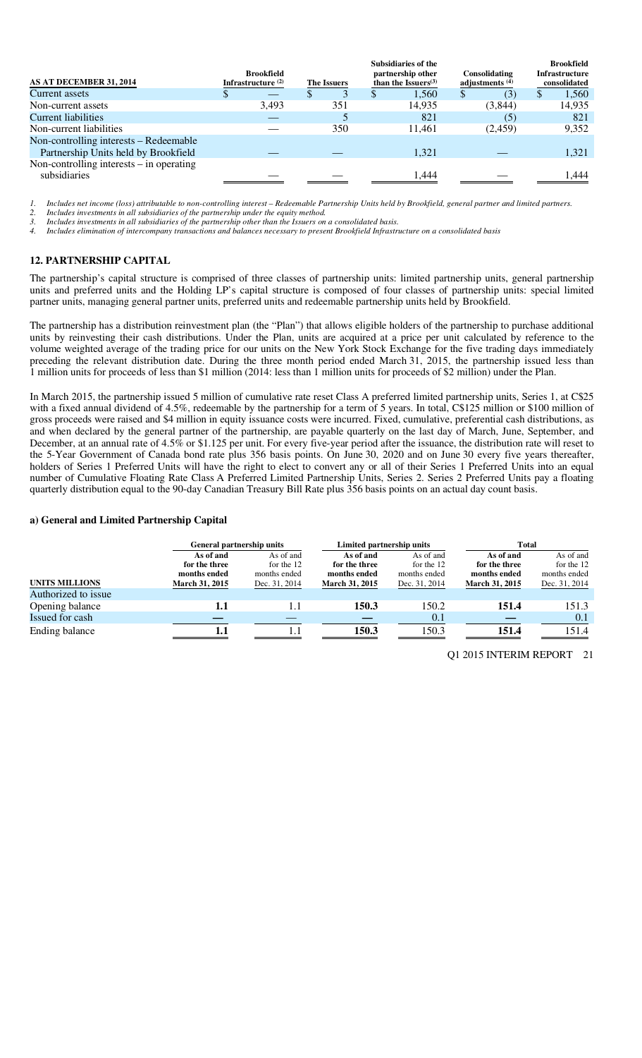| AS AT DECEMBER 31, 2014 | Brookfield Infrastructure [(2)] | The Issuers | Subsidiaries of the partnership other than the Issuers[(3)] | Consolidating adjustments [(4)] | Brookfield Infrastructure consolidated |
|---|---|---|---|---|---|
| Current assets | $ — | $ 3 | $ 1,560 | $ (3) | $ 1,560 |
| Non-current assets | 3,493 | 351 | 14,935 | (3,844) | 14,935 |
| Current liabilities | — | 5 | 821 | (5) | 821 |
| Non-current liabilities | — | 350 | 11,461 | (2,459) | 9,352 |
| Non-controlling interests – Redeemable Partnership Units held by Brookfield | — | — | 1,321 | — | 1,321 |
| Non-controlling interests – in operating subsidiaries | — | — | 1,444 | — | 1,444 |

*1. Includes net income (loss) attributable to non-controlling interest – Redeemable Partnership Units held by Brookfield, general partner and limited partners.*
*2. Includes investments in all subsidiaries of the partnership under the equity method.*
*3. Includes investments in all subsidiaries of the partnership other than the Issuers on a consolidated basis.*
*4. Includes elimination of intercompany transactions and balances necessary to present Brookfield Infrastructure on a consolidated basis*

## 12. PARTNERSHIP CAPITAL

The partnership's capital structure is comprised of three classes of partnership units: limited partnership units, general partnership units and preferred units and the Holding LP's capital structure is composed of four classes of partnership units: special limited partner units, managing general partner units, preferred units and redeemable partnership units held by Brookfield.

The partnership has a distribution reinvestment plan (the "Plan") that allows eligible holders of the partnership to purchase additional units by reinvesting their cash distributions. Under the Plan, units are acquired at a price per unit calculated by reference to the volume weighted average of the trading price for our units on the New York Stock Exchange for the five trading days immediately preceding the relevant distribution date. During the three month period ended March 31, 2015, the partnership issued less than 1 million units for proceeds of less than $1 million (2014: less than 1 million units for proceeds of $2 million) under the Plan.

In March 2015, the partnership issued 5 million of cumulative rate reset Class A preferred limited partnership units, Series 1, at C$25 with a fixed annual dividend of 4.5%, redeemable by the partnership for a term of 5 years. In total, C$125 million or $100 million of gross proceeds were raised and $4 million in equity issuance costs were incurred. Fixed, cumulative, preferential cash distributions, as and when declared by the general partner of the partnership, are payable quarterly on the last day of March, June, September, and December, at an annual rate of 4.5% or $1.125 per unit. For every five-year period after the issuance, the distribution rate will reset to the 5-Year Government of Canada bond rate plus 356 basis points. On June 30, 2020 and on June 30 every five years thereafter, holders of Series 1 Preferred Units will have the right to elect to convert any or all of their Series 1 Preferred Units into an equal number of Cumulative Floating Rate Class A Preferred Limited Partnership Units, Series 2. Series 2 Preferred Units pay a floating quarterly distribution equal to the 90-day Canadian Treasury Bill Rate plus 356 basis points on an actual day count basis.

### a) General and Limited Partnership Capital

| | General partnership units | | Limited partnership units | | Total | |
|---|---|---|---|---|---|---|
| UNITS MILLIONS | **As of and for the three months ended March 31, 2015** | As of and for the 12 months ended Dec. 31, 2014 | **As of and for the three months ended March 31, 2015** | As of and for the 12 months ended Dec. 31, 2014 | **As of and for the three months ended March 31, 2015** | As of and for the 12 months ended Dec. 31, 2014 |
| Authorized to issue | | | | | | |
| Opening balance | **1.1** | 1.1 | **150.3** | 150.2 | **151.4** | 151.3 |
| Issued for cash | **—** | — | **—** | 0.1 | **—** | 0.1 |
| Ending balance | **1.1** | 1.1 | **150.3** | 150.3 | **151.4** | 151.4 |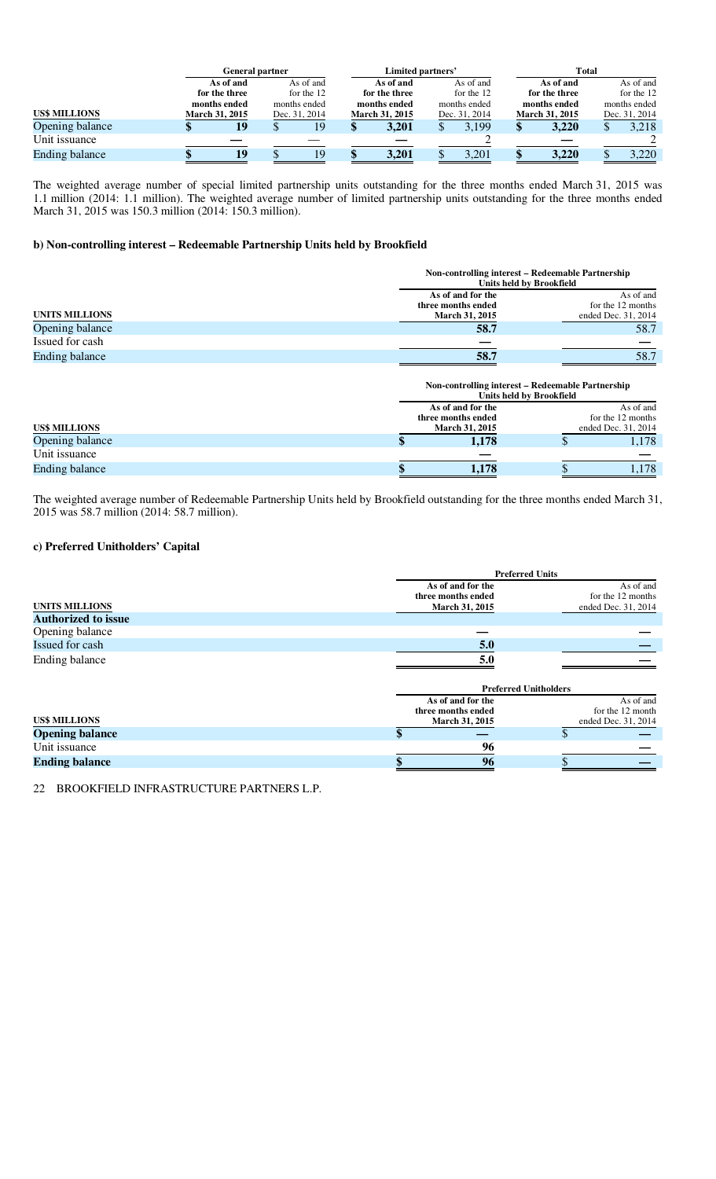| US$ MILLIONS | General partner | | Limited partners' | | Total | |
|---|---|---|---|---|---|---|
| | As of and for the three months ended March 31, 2015 | As of and for the 12 months ended Dec. 31, 2014 | As of and for the three months ended March 31, 2015 | As of and for the 12 months ended Dec. 31, 2014 | As of and for the three months ended March 31, 2015 | As of and for the 12 months ended Dec. 31, 2014 |
| Opening balance | $ 19 | $ 19 | $ 3,201 | $ 3,199 | $ 3,220 | $ 3,218 |
| Unit issuance | — | — | — | 2 | — | 2 |
| Ending balance | $ 19 | $ 19 | $ 3,201 | $ 3,201 | $ 3,220 | $ 3,220 |

The weighted average number of special limited partnership units outstanding for the three months ended March 31, 2015 was 1.1 million (2014: 1.1 million). The weighted average number of limited partnership units outstanding for the three months ended March 31, 2015 was 150.3 million (2014: 150.3 million).

### b) Non-controlling interest – Redeemable Partnership Units held by Brookfield

| UNITS MILLIONS | Non-controlling interest – Redeemable Partnership Units held by Brookfield | |
|---|---|---|
| | As of and for the three months ended March 31, 2015 | As of and for the 12 months ended Dec. 31, 2014 |
| Opening balance | 58.7 | 58.7 |
| Issued for cash | — | — |
| Ending balance | 58.7 | 58.7 |

| US$ MILLIONS | Non-controlling interest – Redeemable Partnership Units held by Brookfield | |
|---|---|---|
| | As of and for the three months ended March 31, 2015 | As of and for the 12 months ended Dec. 31, 2014 |
| Opening balance | $ 1,178 | $ 1,178 |
| Unit issuance | — | — |
| Ending balance | $ 1,178 | $ 1,178 |

The weighted average number of Redeemable Partnership Units held by Brookfield outstanding for the three months ended March 31, 2015 was 58.7 million (2014: 58.7 million).

### c) Preferred Unitholders' Capital

| UNITS MILLIONS | Preferred Units | |
|---|---|---|
| | As of and for the three months ended March 31, 2015 | As of and for the 12 months ended Dec. 31, 2014 |
| **Authorized to issue** | | |
| Opening balance | — | — |
| Issued for cash | 5.0 | — |
| Ending balance | 5.0 | — |

| US$ MILLIONS | Preferred Unitholders | |
|---|---|---|
| | As of and for the three months ended March 31, 2015 | As of and for the 12 month ended Dec. 31, 2014 |
| **Opening balance** | $ — | $ — |
| Unit issuance | 96 | — |
| **Ending balance** | $ 96 | $ — |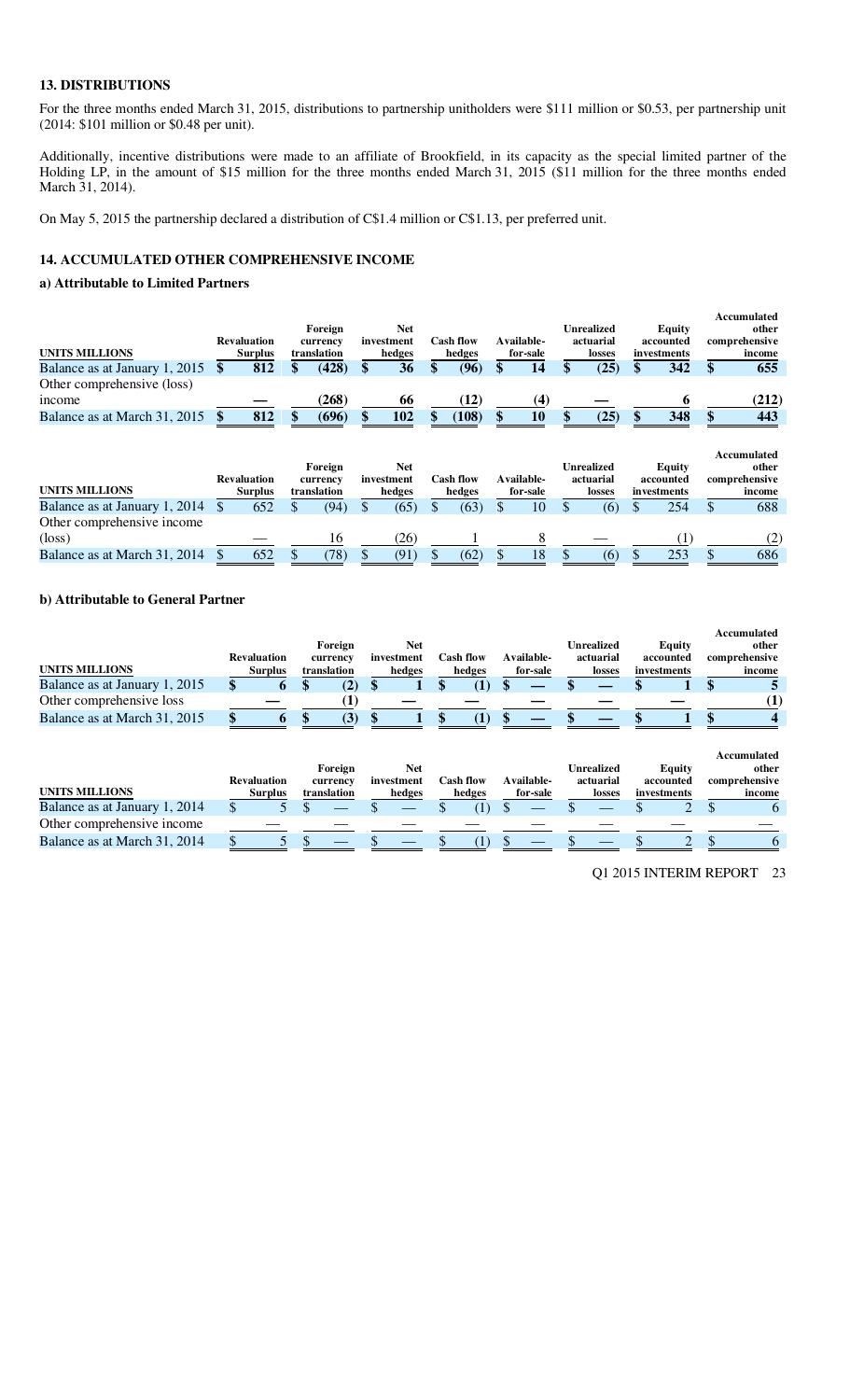## 13. DISTRIBUTIONS

For the three months ended March 31, 2015, distributions to partnership unitholders were $111 million or $0.53, per partnership unit (2014: $101 million or $0.48 per unit).

Additionally, incentive distributions were made to an affiliate of Brookfield, in its capacity as the special limited partner of the Holding LP, in the amount of $15 million for the three months ended March 31, 2015 ($11 million for the three months ended March 31, 2014).

On May 5, 2015 the partnership declared a distribution of C$1.4 million or C$1.13, per preferred unit.

## 14. ACCUMULATED OTHER COMPREHENSIVE INCOME

### a) Attributable to Limited Partners

| UNITS MILLIONS | Revaluation Surplus | Foreign currency translation | Net investment hedges | Cash flow hedges | Available-for-sale | Unrealized actuarial losses | Equity accounted investments | Accumulated other comprehensive income |
|---|---|---|---|---|---|---|---|---|
| **Balance as at January 1, 2015** | **$ 812** | **$ (428)** | **$ 36** | **$ (96)** | **$ 14** | **$ (25)** | **$ 342** | **$ 655** |
| Other comprehensive (loss) income | **—** | **(268)** | **66** | **(12)** | **(4)** | **—** | **6** | **(212)** |
| **Balance as at March 31, 2015** | **$ 812** | **$ (696)** | **$ 102** | **$ (108)** | **$ 10** | **$ (25)** | **$ 348** | **$ 443** |

| UNITS MILLIONS | Revaluation Surplus | Foreign currency translation | Net investment hedges | Cash flow hedges | Available-for-sale | Unrealized actuarial losses | Equity accounted investments | Accumulated other comprehensive income |
|---|---|---|---|---|---|---|---|---|
| Balance as at January 1, 2014 | $ 652 | $ (94) | $ (65) | $ (63) | $ 10 | $ (6) | $ 254 | $ 688 |
| Other comprehensive income (loss) | — | 16 | (26) | 1 | 8 | — | (1) | (2) |
| Balance as at March 31, 2014 | $ 652 | $ (78) | $ (91) | $ (62) | $ 18 | $ (6) | $ 253 | $ 686 |

### b) Attributable to General Partner

| UNITS MILLIONS | Revaluation Surplus | Foreign currency translation | Net investment hedges | Cash flow hedges | Available-for-sale | Unrealized actuarial losses | Equity accounted investments | Accumulated other comprehensive income |
|---|---|---|---|---|---|---|---|---|
| **Balance as at January 1, 2015** | **$ 6** | **$ (2)** | **$ 1** | **$ (1)** | **$ —** | **$ —** | **$ 1** | **$ 5** |
| Other comprehensive loss | **—** | **(1)** | **—** | **—** | **—** | **—** | **—** | **(1)** |
| **Balance as at March 31, 2015** | **$ 6** | **$ (3)** | **$ 1** | **$ (1)** | **$ —** | **$ —** | **$ 1** | **$ 4** |

| UNITS MILLIONS | Revaluation Surplus | Foreign currency translation | Net investment hedges | Cash flow hedges | Available-for-sale | Unrealized actuarial losses | Equity accounted investments | Accumulated other comprehensive income |
|---|---|---|---|---|---|---|---|---|
| Balance as at January 1, 2014 | $ 5 | $ — | $ — | $ (1) | $ — | $ — | $ 2 | $ 6 |
| Other comprehensive income | — | — | — | — | — | — | — | — |
| Balance as at March 31, 2014 | $ 5 | $ — | $ — | $ (1) | $ — | $ — | $ 2 | $ 6 |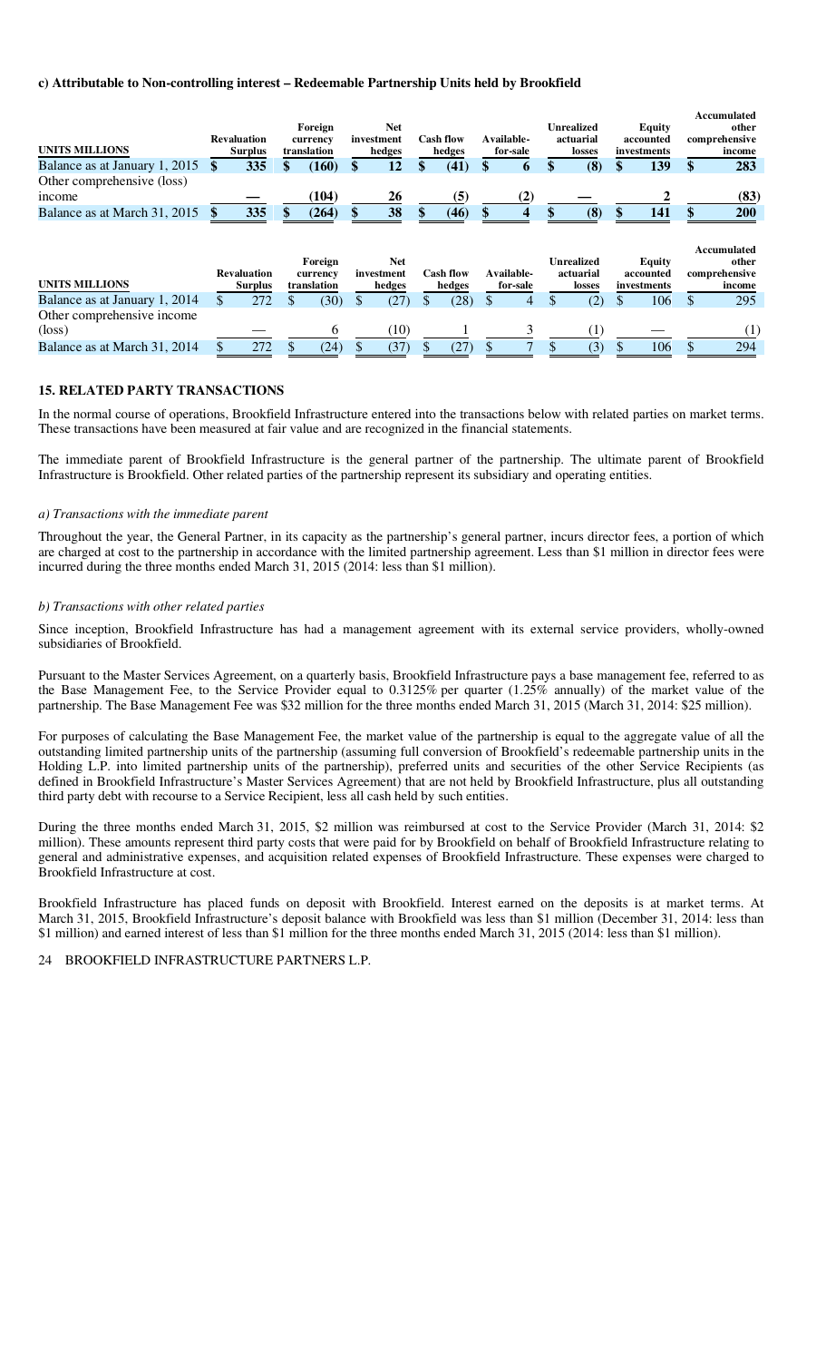#### c) Attributable to Non-controlling interest – Redeemable Partnership Units held by Brookfield

| UNITS MILLIONS | Revaluation Surplus | Foreign currency translation | Net investment hedges | Cash flow hedges | Available-for-sale | Unrealized actuarial losses | Equity accounted investments | Accumulated other comprehensive income |
|---|---|---|---|---|---|---|---|---|
| **Balance as at January 1, 2015** | **$ 335** | **$ (160)** | **$ 12** | **$ (41)** | **$ 6** | **$ (8)** | **$ 139** | **$ 283** |
| **Other comprehensive (loss) income** | **—** | **(104)** | **26** | **(5)** | **(2)** | **—** | **2** | **(83)** |
| **Balance as at March 31, 2015** | **$ 335** | **$ (264)** | **$ 38** | **$ (46)** | **$ 4** | **$ (8)** | **$ 141** | **$ 200** |

| UNITS MILLIONS | Revaluation Surplus | Foreign currency translation | Net investment hedges | Cash flow hedges | Available-for-sale | Unrealized actuarial losses | Equity accounted investments | Accumulated other comprehensive income |
|---|---|---|---|---|---|---|---|---|
| Balance as at January 1, 2014 | $ 272 | $ (30) | $ (27) | $ (28) | $ 4 | $ (2) | $ 106 | $ 295 |
| Other comprehensive income (loss) | — | 6 | (10) | 1 | 3 | (1) | — | (1) |
| Balance as at March 31, 2014 | $ 272 | $ (24) | $ (37) | $ (27) | $ 7 | $ (3) | $ 106 | $ 294 |

## 15. RELATED PARTY TRANSACTIONS

In the normal course of operations, Brookfield Infrastructure entered into the transactions below with related parties on market terms. These transactions have been measured at fair value and are recognized in the financial statements.

The immediate parent of Brookfield Infrastructure is the general partner of the partnership. The ultimate parent of Brookfield Infrastructure is Brookfield. Other related parties of the partnership represent its subsidiary and operating entities.

*a) Transactions with the immediate parent*

Throughout the year, the General Partner, in its capacity as the partnership's general partner, incurs director fees, a portion of which are charged at cost to the partnership in accordance with the limited partnership agreement. Less than $1 million in director fees were incurred during the three months ended March 31, 2015 (2014: less than $1 million).

*b) Transactions with other related parties*

Since inception, Brookfield Infrastructure has had a management agreement with its external service providers, wholly-owned subsidiaries of Brookfield.

Pursuant to the Master Services Agreement, on a quarterly basis, Brookfield Infrastructure pays a base management fee, referred to as the Base Management Fee, to the Service Provider equal to 0.3125% per quarter (1.25% annually) of the market value of the partnership. The Base Management Fee was $32 million for the three months ended March 31, 2015 (March 31, 2014: $25 million).

For purposes of calculating the Base Management Fee, the market value of the partnership is equal to the aggregate value of all the outstanding limited partnership units of the partnership (assuming full conversion of Brookfield's redeemable partnership units in the Holding L.P. into limited partnership units of the partnership), preferred units and securities of the other Service Recipients (as defined in Brookfield Infrastructure's Master Services Agreement) that are not held by Brookfield Infrastructure, plus all outstanding third party debt with recourse to a Service Recipient, less all cash held by such entities.

During the three months ended March 31, 2015, $2 million was reimbursed at cost to the Service Provider (March 31, 2014: $2 million). These amounts represent third party costs that were paid for by Brookfield on behalf of Brookfield Infrastructure relating to general and administrative expenses, and acquisition related expenses of Brookfield Infrastructure. These expenses were charged to Brookfield Infrastructure at cost.

Brookfield Infrastructure has placed funds on deposit with Brookfield. Interest earned on the deposits is at market terms. At March 31, 2015, Brookfield Infrastructure's deposit balance with Brookfield was less than $1 million (December 31, 2014: less than $1 million) and earned interest of less than $1 million for the three months ended March 31, 2015 (2014: less than $1 million).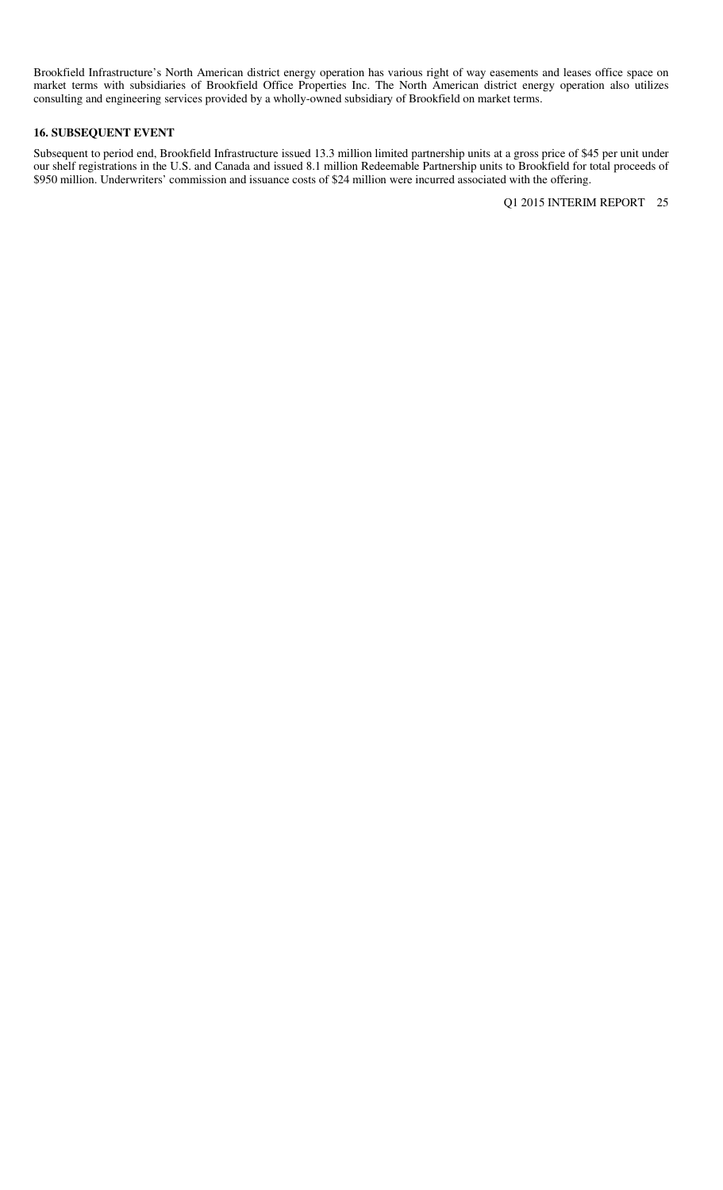Brookfield Infrastructure's North American district energy operation has various right of way easements and leases office space on market terms with subsidiaries of Brookfield Office Properties Inc. The North American district energy operation also utilizes consulting and engineering services provided by a wholly-owned subsidiary of Brookfield on market terms.

**16. SUBSEQUENT EVENT**

Subsequent to period end, Brookfield Infrastructure issued 13.3 million limited partnership units at a gross price of $45 per unit under our shelf registrations in the U.S. and Canada and issued 8.1 million Redeemable Partnership units to Brookfield for total proceeds of $950 million. Underwriters' commission and issuance costs of $24 million were incurred associated with the offering.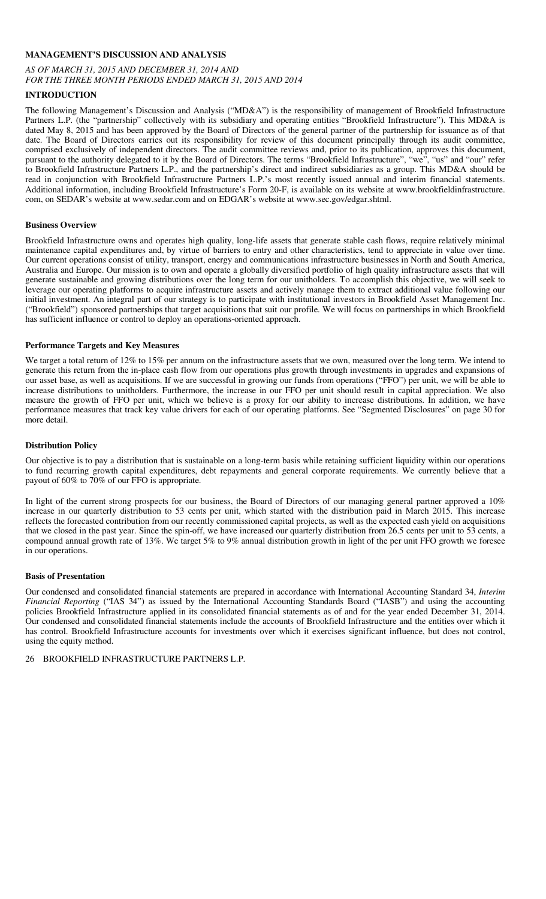## MANAGEMENT'S DISCUSSION AND ANALYSIS

*AS OF MARCH 31, 2015 AND DECEMBER 31, 2014 AND*
*FOR THE THREE MONTH PERIODS ENDED MARCH 31, 2015 AND 2014*

## INTRODUCTION

The following Management's Discussion and Analysis ("MD&A") is the responsibility of management of Brookfield Infrastructure Partners L.P. (the "partnership" collectively with its subsidiary and operating entities "Brookfield Infrastructure"). This MD&A is dated May 8, 2015 and has been approved by the Board of Directors of the general partner of the partnership for issuance as of that date. The Board of Directors carries out its responsibility for review of this document principally through its audit committee, comprised exclusively of independent directors. The audit committee reviews and, prior to its publication, approves this document, pursuant to the authority delegated to it by the Board of Directors. The terms "Brookfield Infrastructure", "we", "us" and "our" refer to Brookfield Infrastructure Partners L.P., and the partnership's direct and indirect subsidiaries as a group. This MD&A should be read in conjunction with Brookfield Infrastructure Partners L.P.'s most recently issued annual and interim financial statements. Additional information, including Brookfield Infrastructure's Form 20-F, is available on its website at www.brookfieldinfrastructure.com, on SEDAR's website at www.sedar.com and on EDGAR's website at www.sec.gov/edgar.shtml.

### Business Overview

Brookfield Infrastructure owns and operates high quality, long-life assets that generate stable cash flows, require relatively minimal maintenance capital expenditures and, by virtue of barriers to entry and other characteristics, tend to appreciate in value over time. Our current operations consist of utility, transport, energy and communications infrastructure businesses in North and South America, Australia and Europe. Our mission is to own and operate a globally diversified portfolio of high quality infrastructure assets that will generate sustainable and growing distributions over the long term for our unitholders. To accomplish this objective, we will seek to leverage our operating platforms to acquire infrastructure assets and actively manage them to extract additional value following our initial investment. An integral part of our strategy is to participate with institutional investors in Brookfield Asset Management Inc. ("Brookfield") sponsored partnerships that target acquisitions that suit our profile. We will focus on partnerships in which Brookfield has sufficient influence or control to deploy an operations-oriented approach.

### Performance Targets and Key Measures

We target a total return of 12% to 15% per annum on the infrastructure assets that we own, measured over the long term. We intend to generate this return from the in-place cash flow from our operations plus growth through investments in upgrades and expansions of our asset base, as well as acquisitions. If we are successful in growing our funds from operations ("FFO") per unit, we will be able to increase distributions to unitholders. Furthermore, the increase in our FFO per unit should result in capital appreciation. We also measure the growth of FFO per unit, which we believe is a proxy for our ability to increase distributions. In addition, we have performance measures that track key value drivers for each of our operating platforms. See "Segmented Disclosures" on page 30 for more detail.

### Distribution Policy

Our objective is to pay a distribution that is sustainable on a long-term basis while retaining sufficient liquidity within our operations to fund recurring growth capital expenditures, debt repayments and general corporate requirements. We currently believe that a payout of 60% to 70% of our FFO is appropriate.

In light of the current strong prospects for our business, the Board of Directors of our managing general partner approved a 10% increase in our quarterly distribution to 53 cents per unit, which started with the distribution paid in March 2015. This increase reflects the forecasted contribution from our recently commissioned capital projects, as well as the expected cash yield on acquisitions that we closed in the past year. Since the spin-off, we have increased our quarterly distribution from 26.5 cents per unit to 53 cents, a compound annual growth rate of 13%. We target 5% to 9% annual distribution growth in light of the per unit FFO growth we foresee in our operations.

### Basis of Presentation

Our condensed and consolidated financial statements are prepared in accordance with International Accounting Standard 34, *Interim Financial Reporting* ("IAS 34") as issued by the International Accounting Standards Board ("IASB") and using the accounting policies Brookfield Infrastructure applied in its consolidated financial statements as of and for the year ended December 31, 2014. Our condensed and consolidated financial statements include the accounts of Brookfield Infrastructure and the entities over which it has control. Brookfield Infrastructure accounts for investments over which it exercises significant influence, but does not control, using the equity method.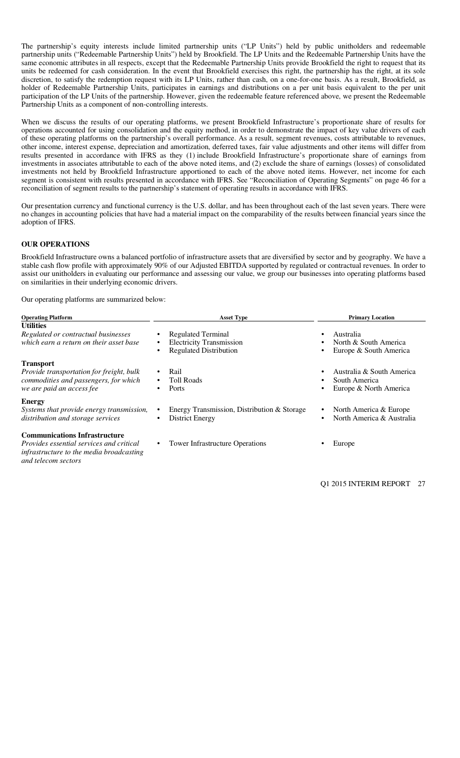The partnership's equity interests include limited partnership units ("LP Units") held by public unitholders and redeemable partnership units ("Redeemable Partnership Units") held by Brookfield. The LP Units and the Redeemable Partnership Units have the same economic attributes in all respects, except that the Redeemable Partnership Units provide Brookfield the right to request that its units be redeemed for cash consideration. In the event that Brookfield exercises this right, the partnership has the right, at its sole discretion, to satisfy the redemption request with its LP Units, rather than cash, on a one-for-one basis. As a result, Brookfield, as holder of Redeemable Partnership Units, participates in earnings and distributions on a per unit basis equivalent to the per unit participation of the LP Units of the partnership. However, given the redeemable feature referenced above, we present the Redeemable Partnership Units as a component of non-controlling interests.

When we discuss the results of our operating platforms, we present Brookfield Infrastructure's proportionate share of results for operations accounted for using consolidation and the equity method, in order to demonstrate the impact of key value drivers of each of these operating platforms on the partnership's overall performance. As a result, segment revenues, costs attributable to revenues, other income, interest expense, depreciation and amortization, deferred taxes, fair value adjustments and other items will differ from results presented in accordance with IFRS as they (1) include Brookfield Infrastructure's proportionate share of earnings from investments in associates attributable to each of the above noted items, and (2) exclude the share of earnings (losses) of consolidated investments not held by Brookfield Infrastructure apportioned to each of the above noted items. However, net income for each segment is consistent with results presented in accordance with IFRS. See "Reconciliation of Operating Segments" on page 46 for a reconciliation of segment results to the partnership's statement of operating results in accordance with IFRS.

Our presentation currency and functional currency is the U.S. dollar, and has been throughout each of the last seven years. There were no changes in accounting policies that have had a material impact on the comparability of the results between financial years since the adoption of IFRS.

## OUR OPERATIONS

Brookfield Infrastructure owns a balanced portfolio of infrastructure assets that are diversified by sector and by geography. We have a stable cash flow profile with approximately 90% of our Adjusted EBITDA supported by regulated or contractual revenues. In order to assist our unitholders in evaluating our performance and assessing our value, we group our businesses into operating platforms based on similarities in their underlying economic drivers.

Our operating platforms are summarized below:

| Operating Platform | Asset Type | Primary Location |
|---|---|---|
| **Utilities**<br>*Regulated or contractual businesses which earn a return on their asset base* | • Regulated Terminal<br>• Electricity Transmission<br>• Regulated Distribution | • Australia<br>• North & South America<br>• Europe & South America |
| **Transport**<br>*Provide transportation for freight, bulk commodities and passengers, for which we are paid an access fee* | • Rail<br>• Toll Roads<br>• Ports | • Australia & South America<br>• South America<br>• Europe & North America |
| **Energy**<br>*Systems that provide energy transmission, distribution and storage services* | • Energy Transmission, Distribution & Storage<br>• District Energy | • North America & Europe<br>• North America & Australia |
| **Communications Infrastructure**<br>*Provides essential services and critical infrastructure to the media broadcasting and telecom sectors* | • Tower Infrastructure Operations | • Europe |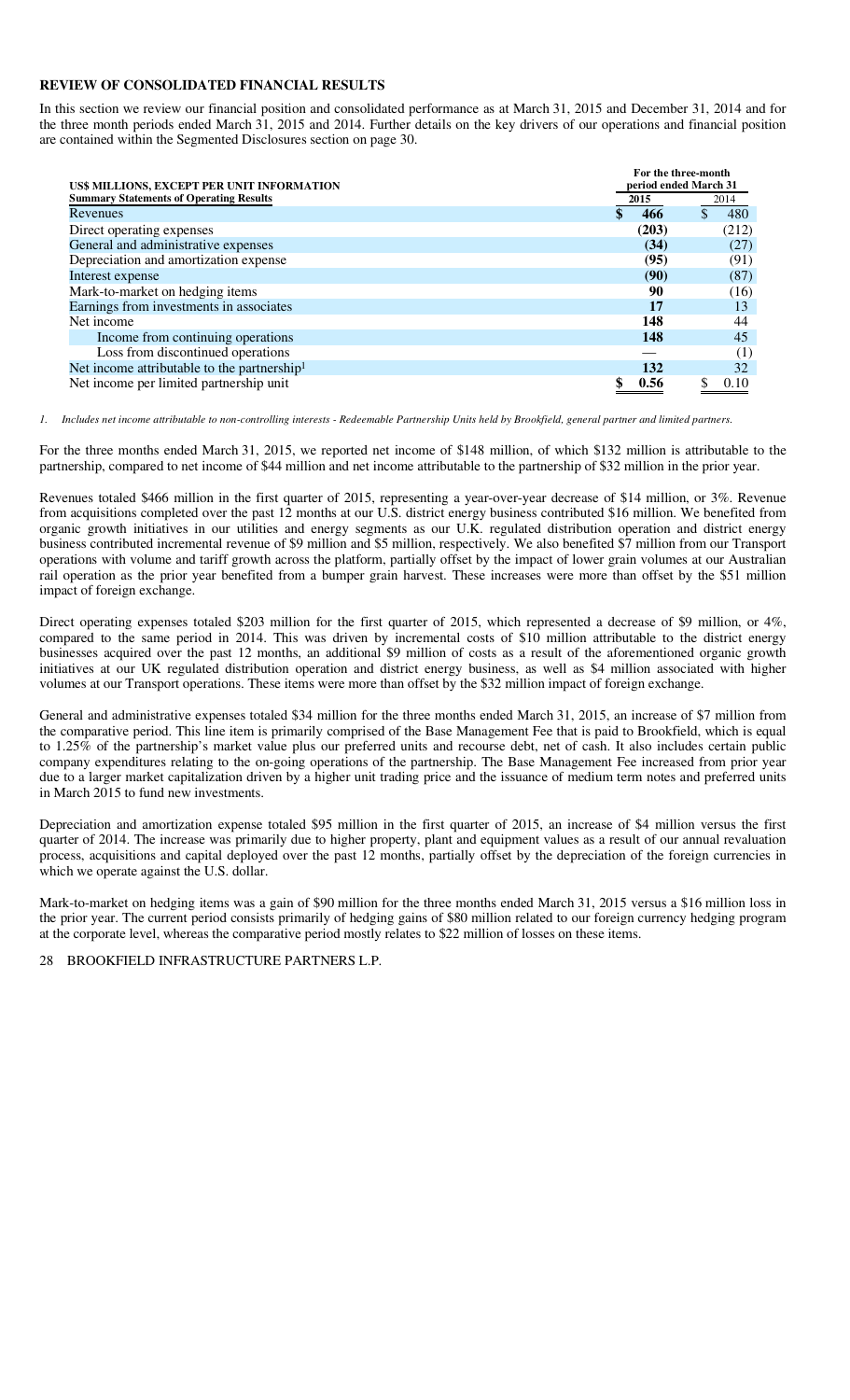## REVIEW OF CONSOLIDATED FINANCIAL RESULTS

In this section we review our financial position and consolidated performance as at March 31, 2015 and December 31, 2014 and for the three month periods ended March 31, 2015 and 2014. Further details on the key drivers of our operations and financial position are contained within the Segmented Disclosures section on page 30.

| US$ MILLIONS, EXCEPT PER UNIT INFORMATION | For the three-month period ended March 31 | |
|---|---|---|
| **Summary Statements of Operating Results** | **2015** | 2014 |
| Revenues | **$ 466** | $ 480 |
| Direct operating expenses | **(203)** | (212) |
| General and administrative expenses | **(34)** | (27) |
| Depreciation and amortization expense | **(95)** | (91) |
| Interest expense | **(90)** | (87) |
| Mark-to-market on hedging items | **90** | (16) |
| Earnings from investments in associates | **17** | 13 |
| Net income | **148** | 44 |
| Income from continuing operations | **148** | 45 |
| Loss from discontinued operations | **—** | (1) |
| Net income attributable to the partnership[1] | **132** | 32 |
| Net income per limited partnership unit | **$ 0.56** | $ 0.10 |

*1. Includes net income attributable to non-controlling interests - Redeemable Partnership Units held by Brookfield, general partner and limited partners.*

For the three months ended March 31, 2015, we reported net income of $148 million, of which $132 million is attributable to the partnership, compared to net income of $44 million and net income attributable to the partnership of $32 million in the prior year.

Revenues totaled $466 million in the first quarter of 2015, representing a year-over-year decrease of $14 million, or 3%. Revenue from acquisitions completed over the past 12 months at our U.S. district energy business contributed $16 million. We benefited from organic growth initiatives in our utilities and energy segments as our U.K. regulated distribution operation and district energy business contributed incremental revenue of $9 million and $5 million, respectively. We also benefited $7 million from our Transport operations with volume and tariff growth across the platform, partially offset by the impact of lower grain volumes at our Australian rail operation as the prior year benefited from a bumper grain harvest. These increases were more than offset by the $51 million impact of foreign exchange.

Direct operating expenses totaled $203 million for the first quarter of 2015, which represented a decrease of $9 million, or 4%, compared to the same period in 2014. This was driven by incremental costs of $10 million attributable to the district energy businesses acquired over the past 12 months, an additional $9 million of costs as a result of the aforementioned organic growth initiatives at our UK regulated distribution operation and district energy business, as well as $4 million associated with higher volumes at our Transport operations. These items were more than offset by the $32 million impact of foreign exchange.

General and administrative expenses totaled $34 million for the three months ended March 31, 2015, an increase of $7 million from the comparative period. This line item is primarily comprised of the Base Management Fee that is paid to Brookfield, which is equal to 1.25% of the partnership's market value plus our preferred units and recourse debt, net of cash. It also includes certain public company expenditures relating to the on-going operations of the partnership. The Base Management Fee increased from prior year due to a larger market capitalization driven by a higher unit trading price and the issuance of medium term notes and preferred units in March 2015 to fund new investments.

Depreciation and amortization expense totaled $95 million in the first quarter of 2015, an increase of $4 million versus the first quarter of 2014. The increase was primarily due to higher property, plant and equipment values as a result of our annual revaluation process, acquisitions and capital deployed over the past 12 months, partially offset by the depreciation of the foreign currencies in which we operate against the U.S. dollar.

Mark-to-market on hedging items was a gain of $90 million for the three months ended March 31, 2015 versus a $16 million loss in the prior year. The current period consists primarily of hedging gains of $80 million related to our foreign currency hedging program at the corporate level, whereas the comparative period mostly relates to $22 million of losses on these items.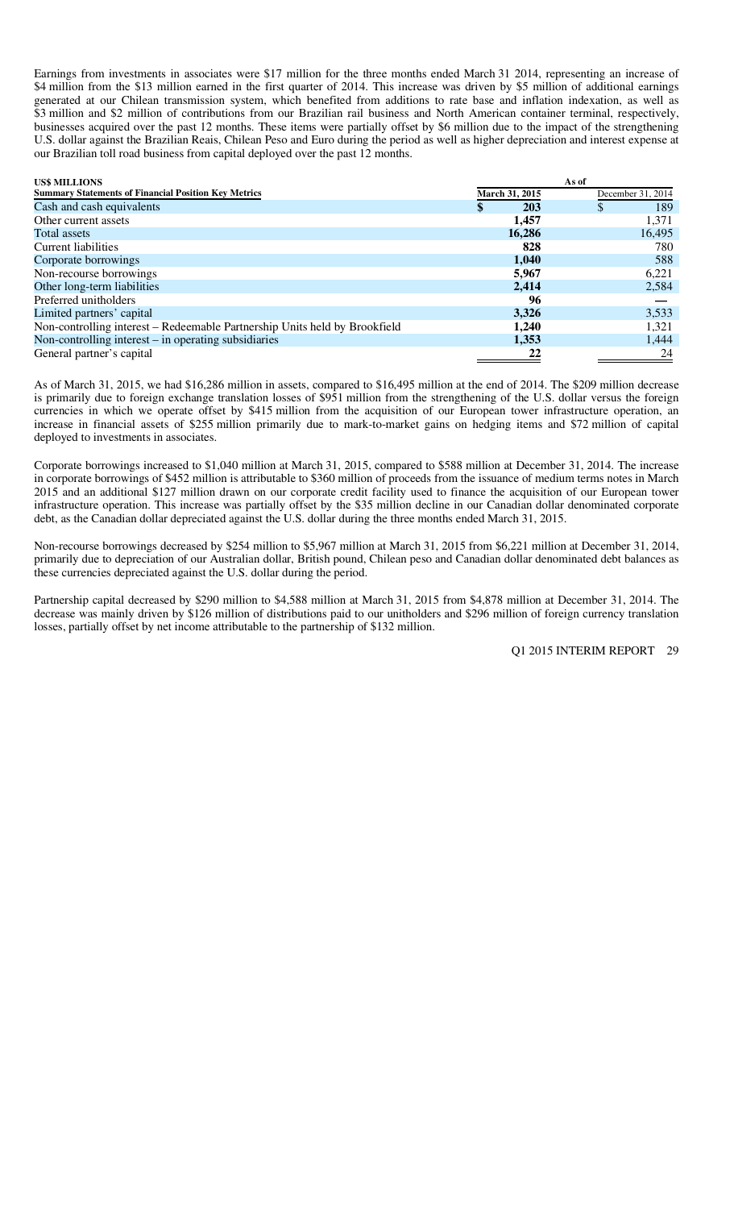Earnings from investments in associates were $17 million for the three months ended March 31 2014, representing an increase of $4 million from the $13 million earned in the first quarter of 2014. This increase was driven by $5 million of additional earnings generated at our Chilean transmission system, which benefited from additions to rate base and inflation indexation, as well as $3 million and $2 million of contributions from our Brazilian rail business and North American container terminal, respectively, businesses acquired over the past 12 months. These items were partially offset by $6 million due to the impact of the strengthening U.S. dollar against the Brazilian Reais, Chilean Peso and Euro during the period as well as higher depreciation and interest expense at our Brazilian toll road business from capital deployed over the past 12 months.

| **US$ MILLIONS** | **As of** | |
|---|---|---|
| **Summary Statements of Financial Position Key Metrics** | **March 31, 2015** | December 31, 2014 |
| Cash and cash equivalents | **$ 203** | $ 189 |
| Other current assets | **1,457** | 1,371 |
| Total assets | **16,286** | 16,495 |
| Current liabilities | **828** | 780 |
| Corporate borrowings | **1,040** | 588 |
| Non-recourse borrowings | **5,967** | 6,221 |
| Other long-term liabilities | **2,414** | 2,584 |
| Preferred unitholders | **96** | — |
| Limited partners' capital | **3,326** | 3,533 |
| Non-controlling interest – Redeemable Partnership Units held by Brookfield | **1,240** | 1,321 |
| Non-controlling interest – in operating subsidiaries | **1,353** | 1,444 |
| General partner's capital | **22** | 24 |

As of March 31, 2015, we had $16,286 million in assets, compared to $16,495 million at the end of 2014. The $209 million decrease is primarily due to foreign exchange translation losses of $951 million from the strengthening of the U.S. dollar versus the foreign currencies in which we operate offset by $415 million from the acquisition of our European tower infrastructure operation, an increase in financial assets of $255 million primarily due to mark-to-market gains on hedging items and $72 million of capital deployed to investments in associates.

Corporate borrowings increased to $1,040 million at March 31, 2015, compared to $588 million at December 31, 2014. The increase in corporate borrowings of $452 million is attributable to $360 million of proceeds from the issuance of medium terms notes in March 2015 and an additional $127 million drawn on our corporate credit facility used to finance the acquisition of our European tower infrastructure operation. This increase was partially offset by the $35 million decline in our Canadian dollar denominated corporate debt, as the Canadian dollar depreciated against the U.S. dollar during the three months ended March 31, 2015.

Non-recourse borrowings decreased by $254 million to $5,967 million at March 31, 2015 from $6,221 million at December 31, 2014, primarily due to depreciation of our Australian dollar, British pound, Chilean peso and Canadian dollar denominated debt balances as these currencies depreciated against the U.S. dollar during the period.

Partnership capital decreased by $290 million to $4,588 million at March 31, 2015 from $4,878 million at December 31, 2014. The decrease was mainly driven by $126 million of distributions paid to our unitholders and $296 million of foreign currency translation losses, partially offset by net income attributable to the partnership of $132 million.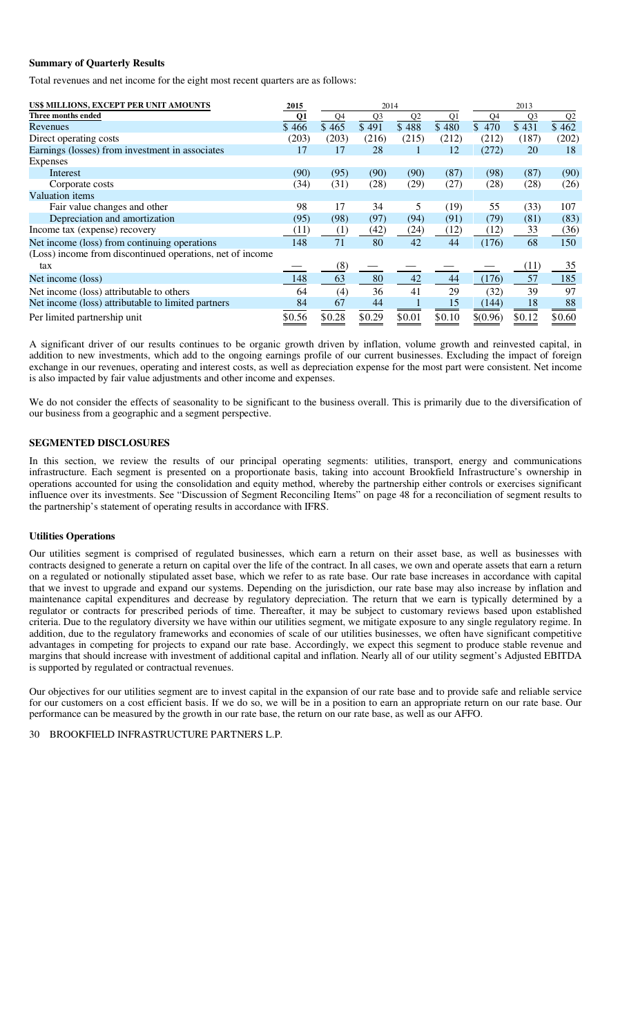### Summary of Quarterly Results

Total revenues and net income for the eight most recent quarters are as follows:

| US$ MILLIONS, EXCEPT PER UNIT AMOUNTS | 2015 | 2014 | | | | 2013 | | |
|---|---|---|---|---|---|---|---|---|
| Three months ended | Q1 | Q4 | Q3 | Q2 | Q1 | Q4 | Q3 | Q2 |
| Revenues | $ 466 | $ 465 | $ 491 | $ 488 | $ 480 | $ 470 | $ 431 | $ 462 |
| Direct operating costs | (203) | (203) | (216) | (215) | (212) | (212) | (187) | (202) |
| Earnings (losses) from investment in associates | 17 | 17 | 28 | 1 | 12 | (272) | 20 | 18 |
| Expenses | | | | | | | | |
| Interest | (90) | (95) | (90) | (90) | (87) | (98) | (87) | (90) |
| Corporate costs | (34) | (31) | (28) | (29) | (27) | (28) | (28) | (26) |
| Valuation items | | | | | | | | |
| Fair value changes and other | 98 | 17 | 34 | 5 | (19) | 55 | (33) | 107 |
| Depreciation and amortization | (95) | (98) | (97) | (94) | (91) | (79) | (81) | (83) |
| Income tax (expense) recovery | (11) | (1) | (42) | (24) | (12) | (12) | 33 | (36) |
| Net income (loss) from continuing operations | 148 | 71 | 80 | 42 | 44 | (176) | 68 | 150 |
| (Loss) income from discontinued operations, net of income tax | — | (8) | — | — | — | — | (11) | 35 |
| Net income (loss) | 148 | 63 | 80 | 42 | 44 | (176) | 57 | 185 |
| Net income (loss) attributable to others | 64 | (4) | 36 | 41 | 29 | (32) | 39 | 97 |
| Net income (loss) attributable to limited partners | 84 | 67 | 44 | 1 | 15 | (144) | 18 | 88 |
| Per limited partnership unit | $0.56 | $0.28 | $0.29 | $0.01 | $0.10 | $(0.96) | $0.12 | $0.60 |

A significant driver of our results continues to be organic growth driven by inflation, volume growth and reinvested capital, in addition to new investments, which add to the ongoing earnings profile of our current businesses. Excluding the impact of foreign exchange in our revenues, operating and interest costs, as well as depreciation expense for the most part were consistent. Net income is also impacted by fair value adjustments and other income and expenses.

We do not consider the effects of seasonality to be significant to the business overall. This is primarily due to the diversification of our business from a geographic and a segment perspective.

## SEGMENTED DISCLOSURES

In this section, we review the results of our principal operating segments: utilities, transport, energy and communications infrastructure. Each segment is presented on a proportionate basis, taking into account Brookfield Infrastructure's ownership in operations accounted for using the consolidation and equity method, whereby the partnership either controls or exercises significant influence over its investments. See "Discussion of Segment Reconciling Items" on page 48 for a reconciliation of segment results to the partnership's statement of operating results in accordance with IFRS.

### Utilities Operations

Our utilities segment is comprised of regulated businesses, which earn a return on their asset base, as well as businesses with contracts designed to generate a return on capital over the life of the contract. In all cases, we own and operate assets that earn a return on a regulated or notionally stipulated asset base, which we refer to as rate base. Our rate base increases in accordance with capital that we invest to upgrade and expand our systems. Depending on the jurisdiction, our rate base may also increase by inflation and maintenance capital expenditures and decrease by regulatory depreciation. The return that we earn is typically determined by a regulator or contracts for prescribed periods of time. Thereafter, it may be subject to customary reviews based upon established criteria. Due to the regulatory diversity we have within our utilities segment, we mitigate exposure to any single regulatory regime. In addition, due to the regulatory frameworks and economies of scale of our utilities businesses, we often have significant competitive advantages in competing for projects to expand our rate base. Accordingly, we expect this segment to produce stable revenue and margins that should increase with investment of additional capital and inflation. Nearly all of our utility segment's Adjusted EBITDA is supported by regulated or contractual revenues.

Our objectives for our utilities segment are to invest capital in the expansion of our rate base and to provide safe and reliable service for our customers on a cost efficient basis. If we do so, we will be in a position to earn an appropriate return on our rate base. Our performance can be measured by the growth in our rate base, the return on our rate base, as well as our AFFO.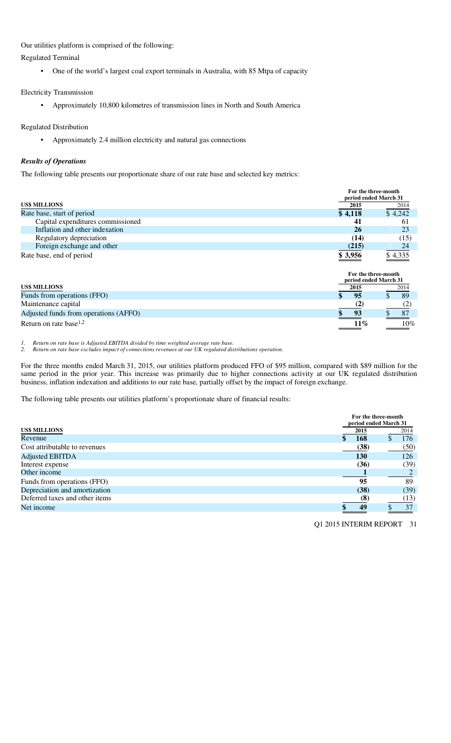Our utilities platform is comprised of the following:

Regulated Terminal

- One of the world's largest coal export terminals in Australia, with 85 Mtpa of capacity

Electricity Transmission

- Approximately 10,800 kilometres of transmission lines in North and South America

Regulated Distribution

- Approximately 2.4 million electricity and natural gas connections

***Results of Operations***

The following table presents our proportionate share of our rate base and selected key metrics:

| US$ MILLIONS | For the three-month period ended March 31 2015 | 2014 |
|---|---|---|
| Rate base, start of period | **$ 4,118** | $ 4,242 |
| Capital expenditures commissioned | **41** | 61 |
| Inflation and other indexation | **26** | 23 |
| Regulatory depreciation | **(14)** | (15) |
| Foreign exchange and other | **(215)** | 24 |
| Rate base, end of period | **$ 3,956** | $ 4,335 |

| US$ MILLIONS | For the three-month period ended March 31 2015 | 2014 |
|---|---|---|
| Funds from operations (FFO) | **$ 95** | $ 89 |
| Maintenance capital | **(2)** | (2) |
| Adjusted funds from operations (AFFO) | **$ 93** | $ 87 |
| Return on rate base[1,2] | **11%** | 10% |

*1. Return on rate base is Adjusted EBITDA divided by time weighted average rate base.*
*2. Return on rate base excludes impact of connections revenues at our UK regulated distributions operation.*

For the three months ended March 31, 2015, our utilities platform produced FFO of $95 million, compared with $89 million for the same period in the prior year. This increase was primarily due to higher connections activity at our UK regulated distribution business, inflation indexation and additions to our rate base, partially offset by the impact of foreign exchange.

The following table presents our utilities platform's proportionate share of financial results:

| US$ MILLIONS | For the three-month period ended March 31 2015 | 2014 |
|---|---|---|
| Revenue | **$ 168** | $ 176 |
| Cost attributable to revenues | **(38)** | (50) |
| Adjusted EBITDA | **130** | 126 |
| Interest expense | **(36)** | (39) |
| Other income | **1** | 2 |
| Funds from operations (FFO) | **95** | 89 |
| Depreciation and amortization | **(38)** | (39) |
| Deferred taxes and other items | **(8)** | (13) |
| Net income | **$ 49** | $ 37 |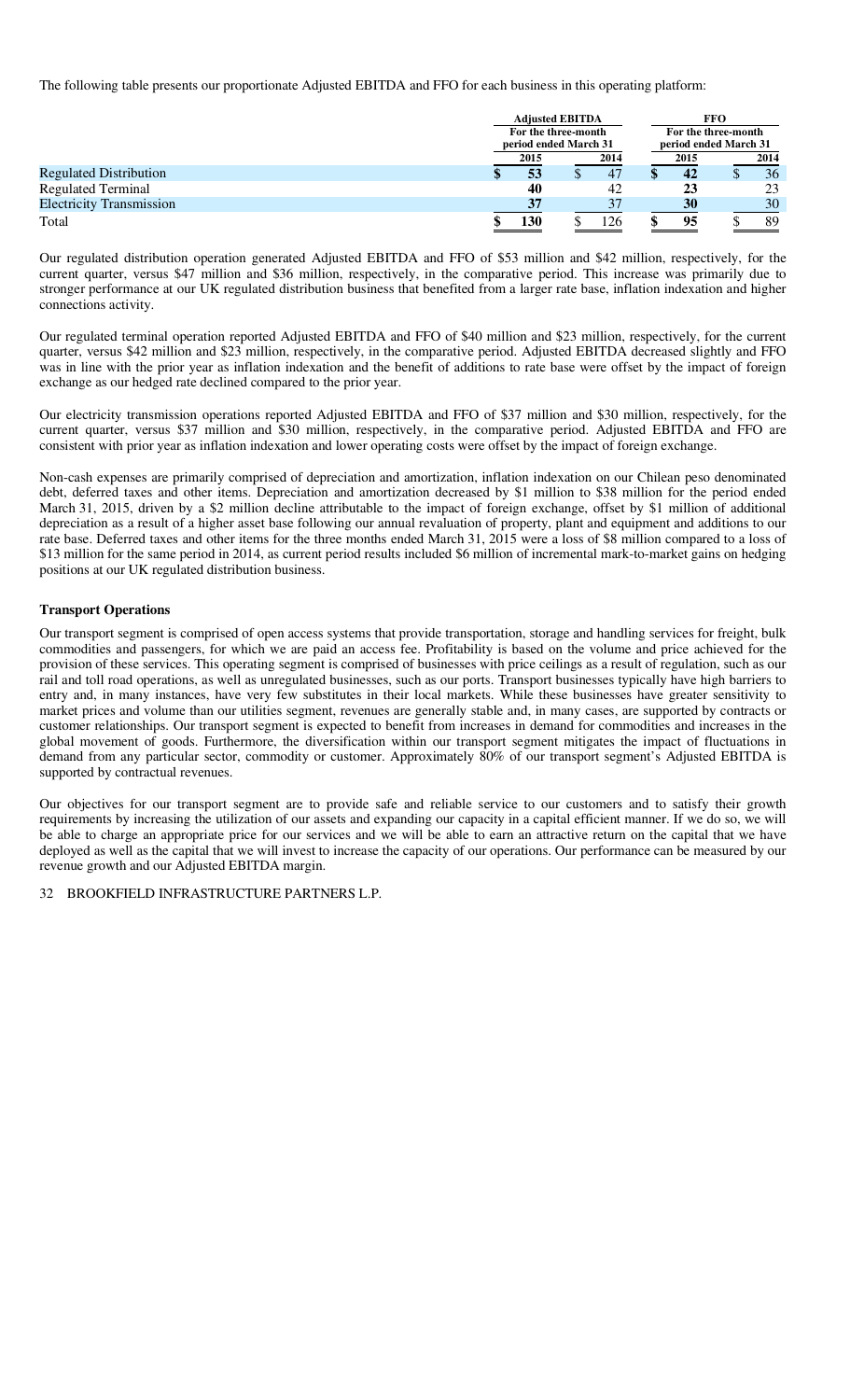The following table presents our proportionate Adjusted EBITDA and FFO for each business in this operating platform:

| | Adjusted EBITDA | | FFO | |
|---|---|---|---|---|
| | For the three-month period ended March 31 | | For the three-month period ended March 31 | |
| | 2015 | 2014 | 2015 | 2014 |
| Regulated Distribution | $ 53 | $ 47 | $ 42 | $ 36 |
| Regulated Terminal | 40 | 42 | 23 | 23 |
| Electricity Transmission | 37 | 37 | 30 | 30 |
| Total | $ 130 | $ 126 | $ 95 | $ 89 |

Our regulated distribution operation generated Adjusted EBITDA and FFO of $53 million and $42 million, respectively, for the current quarter, versus $47 million and $36 million, respectively, in the comparative period. This increase was primarily due to stronger performance at our UK regulated distribution business that benefited from a larger rate base, inflation indexation and higher connections activity.

Our regulated terminal operation reported Adjusted EBITDA and FFO of $40 million and $23 million, respectively, for the current quarter, versus $42 million and $23 million, respectively, in the comparative period. Adjusted EBITDA decreased slightly and FFO was in line with the prior year as inflation indexation and the benefit of additions to rate base were offset by the impact of foreign exchange as our hedged rate declined compared to the prior year.

Our electricity transmission operations reported Adjusted EBITDA and FFO of $37 million and $30 million, respectively, for the current quarter, versus $37 million and $30 million, respectively, in the comparative period. Adjusted EBITDA and FFO are consistent with prior year as inflation indexation and lower operating costs were offset by the impact of foreign exchange.

Non-cash expenses are primarily comprised of depreciation and amortization, inflation indexation on our Chilean peso denominated debt, deferred taxes and other items. Depreciation and amortization decreased by $1 million to $38 million for the period ended March 31, 2015, driven by a $2 million decline attributable to the impact of foreign exchange, offset by $1 million of additional depreciation as a result of a higher asset base following our annual revaluation of property, plant and equipment and additions to our rate base. Deferred taxes and other items for the three months ended March 31, 2015 were a loss of $8 million compared to a loss of $13 million for the same period in 2014, as current period results included $6 million of incremental mark-to-market gains on hedging positions at our UK regulated distribution business.

**Transport Operations**

Our transport segment is comprised of open access systems that provide transportation, storage and handling services for freight, bulk commodities and passengers, for which we are paid an access fee. Profitability is based on the volume and price achieved for the provision of these services. This operating segment is comprised of businesses with price ceilings as a result of regulation, such as our rail and toll road operations, as well as unregulated businesses, such as our ports. Transport businesses typically have high barriers to entry and, in many instances, have very few substitutes in their local markets. While these businesses have greater sensitivity to market prices and volume than our utilities segment, revenues are generally stable and, in many cases, are supported by contracts or customer relationships. Our transport segment is expected to benefit from increases in demand for commodities and increases in the global movement of goods. Furthermore, the diversification within our transport segment mitigates the impact of fluctuations in demand from any particular sector, commodity or customer. Approximately 80% of our transport segment's Adjusted EBITDA is supported by contractual revenues.

Our objectives for our transport segment are to provide safe and reliable service to our customers and to satisfy their growth requirements by increasing the utilization of our assets and expanding our capacity in a capital efficient manner. If we do so, we will be able to charge an appropriate price for our services and we will be able to earn an attractive return on the capital that we have deployed as well as the capital that we will invest to increase the capacity of our operations. Our performance can be measured by our revenue growth and our Adjusted EBITDA margin.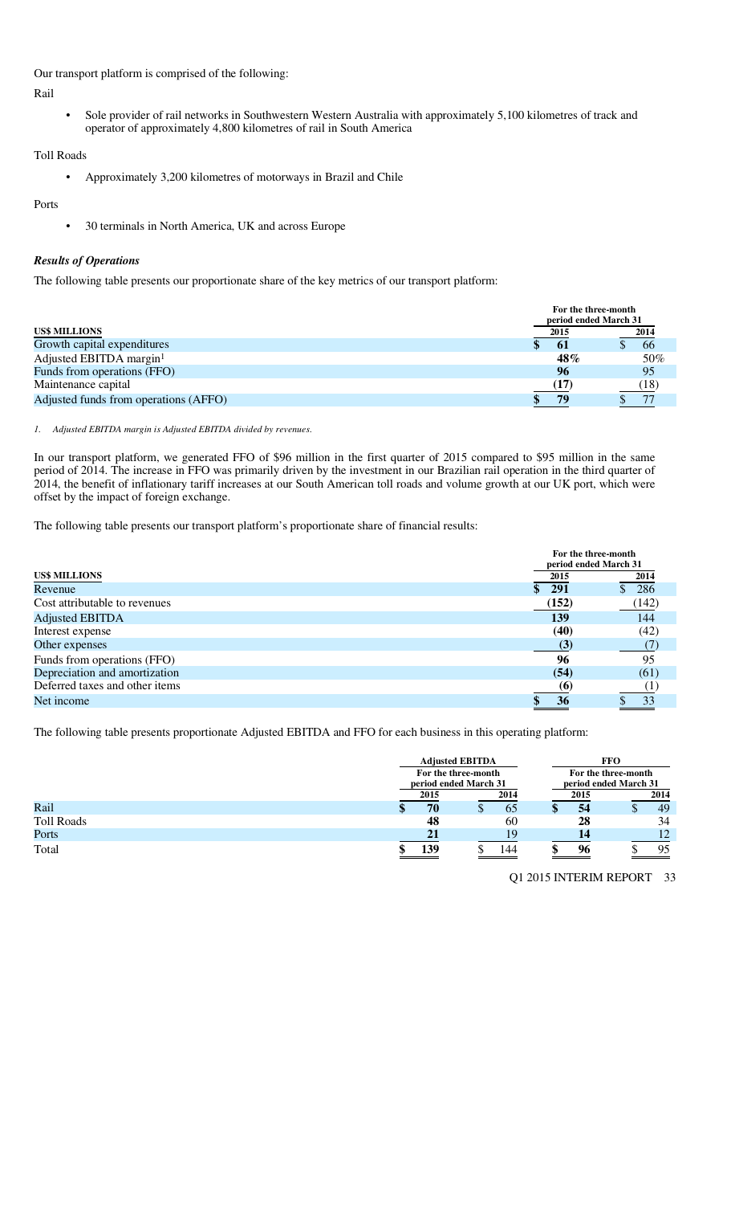Our transport platform is comprised of the following:

Rail

- Sole provider of rail networks in Southwestern Western Australia with approximately 5,100 kilometres of track and operator of approximately 4,800 kilometres of rail in South America

Toll Roads

- Approximately 3,200 kilometres of motorways in Brazil and Chile

Ports

- 30 terminals in North America, UK and across Europe

***Results of Operations***

The following table presents our proportionate share of the key metrics of our transport platform:

| US$ MILLIONS | For the three-month period ended March 31 | |
|---|---|---|
| | **2015** | 2014 |
| Growth capital expenditures | **$ 61** | $ 66 |
| Adjusted EBITDA margin[1] | **48%** | 50% |
| Funds from operations (FFO) | **96** | 95 |
| Maintenance capital | **(17)** | (18) |
| Adjusted funds from operations (AFFO) | **$ 79** | $ 77 |

*1. Adjusted EBITDA margin is Adjusted EBITDA divided by revenues.*

In our transport platform, we generated FFO of $96 million in the first quarter of 2015 compared to $95 million in the same period of 2014. The increase in FFO was primarily driven by the investment in our Brazilian rail operation in the third quarter of 2014, the benefit of inflationary tariff increases at our South American toll roads and volume growth at our UK port, which were offset by the impact of foreign exchange.

The following table presents our transport platform's proportionate share of financial results:

| US$ MILLIONS | For the three-month period ended March 31 | |
|---|---|---|
| | **2015** | 2014 |
| Revenue | **$ 291** | $ 286 |
| Cost attributable to revenues | **(152)** | (142) |
| Adjusted EBITDA | **139** | 144 |
| Interest expense | **(40)** | (42) |
| Other expenses | **(3)** | (7) |
| Funds from operations (FFO) | **96** | 95 |
| Depreciation and amortization | **(54)** | (61) |
| Deferred taxes and other items | **(6)** | (1) |
| Net income | **$ 36** | $ 33 |

The following table presents proportionate Adjusted EBITDA and FFO for each business in this operating platform:

| | Adjusted EBITDA | | FFO | |
|---|---|---|---|---|
| | For the three-month period ended March 31 | | For the three-month period ended March 31 | |
| | **2015** | 2014 | **2015** | 2014 |
| Rail | **$ 70** | $ 65 | **$ 54** | $ 49 |
| Toll Roads | **48** | 60 | **28** | 34 |
| Ports | **21** | 19 | **14** | 12 |
| Total | **$ 139** | $ 144 | **$ 96** | $ 95 |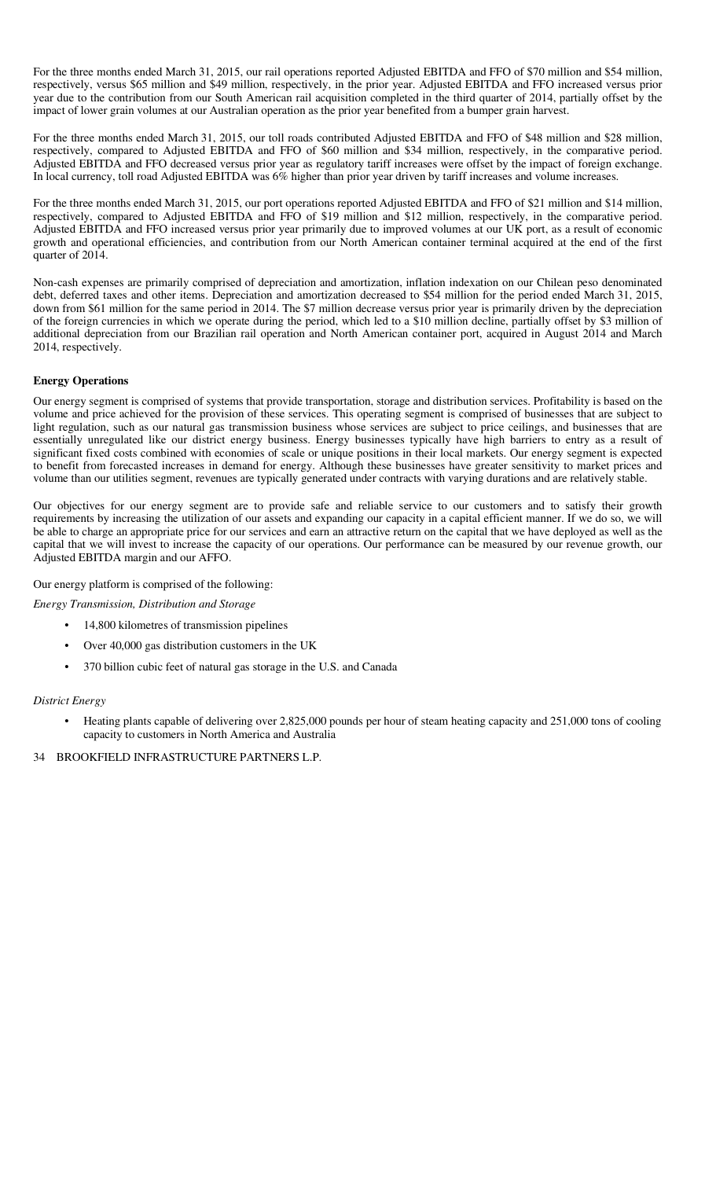For the three months ended March 31, 2015, our rail operations reported Adjusted EBITDA and FFO of $70 million and $54 million, respectively, versus $65 million and $49 million, respectively, in the prior year. Adjusted EBITDA and FFO increased versus prior year due to the contribution from our South American rail acquisition completed in the third quarter of 2014, partially offset by the impact of lower grain volumes at our Australian operation as the prior year benefited from a bumper grain harvest.

For the three months ended March 31, 2015, our toll roads contributed Adjusted EBITDA and FFO of $48 million and $28 million, respectively, compared to Adjusted EBITDA and FFO of $60 million and $34 million, respectively, in the comparative period. Adjusted EBITDA and FFO decreased versus prior year as regulatory tariff increases were offset by the impact of foreign exchange. In local currency, toll road Adjusted EBITDA was 6% higher than prior year driven by tariff increases and volume increases.

For the three months ended March 31, 2015, our port operations reported Adjusted EBITDA and FFO of $21 million and $14 million, respectively, compared to Adjusted EBITDA and FFO of $19 million and $12 million, respectively, in the comparative period. Adjusted EBITDA and FFO increased versus prior year primarily due to improved volumes at our UK port, as a result of economic growth and operational efficiencies, and contribution from our North American container terminal acquired at the end of the first quarter of 2014.

Non-cash expenses are primarily comprised of depreciation and amortization, inflation indexation on our Chilean peso denominated debt, deferred taxes and other items. Depreciation and amortization decreased to $54 million for the period ended March 31, 2015, down from $61 million for the same period in 2014. The $7 million decrease versus prior year is primarily driven by the depreciation of the foreign currencies in which we operate during the period, which led to a $10 million decline, partially offset by $3 million of additional depreciation from our Brazilian rail operation and North American container port, acquired in August 2014 and March 2014, respectively.

**Energy Operations**

Our energy segment is comprised of systems that provide transportation, storage and distribution services. Profitability is based on the volume and price achieved for the provision of these services. This operating segment is comprised of businesses that are subject to light regulation, such as our natural gas transmission business whose services are subject to price ceilings, and businesses that are essentially unregulated like our district energy business. Energy businesses typically have high barriers to entry as a result of significant fixed costs combined with economies of scale or unique positions in their local markets. Our energy segment is expected to benefit from forecasted increases in demand for energy. Although these businesses have greater sensitivity to market prices and volume than our utilities segment, revenues are typically generated under contracts with varying durations and are relatively stable.

Our objectives for our energy segment are to provide safe and reliable service to our customers and to satisfy their growth requirements by increasing the utilization of our assets and expanding our capacity in a capital efficient manner. If we do so, we will be able to charge an appropriate price for our services and earn an attractive return on the capital that we have deployed as well as the capital that we will invest to increase the capacity of our operations. Our performance can be measured by our revenue growth, our Adjusted EBITDA margin and our AFFO.

Our energy platform is comprised of the following:

*Energy Transmission, Distribution and Storage*

- 14,800 kilometres of transmission pipelines
- Over 40,000 gas distribution customers in the UK
- 370 billion cubic feet of natural gas storage in the U.S. and Canada

*District Energy*

- Heating plants capable of delivering over 2,825,000 pounds per hour of steam heating capacity and 251,000 tons of cooling capacity to customers in North America and Australia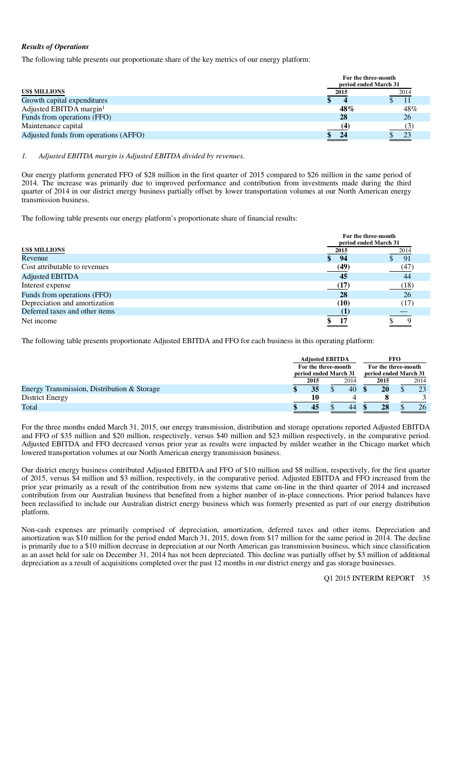### *Results of Operations*

The following table presents our proportionate share of the key metrics of our energy platform:

| US$ MILLIONS | For the three-month period ended March 31 | |
|---|---|---|
| | 2015 | 2014 |
| Growth capital expenditures | $ 4 | $ 11 |
| Adjusted EBITDA margin[1] | 48% | 48% |
| Funds from operations (FFO) | 28 | 26 |
| Maintenance capital | (4) | (3) |
| Adjusted funds from operations (AFFO) | $ 24 | $ 23 |

1. *Adjusted EBITDA margin is Adjusted EBITDA divided by revenues.*

Our energy platform generated FFO of $28 million in the first quarter of 2015 compared to $26 million in the same period of 2014. The increase was primarily due to improved performance and contribution from investments made during the third quarter of 2014 in our district energy business partially offset by lower transportation volumes at our North American energy transmission business.

The following table presents our energy platform's proportionate share of financial results:

| US$ MILLIONS | For the three-month period ended March 31 | |
|---|---|---|
| | 2015 | 2014 |
| Revenue | $ 94 | $ 91 |
| Cost attributable to revenues | (49) | (47) |
| Adjusted EBITDA | 45 | 44 |
| Interest expense | (17) | (18) |
| Funds from operations (FFO) | 28 | 26 |
| Depreciation and amortization | (10) | (17) |
| Deferred taxes and other items | (1) | — |
| Net income | $ 17 | $ 9 |

The following table presents proportionate Adjusted EBITDA and FFO for each business in this operating platform:

| | Adjusted EBITDA | | FFO | |
|---|---|---|---|---|
| | For the three-month period ended March 31 | | For the three-month period ended March 31 | |
| | 2015 | 2014 | 2015 | 2014 |
| Energy Transmission, Distribution & Storage | $ 35 | $ 40 | $ 20 | $ 23 |
| District Energy | 10 | 4 | 8 | 3 |
| Total | $ 45 | $ 44 | $ 28 | $ 26 |

For the three months ended March 31, 2015, our energy transmission, distribution and storage operations reported Adjusted EBITDA and FFO of $35 million and $20 million, respectively, versus $40 million and $23 million respectively, in the comparative period. Adjusted EBITDA and FFO decreased versus prior year as results were impacted by milder weather in the Chicago market which lowered transportation volumes at our North American energy transmission business.

Our district energy business contributed Adjusted EBITDA and FFO of $10 million and $8 million, respectively, for the first quarter of 2015, versus $4 million and $3 million, respectively, in the comparative period. Adjusted EBITDA and FFO increased from the prior year primarily as a result of the contribution from new systems that came on-line in the third quarter of 2014 and increased contribution from our Australian business that benefited from a higher number of in-place connections. Prior period balances have been reclassified to include our Australian district energy business which was formerly presented as part of our energy distribution platform.

Non-cash expenses are primarily comprised of depreciation, amortization, deferred taxes and other items. Depreciation and amortization was $10 million for the period ended March 31, 2015, down from $17 million for the same period in 2014. The decline is primarily due to a $10 million decrease in depreciation at our North American gas transmission business, which since classification as an asset held for sale on December 31, 2014 has not been depreciated. This decline was partially offset by $3 million of additional depreciation as a result of acquisitions completed over the past 12 months in our district energy and gas storage businesses.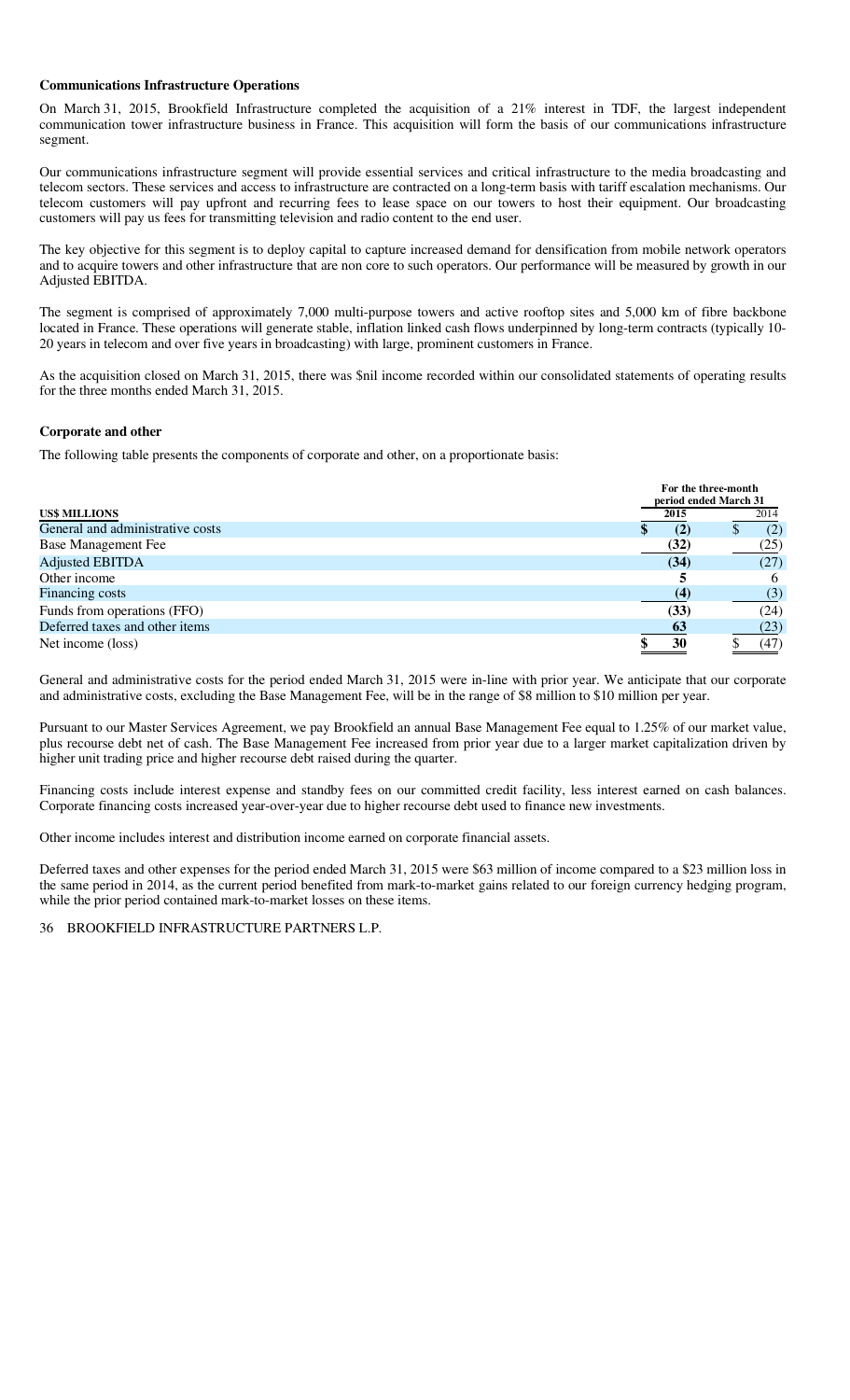**Communications Infrastructure Operations**

On March 31, 2015, Brookfield Infrastructure completed the acquisition of a 21% interest in TDF, the largest independent communication tower infrastructure business in France. This acquisition will form the basis of our communications infrastructure segment.

Our communications infrastructure segment will provide essential services and critical infrastructure to the media broadcasting and telecom sectors. These services and access to infrastructure are contracted on a long-term basis with tariff escalation mechanisms. Our telecom customers will pay upfront and recurring fees to lease space on our towers to host their equipment. Our broadcasting customers will pay us fees for transmitting television and radio content to the end user.

The key objective for this segment is to deploy capital to capture increased demand for densification from mobile network operators and to acquire towers and other infrastructure that are non core to such operators. Our performance will be measured by growth in our Adjusted EBITDA.

The segment is comprised of approximately 7,000 multi-purpose towers and active rooftop sites and 5,000 km of fibre backbone located in France. These operations will generate stable, inflation linked cash flows underpinned by long-term contracts (typically 10-20 years in telecom and over five years in broadcasting) with large, prominent customers in France.

As the acquisition closed on March 31, 2015, there was $nil income recorded within our consolidated statements of operating results for the three months ended March 31, 2015.

**Corporate and other**

The following table presents the components of corporate and other, on a proportionate basis:

| US$ MILLIONS | For the three-month period ended March 31 2015 | 2014 |
|---|---|---|
| General and administrative costs | **$ (2)** | $ (2) |
| Base Management Fee | **(32)** | (25) |
| Adjusted EBITDA | **(34)** | (27) |
| Other income | **5** | 6 |
| Financing costs | **(4)** | (3) |
| Funds from operations (FFO) | **(33)** | (24) |
| Deferred taxes and other items | **63** | (23) |
| Net income (loss) | **$ 30** | $ (47) |

General and administrative costs for the period ended March 31, 2015 were in-line with prior year. We anticipate that our corporate and administrative costs, excluding the Base Management Fee, will be in the range of $8 million to $10 million per year.

Pursuant to our Master Services Agreement, we pay Brookfield an annual Base Management Fee equal to 1.25% of our market value, plus recourse debt net of cash. The Base Management Fee increased from prior year due to a larger market capitalization driven by higher unit trading price and higher recourse debt raised during the quarter.

Financing costs include interest expense and standby fees on our committed credit facility, less interest earned on cash balances. Corporate financing costs increased year-over-year due to higher recourse debt used to finance new investments.

Other income includes interest and distribution income earned on corporate financial assets.

Deferred taxes and other expenses for the period ended March 31, 2015 were $63 million of income compared to a $23 million loss in the same period in 2014, as the current period benefited from mark-to-market gains related to our foreign currency hedging program, while the prior period contained mark-to-market losses on these items.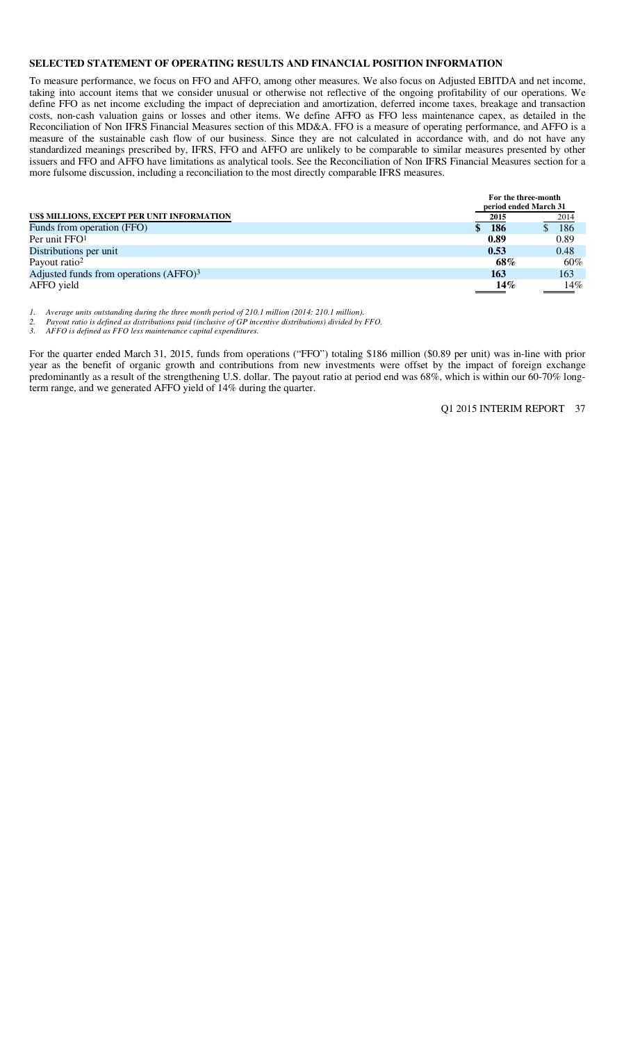## SELECTED STATEMENT OF OPERATING RESULTS AND FINANCIAL POSITION INFORMATION

To measure performance, we focus on FFO and AFFO, among other measures. We also focus on Adjusted EBITDA and net income, taking into account items that we consider unusual or otherwise not reflective of the ongoing profitability of our operations. We define FFO as net income excluding the impact of depreciation and amortization, deferred income taxes, breakage and transaction costs, non-cash valuation gains or losses and other items. We define AFFO as FFO less maintenance capex, as detailed in the Reconciliation of Non IFRS Financial Measures section of this MD&A. FFO is a measure of operating performance, and AFFO is a measure of the sustainable cash flow of our business. Since they are not calculated in accordance with, and do not have any standardized meanings prescribed by, IFRS, FFO and AFFO are unlikely to be comparable to similar measures presented by other issuers and FFO and AFFO have limitations as analytical tools. See the Reconciliation of Non IFRS Financial Measures section for a more fulsome discussion, including a reconciliation to the most directly comparable IFRS measures.

| | For the three-month period ended March 31 | |
|---|---|---|
| **US$ MILLIONS, EXCEPT PER UNIT INFORMATION** | **2015** | 2014 |
| Funds from operation (FFO) | **$ 186** | $ 186 |
| Per unit FFO[1] | **0.89** | 0.89 |
| Distributions per unit | **0.53** | 0.48 |
| Payout ratio[2] | **68%** | 60% |
| Adjusted funds from operations (AFFO)[3] | **163** | 163 |
| AFFO yield | **14%** | 14% |

*1. Average units outstanding during the three month period of 210.1 million (2014: 210.1 million).*
*2. Payout ratio is defined as distributions paid (inclusive of GP incentive distributions) divided by FFO.*
*3. AFFO is defined as FFO less maintenance capital expenditures.*

For the quarter ended March 31, 2015, funds from operations ("FFO") totaling $186 million ($0.89 per unit) was in-line with prior year as the benefit of organic growth and contributions from new investments were offset by the impact of foreign exchange predominantly as a result of the strengthening U.S. dollar. The payout ratio at period end was 68%, which is within our 60-70% long-term range, and we generated AFFO yield of 14% during the quarter.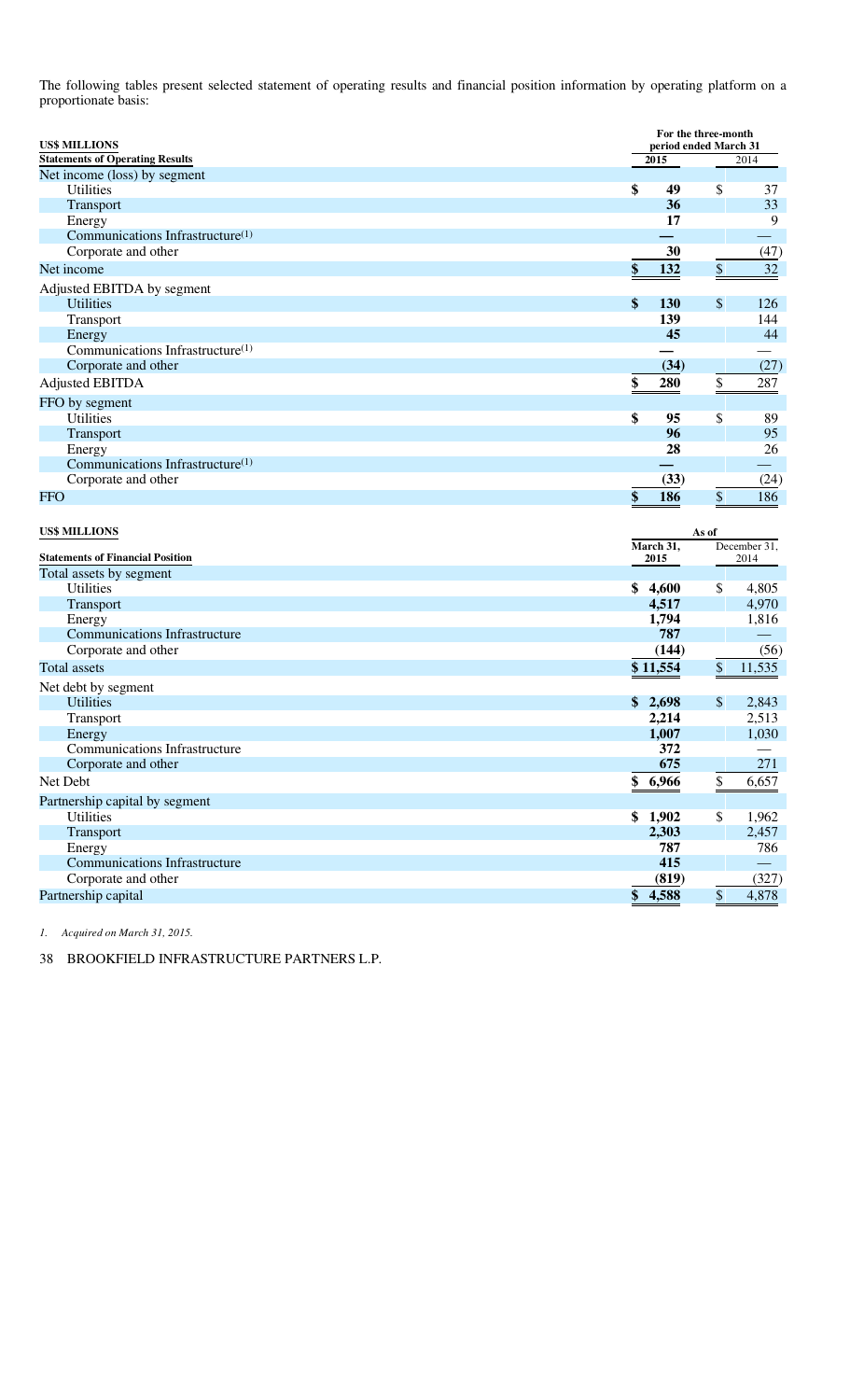The following tables present selected statement of operating results and financial position information by operating platform on a proportionate basis:

| US$ MILLIONS | For the three-month period ended March 31 | |
|---|---|---|
| **Statements of Operating Results** | **2015** | 2014 |
| Net income (loss) by segment | | |
| Utilities | **$ 49** | $ 37 |
| Transport | **36** | 33 |
| Energy | **17** | 9 |
| Communications Infrastructure[1] | **—** | — |
| Corporate and other | **30** | (47) |
| Net income | **$ 132** | $ 32 |
| Adjusted EBITDA by segment | | |
| Utilities | **$ 130** | $ 126 |
| Transport | **139** | 144 |
| Energy | **45** | 44 |
| Communications Infrastructure[1] | **—** | — |
| Corporate and other | **(34)** | (27) |
| Adjusted EBITDA | **$ 280** | $ 287 |
| FFO by segment | | |
| Utilities | **$ 95** | $ 89 |
| Transport | **96** | 95 |
| Energy | **28** | 26 |
| Communications Infrastructure[1] | **—** | — |
| Corporate and other | **(33)** | (24) |
| FFO | **$ 186** | $ 186 |

| US$ MILLIONS | As of | |
|---|---|---|
| **Statements of Financial Position** | **March 31, 2015** | December 31, 2014 |
| Total assets by segment | | |
| Utilities | **$ 4,600** | $ 4,805 |
| Transport | **4,517** | 4,970 |
| Energy | **1,794** | 1,816 |
| Communications Infrastructure | **787** | — |
| Corporate and other | **(144)** | (56) |
| Total assets | **$ 11,554** | $ 11,535 |
| Net debt by segment | | |
| Utilities | **$ 2,698** | $ 2,843 |
| Transport | **2,214** | 2,513 |
| Energy | **1,007** | 1,030 |
| Communications Infrastructure | **372** | — |
| Corporate and other | **675** | 271 |
| Net Debt | **$ 6,966** | $ 6,657 |
| Partnership capital by segment | | |
| Utilities | **$ 1,902** | $ 1,962 |
| Transport | **2,303** | 2,457 |
| Energy | **787** | 786 |
| Communications Infrastructure | **415** | — |
| Corporate and other | **(819)** | (327) |
| Partnership capital | **$ 4,588** | $ 4,878 |

*1. Acquired on March 31, 2015.*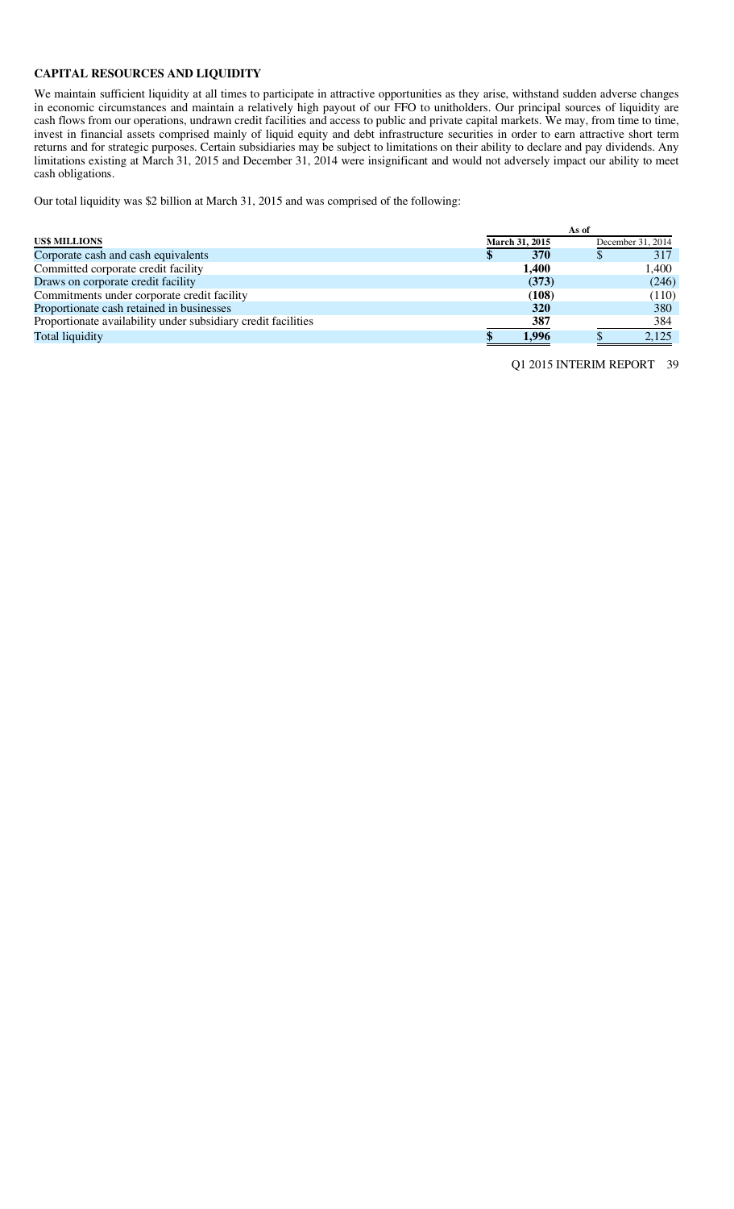## CAPITAL RESOURCES AND LIQUIDITY

We maintain sufficient liquidity at all times to participate in attractive opportunities as they arise, withstand sudden adverse changes in economic circumstances and maintain a relatively high payout of our FFO to unitholders. Our principal sources of liquidity are cash flows from our operations, undrawn credit facilities and access to public and private capital markets. We may, from time to time, invest in financial assets comprised mainly of liquid equity and debt infrastructure securities in order to earn attractive short term returns and for strategic purposes. Certain subsidiaries may be subject to limitations on their ability to declare and pay dividends. Any limitations existing at March 31, 2015 and December 31, 2014 were insignificant and would not adversely impact our ability to meet cash obligations.

Our total liquidity was $2 billion at March 31, 2015 and was comprised of the following:

| | As of | |
|---|---|---|
| **US$ MILLIONS** | **March 31, 2015** | December 31, 2014 |
| Corporate cash and cash equivalents | **$ 370** | $ 317 |
| Committed corporate credit facility | **1,400** | 1,400 |
| Draws on corporate credit facility | **(373)** | (246) |
| Commitments under corporate credit facility | **(108)** | (110) |
| Proportionate cash retained in businesses | **320** | 380 |
| Proportionate availability under subsidiary credit facilities | **387** | 384 |
| Total liquidity | **$ 1,996** | $ 2,125 |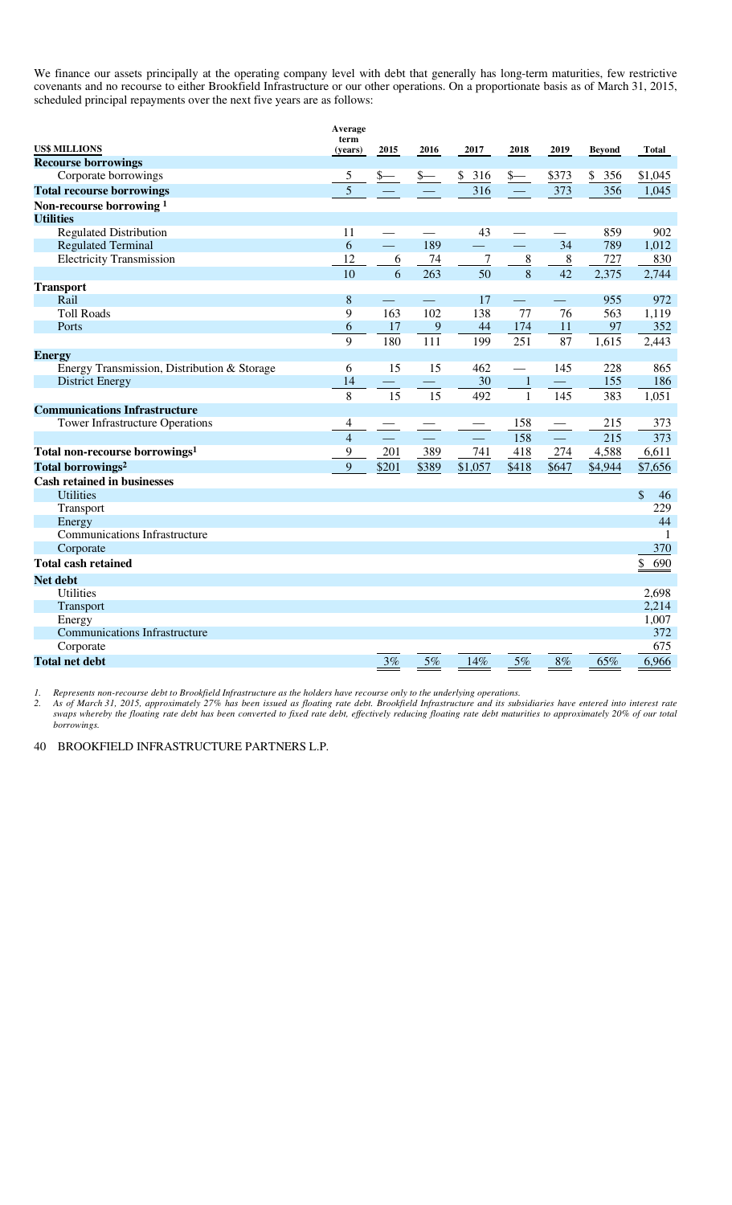We finance our assets principally at the operating company level with debt that generally has long-term maturities, few restrictive covenants and no recourse to either Brookfield Infrastructure or our other operations. On a proportionate basis as of March 31, 2015, scheduled principal repayments over the next five years are as follows:

| US$ MILLIONS | Average term (years) | 2015 | 2016 | 2017 | 2018 | 2019 | Beyond | Total |
|---|---|---|---|---|---|---|---|---|
| **Recourse borrowings** | | | | | | | | |
| Corporate borrowings | 5 | $— | $— | $ 316 | $— | $373 | $ 356 | $1,045 |
| **Total recourse borrowings** | 5 | — | — | 316 | — | 373 | 356 | 1,045 |
| **Non-recourse borrowing[1]** | | | | | | | | |
| **Utilities** | | | | | | | | |
| Regulated Distribution | 11 | — | — | 43 | — | — | 859 | 902 |
| Regulated Terminal | 6 | — | 189 | — | — | 34 | 789 | 1,012 |
| Electricity Transmission | 12 | 6 | 74 | 7 | 8 | 8 | 727 | 830 |
| | 10 | 6 | 263 | 50 | 8 | 42 | 2,375 | 2,744 |
| **Transport** | | | | | | | | |
| Rail | 8 | — | — | 17 | — | — | 955 | 972 |
| Toll Roads | 9 | 163 | 102 | 138 | 77 | 76 | 563 | 1,119 |
| Ports | 6 | 17 | 9 | 44 | 174 | 11 | 97 | 352 |
| | 9 | 180 | 111 | 199 | 251 | 87 | 1,615 | 2,443 |
| **Energy** | | | | | | | | |
| Energy Transmission, Distribution & Storage | 6 | 15 | 15 | 462 | — | 145 | 228 | 865 |
| District Energy | 14 | — | — | 30 | 1 | — | 155 | 186 |
| | 8 | 15 | 15 | 492 | 1 | 145 | 383 | 1,051 |
| **Communications Infrastructure** | | | | | | | | |
| Tower Infrastructure Operations | 4 | — | — | — | 158 | — | 215 | 373 |
| | 4 | — | — | — | 158 | — | 215 | 373 |
| **Total non-recourse borrowings[1]** | 9 | 201 | 389 | 741 | 418 | 274 | 4,588 | 6,611 |
| **Total borrowings[2]** | 9 | $201 | $389 | $1,057 | $418 | $647 | $4,944 | $7,656 |
| **Cash retained in businesses** | | | | | | | | |
| Utilities | | | | | | | | $ 46 |
| Transport | | | | | | | | 229 |
| Energy | | | | | | | | 44 |
| Communications Infrastructure | | | | | | | | 1 |
| Corporate | | | | | | | | 370 |
| **Total cash retained** | | | | | | | | $ 690 |
| **Net debt** | | | | | | | | |
| Utilities | | | | | | | | 2,698 |
| Transport | | | | | | | | 2,214 |
| Energy | | | | | | | | 1,007 |
| Communications Infrastructure | | | | | | | | 372 |
| Corporate | | | | | | | | 675 |
| **Total net debt** | | 3% | 5% | 14% | 5% | 8% | 65% | 6,966 |

1. *Represents non-recourse debt to Brookfield Infrastructure as the holders have recourse only to the underlying operations.*
2. *As of March 31, 2015, approximately 27% has been issued as floating rate debt. Brookfield Infrastructure and its subsidiaries have entered into interest rate swaps whereby the floating rate debt has been converted to fixed rate debt, effectively reducing floating rate debt maturities to approximately 20% of our total borrowings.*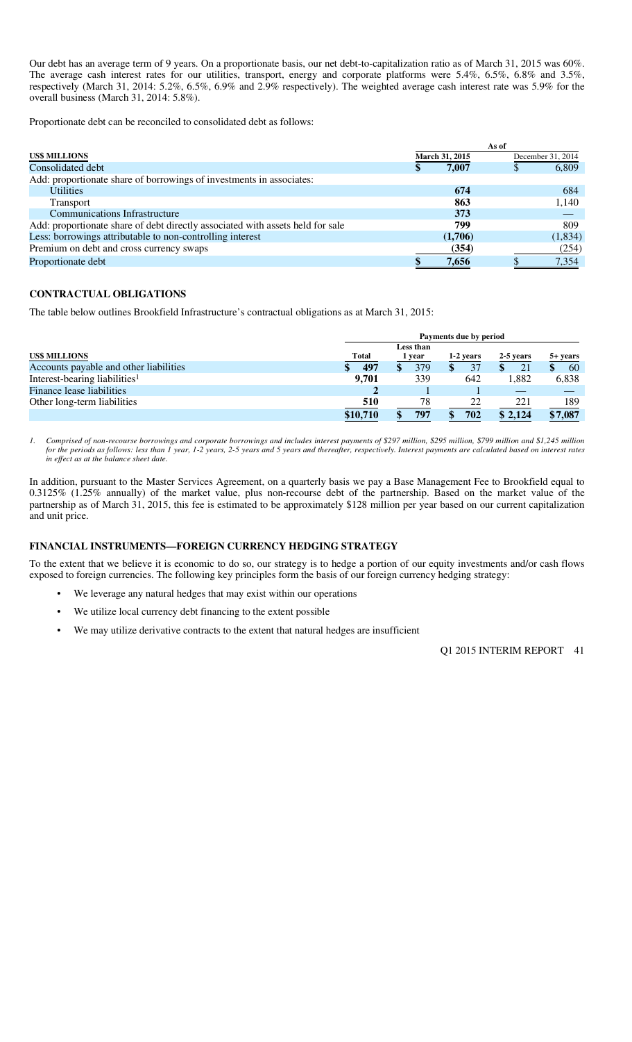Our debt has an average term of 9 years. On a proportionate basis, our net debt-to-capitalization ratio as of March 31, 2015 was 60%. The average cash interest rates for our utilities, transport, energy and corporate platforms were 5.4%, 6.5%, 6.8% and 3.5%, respectively (March 31, 2014: 5.2%, 6.5%, 6.9% and 2.9% respectively). The weighted average cash interest rate was 5.9% for the overall business (March 31, 2014: 5.8%).

Proportionate debt can be reconciled to consolidated debt as follows:

| US$ MILLIONS | As of March 31, 2015 | As of December 31, 2014 |
|---|---|---|
| Consolidated debt | $ 7,007 | $ 6,809 |
| Add: proportionate share of borrowings of investments in associates: | | |
| Utilities | 674 | 684 |
| Transport | 863 | 1,140 |
| Communications Infrastructure | 373 | — |
| Add: proportionate share of debt directly associated with assets held for sale | 799 | 809 |
| Less: borrowings attributable to non-controlling interest | (1,706) | (1,834) |
| Premium on debt and cross currency swaps | (354) | (254) |
| Proportionate debt | $ 7,656 | $ 7,354 |

## CONTRACTUAL OBLIGATIONS

The table below outlines Brookfield Infrastructure's contractual obligations as at March 31, 2015:

| US$ MILLIONS | Total | Payments due by period: Less than 1 year | 1-2 years | 2-5 years | 5+ years |
|---|---|---|---|---|---|
| Accounts payable and other liabilities | $ 497 | $ 379 | $ 37 | $ 21 | $ 60 |
| Interest-bearing liabilities[1] | 9,701 | 339 | 642 | 1,882 | 6,838 |
| Finance lease liabilities | 2 | 1 | 1 | — | — |
| Other long-term liabilities | 510 | 78 | 22 | 221 | 189 |
| | $10,710 | $ 797 | $ 702 | $ 2,124 | $7,087 |

*1. Comprised of non-recourse borrowings and corporate borrowings and includes interest payments of $297 million, $295 million, $799 million and $1,245 million for the periods as follows: less than 1 year, 1-2 years, 2-5 years and 5 years and thereafter, respectively. Interest payments are calculated based on interest rates in effect as at the balance sheet date.*

In addition, pursuant to the Master Services Agreement, on a quarterly basis we pay a Base Management Fee to Brookfield equal to 0.3125% (1.25% annually) of the market value, plus non-recourse debt of the partnership. Based on the market value of the partnership as of March 31, 2015, this fee is estimated to be approximately $128 million per year based on our current capitalization and unit price.

## FINANCIAL INSTRUMENTS—FOREIGN CURRENCY HEDGING STRATEGY

To the extent that we believe it is economic to do so, our strategy is to hedge a portion of our equity investments and/or cash flows exposed to foreign currencies. The following key principles form the basis of our foreign currency hedging strategy:

- We leverage any natural hedges that may exist within our operations
- We utilize local currency debt financing to the extent possible
- We may utilize derivative contracts to the extent that natural hedges are insufficient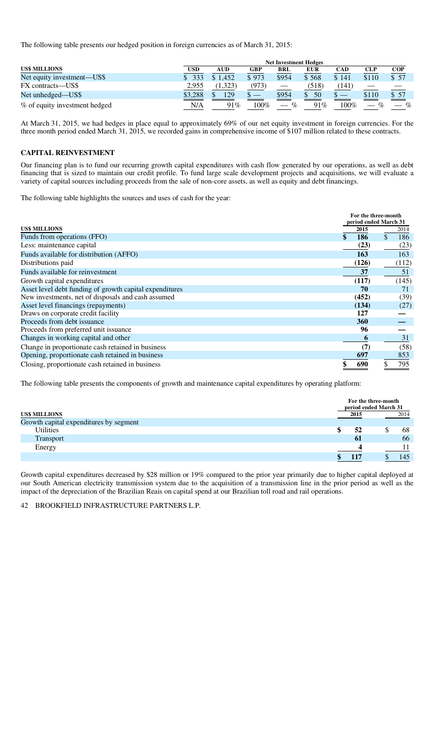The following table presents our hedged position in foreign currencies as of March 31, 2015:

| US$ MILLIONS | Net Investment Hedges | | | | | | | |
|---|---|---|---|---|---|---|---|---|
| | USD | AUD | GBP | BRL | EUR | CAD | CLP | COP |
| Net equity investment—US$ | $ 333 | $ 1,452 | $ 973 | $954 | $ 568 | $ 141 | $110 | $ 57 |
| FX contracts—US$ | 2,955 | (1,323) | (973) | — | (518) | (141) | — | — |
| Net unhedged—US$ | $3,288 | $ 129 | $ — | $954 | $ 50 | $ — | $110 | $ 57 |
| % of equity investment hedged | N/A | 91% | 100% | — % | 91% | 100% | — % | — % |

At March 31, 2015, we had hedges in place equal to approximately 69% of our net equity investment in foreign currencies. For the three month period ended March 31, 2015, we recorded gains in comprehensive income of $107 million related to these contracts.

## CAPITAL REINVESTMENT

Our financing plan is to fund our recurring growth capital expenditures with cash flow generated by our operations, as well as debt financing that is sized to maintain our credit profile. To fund large scale development projects and acquisitions, we will evaluate a variety of capital sources including proceeds from the sale of non-core assets, as well as equity and debt financings.

The following table highlights the sources and uses of cash for the year:

| US$ MILLIONS | For the three-month period ended March 31 | |
|---|---|---|
| | 2015 | 2014 |
| Funds from operations (FFO) | $ 186 | $ 186 |
| Less: maintenance capital | (23) | (23) |
| Funds available for distribution (AFFO) | 163 | 163 |
| Distributions paid | (126) | (112) |
| Funds available for reinvestment | 37 | 51 |
| Growth capital expenditures | (117) | (145) |
| Asset level debt funding of growth capital expenditures | 70 | 71 |
| New investments, net of disposals and cash assumed | (452) | (39) |
| Asset level financings (repayments) | (134) | (27) |
| Draws on corporate credit facility | 127 | — |
| Proceeds from debt issuance | 360 | — |
| Proceeds from preferred unit issuance | 96 | — |
| Changes in working capital and other | 6 | 31 |
| Change in proportionate cash retained in business | (7) | (58) |
| Opening, proportionate cash retained in business | 697 | 853 |
| Closing, proportionate cash retained in business | $ 690 | $ 795 |

The following table presents the components of growth and maintenance capital expenditures by operating platform:

| US$ MILLIONS | For the three-month period ended March 31 | |
|---|---|---|
| | 2015 | 2014 |
| Growth capital expenditures by segment | | |
| Utilities | $ 52 | $ 68 |
| Transport | 61 | 66 |
| Energy | 4 | 11 |
| | $ 117 | $ 145 |

Growth capital expenditures decreased by $28 million or 19% compared to the prior year primarily due to higher capital deployed at our South American electricity transmission system due to the acquisition of a transmission line in the prior period as well as the impact of the depreciation of the Brazilian Reais on capital spend at our Brazilian toll road and rail operations.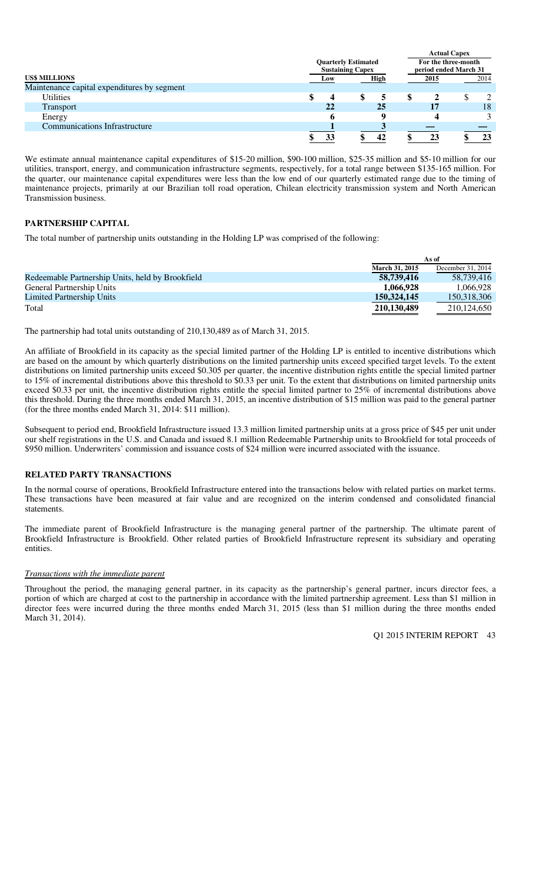| US$ MILLIONS | Quarterly Estimated Sustaining Capex | | Actual Capex For the three-month period ended March 31 | |
|---|---|---|---|---|
| | Low | High | 2015 | 2014 |
| Maintenance capital expenditures by segment | | | | |
| Utilities | $ 4 | $ 5 | $ 2 | $ 2 |
| Transport | 22 | 25 | 17 | 18 |
| Energy | 6 | 9 | 4 | 3 |
| Communications Infrastructure | 1 | 3 | — | — |
| | $ 33 | $ 42 | $ 23 | $ 23 |

We estimate annual maintenance capital expenditures of $15-20 million, $90-100 million, $25-35 million and $5-10 million for our utilities, transport, energy, and communication infrastructure segments, respectively, for a total range between $135-165 million. For the quarter, our maintenance capital expenditures were less than the low end of our quarterly estimated range due to the timing of maintenance projects, primarily at our Brazilian toll road operation, Chilean electricity transmission system and North American Transmission business.

## PARTNERSHIP CAPITAL

The total number of partnership units outstanding in the Holding LP was comprised of the following:

| | As of | |
|---|---|---|
| | March 31, 2015 | December 31, 2014 |
| Redeemable Partnership Units, held by Brookfield | 58,739,416 | 58,739,416 |
| General Partnership Units | 1,066,928 | 1,066,928 |
| Limited Partnership Units | 150,324,145 | 150,318,306 |
| Total | 210,130,489 | 210,124,650 |

The partnership had total units outstanding of 210,130,489 as of March 31, 2015.

An affiliate of Brookfield in its capacity as the special limited partner of the Holding LP is entitled to incentive distributions which are based on the amount by which quarterly distributions on the limited partnership units exceed specified target levels. To the extent distributions on limited partnership units exceed $0.305 per quarter, the incentive distribution rights entitle the special limited partner to 15% of incremental distributions above this threshold to $0.33 per unit. To the extent that distributions on limited partnership units exceed $0.33 per unit, the incentive distribution rights entitle the special limited partner to 25% of incremental distributions above this threshold. During the three months ended March 31, 2015, an incentive distribution of $15 million was paid to the general partner (for the three months ended March 31, 2014: $11 million).

Subsequent to period end, Brookfield Infrastructure issued 13.3 million limited partnership units at a gross price of $45 per unit under our shelf registrations in the U.S. and Canada and issued 8.1 million Redeemable Partnership units to Brookfield for total proceeds of $950 million. Underwriters' commission and issuance costs of $24 million were incurred associated with the issuance.

## RELATED PARTY TRANSACTIONS

In the normal course of operations, Brookfield Infrastructure entered into the transactions below with related parties on market terms. These transactions have been measured at fair value and are recognized on the interim condensed and consolidated financial statements.

The immediate parent of Brookfield Infrastructure is the managing general partner of the partnership. The ultimate parent of Brookfield Infrastructure is Brookfield. Other related parties of Brookfield Infrastructure represent its subsidiary and operating entities.

*Transactions with the immediate parent*

Throughout the period, the managing general partner, in its capacity as the partnership's general partner, incurs director fees, a portion of which are charged at cost to the partnership in accordance with the limited partnership agreement. Less than $1 million in director fees were incurred during the three months ended March 31, 2015 (less than $1 million during the three months ended March 31, 2014).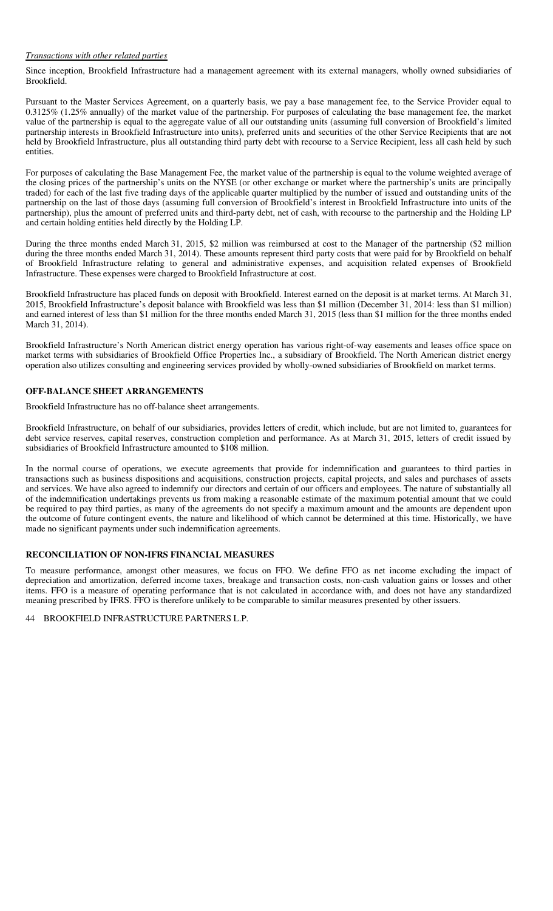*Transactions with other related parties*

Since inception, Brookfield Infrastructure had a management agreement with its external managers, wholly owned subsidiaries of Brookfield.

Pursuant to the Master Services Agreement, on a quarterly basis, we pay a base management fee, to the Service Provider equal to 0.3125% (1.25% annually) of the market value of the partnership. For purposes of calculating the base management fee, the market value of the partnership is equal to the aggregate value of all our outstanding units (assuming full conversion of Brookfield's limited partnership interests in Brookfield Infrastructure into units), preferred units and securities of the other Service Recipients that are not held by Brookfield Infrastructure, plus all outstanding third party debt with recourse to a Service Recipient, less all cash held by such entities.

For purposes of calculating the Base Management Fee, the market value of the partnership is equal to the volume weighted average of the closing prices of the partnership's units on the NYSE (or other exchange or market where the partnership's units are principally traded) for each of the last five trading days of the applicable quarter multiplied by the number of issued and outstanding units of the partnership on the last of those days (assuming full conversion of Brookfield's interest in Brookfield Infrastructure into units of the partnership), plus the amount of preferred units and third-party debt, net of cash, with recourse to the partnership and the Holding LP and certain holding entities held directly by the Holding LP.

During the three months ended March 31, 2015, $2 million was reimbursed at cost to the Manager of the partnership ($2 million during the three months ended March 31, 2014). These amounts represent third party costs that were paid for by Brookfield on behalf of Brookfield Infrastructure relating to general and administrative expenses, and acquisition related expenses of Brookfield Infrastructure. These expenses were charged to Brookfield Infrastructure at cost.

Brookfield Infrastructure has placed funds on deposit with Brookfield. Interest earned on the deposit is at market terms. At March 31, 2015, Brookfield Infrastructure's deposit balance with Brookfield was less than $1 million (December 31, 2014: less than $1 million) and earned interest of less than $1 million for the three months ended March 31, 2015 (less than $1 million for the three months ended March 31, 2014).

Brookfield Infrastructure's North American district energy operation has various right-of-way easements and leases office space on market terms with subsidiaries of Brookfield Office Properties Inc., a subsidiary of Brookfield. The North American district energy operation also utilizes consulting and engineering services provided by wholly-owned subsidiaries of Brookfield on market terms.

## OFF-BALANCE SHEET ARRANGEMENTS

Brookfield Infrastructure has no off-balance sheet arrangements.

Brookfield Infrastructure, on behalf of our subsidiaries, provides letters of credit, which include, but are not limited to, guarantees for debt service reserves, capital reserves, construction completion and performance. As at March 31, 2015, letters of credit issued by subsidiaries of Brookfield Infrastructure amounted to $108 million.

In the normal course of operations, we execute agreements that provide for indemnification and guarantees to third parties in transactions such as business dispositions and acquisitions, construction projects, capital projects, and sales and purchases of assets and services. We have also agreed to indemnify our directors and certain of our officers and employees. The nature of substantially all of the indemnification undertakings prevents us from making a reasonable estimate of the maximum potential amount that we could be required to pay third parties, as many of the agreements do not specify a maximum amount and the amounts are dependent upon the outcome of future contingent events, the nature and likelihood of which cannot be determined at this time. Historically, we have made no significant payments under such indemnification agreements.

## RECONCILIATION OF NON-IFRS FINANCIAL MEASURES

To measure performance, amongst other measures, we focus on FFO. We define FFO as net income excluding the impact of depreciation and amortization, deferred income taxes, breakage and transaction costs, non-cash valuation gains or losses and other items. FFO is a measure of operating performance that is not calculated in accordance with, and does not have any standardized meaning prescribed by IFRS. FFO is therefore unlikely to be comparable to similar measures presented by other issuers.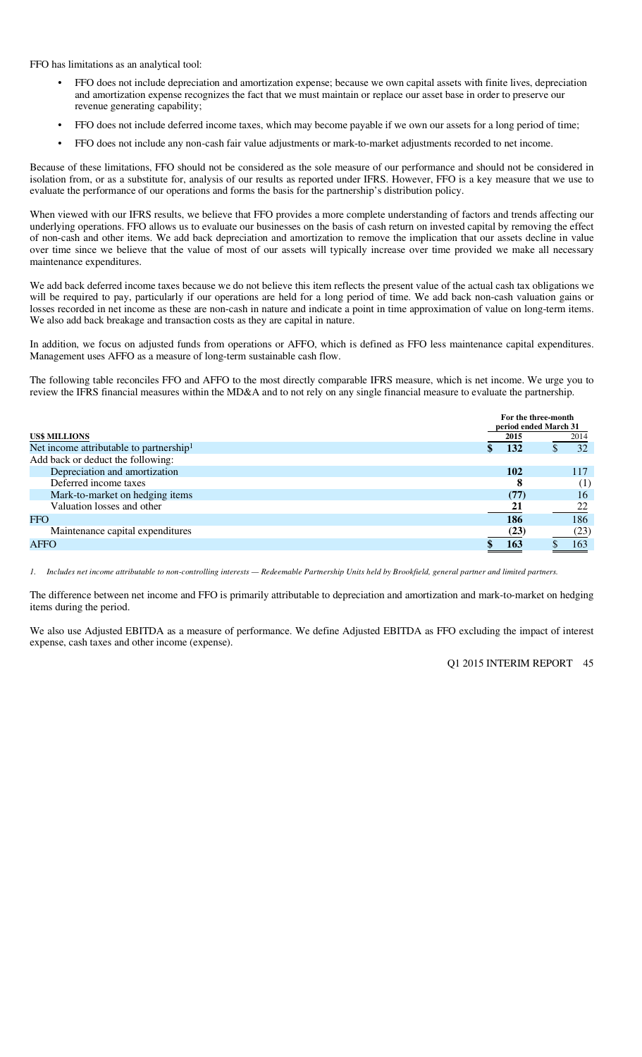FFO has limitations as an analytical tool:

- FFO does not include depreciation and amortization expense; because we own capital assets with finite lives, depreciation and amortization expense recognizes the fact that we must maintain or replace our asset base in order to preserve our revenue generating capability;
- FFO does not include deferred income taxes, which may become payable if we own our assets for a long period of time;
- FFO does not include any non-cash fair value adjustments or mark-to-market adjustments recorded to net income.

Because of these limitations, FFO should not be considered as the sole measure of our performance and should not be considered in isolation from, or as a substitute for, analysis of our results as reported under IFRS. However, FFO is a key measure that we use to evaluate the performance of our operations and forms the basis for the partnership's distribution policy.

When viewed with our IFRS results, we believe that FFO provides a more complete understanding of factors and trends affecting our underlying operations. FFO allows us to evaluate our businesses on the basis of cash return on invested capital by removing the effect of non-cash and other items. We add back depreciation and amortization to remove the implication that our assets decline in value over time since we believe that the value of most of our assets will typically increase over time provided we make all necessary maintenance expenditures.

We add back deferred income taxes because we do not believe this item reflects the present value of the actual cash tax obligations we will be required to pay, particularly if our operations are held for a long period of time. We add back non-cash valuation gains or losses recorded in net income as these are non-cash in nature and indicate a point in time approximation of value on long-term items. We also add back breakage and transaction costs as they are capital in nature.

In addition, we focus on adjusted funds from operations or AFFO, which is defined as FFO less maintenance capital expenditures. Management uses AFFO as a measure of long-term sustainable cash flow.

The following table reconciles FFO and AFFO to the most directly comparable IFRS measure, which is net income. We urge you to review the IFRS financial measures within the MD&A and to not rely on any single financial measure to evaluate the partnership.

| US$ MILLIONS | For the three-month period ended March 31 2015 | 2014 |
|---|---|---|
| Net income attributable to partnership[1] | **$ 132** | $ 32 |
| Add back or deduct the following: | | |
| Depreciation and amortization | **102** | 117 |
| Deferred income taxes | **8** | (1) |
| Mark-to-market on hedging items | **(77)** | 16 |
| Valuation losses and other | **21** | 22 |
| FFO | **186** | 186 |
| Maintenance capital expenditures | **(23)** | (23) |
| AFFO | **$ 163** | $ 163 |

*1. Includes net income attributable to non-controlling interests — Redeemable Partnership Units held by Brookfield, general partner and limited partners.*

The difference between net income and FFO is primarily attributable to depreciation and amortization and mark-to-market on hedging items during the period.

We also use Adjusted EBITDA as a measure of performance. We define Adjusted EBITDA as FFO excluding the impact of interest expense, cash taxes and other income (expense).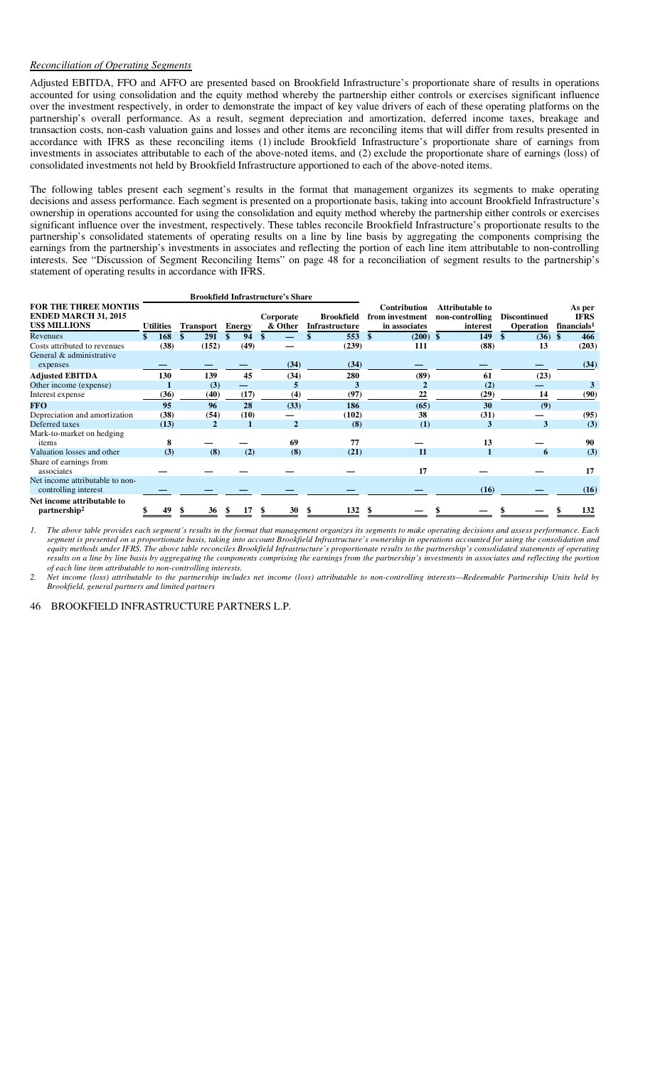*Reconciliation of Operating Segments*

Adjusted EBITDA, FFO and AFFO are presented based on Brookfield Infrastructure's proportionate share of results in operations accounted for using consolidation and the equity method whereby the partnership either controls or exercises significant influence over the investment respectively, in order to demonstrate the impact of key value drivers of each of these operating platforms on the partnership's overall performance. As a result, segment depreciation and amortization, deferred income taxes, breakage and transaction costs, non-cash valuation gains and losses and other items are reconciling items that will differ from results presented in accordance with IFRS as these reconciling items (1) include Brookfield Infrastructure's proportionate share of earnings from investments in associates attributable to each of the above-noted items, and (2) exclude the proportionate share of earnings (loss) of consolidated investments not held by Brookfield Infrastructure apportioned to each of the above-noted items.

The following tables present each segment's results in the format that management organizes its segments to make operating decisions and assess performance. Each segment is presented on a proportionate basis, taking into account Brookfield Infrastructure's ownership in operations accounted for using the consolidation and equity method whereby the partnership either controls or exercises significant influence over the investment, respectively. These tables reconcile Brookfield Infrastructure's proportionate results to the partnership's consolidated statements of operating results on a line by line basis by aggregating the components comprising the earnings from the partnership's investments in associates and reflecting the portion of each line item attributable to non-controlling interests. See "Discussion of Segment Reconciling Items" on page 48 for a reconciliation of segment results to the partnership's statement of operating results in accordance with IFRS.

| | Brookfield Infrastructure's Share | | | | | | | | |
|---|---|---|---|---|---|---|---|---|---|
| **FOR THE THREE MONTHS ENDED MARCH 31, 2015 US$ MILLIONS** | **Utilities** | **Transport** | **Energy** | **Corporate & Other** | **Brookfield Infrastructure** | **Contribution from investment in associates** | **Attributable to non-controlling interest** | **Discontinued Operation** | **As per IFRS financials[1]** |
| Revenues | $ 168 | $ 291 | $ 94 | $ — | $ 553 | $ (200) | $ 149 | $ (36) | $ 466 |
| Costs attributed to revenues | (38) | (152) | (49) | — | (239) | 111 | (88) | 13 | (203) |
| General & administrative expenses | — | — | — | (34) | (34) | — | — | — | (34) |
| **Adjusted EBITDA** | 130 | 139 | 45 | (34) | 280 | (89) | 61 | (23) | |
| Other income (expense) | 1 | (3) | — | 5 | 3 | 2 | (2) | — | 3 |
| Interest expense | (36) | (40) | (17) | (4) | (97) | 22 | (29) | 14 | (90) |
| **FFO** | 95 | 96 | 28 | (33) | 186 | (65) | 30 | (9) | |
| Depreciation and amortization | (38) | (54) | (10) | — | (102) | 38 | (31) | — | (95) |
| Deferred taxes | (13) | 2 | 1 | 2 | (8) | (1) | 3 | 3 | (3) |
| Mark-to-market on hedging items | 8 | — | — | 69 | 77 | — | 13 | — | 90 |
| Valuation losses and other | (3) | (8) | (2) | (8) | (21) | 11 | 1 | 6 | (3) |
| Share of earnings from associates | — | — | — | — | — | 17 | — | — | 17 |
| Net income attributable to non-controlling interest | — | — | — | — | — | — | (16) | — | (16) |
| **Net income attributable to partnership[2]** | $ 49 | $ 36 | $ 17 | $ 30 | $ 132 | $ — | $ — | $ — | $ 132 |

1. *The above table provides each segment's results in the format that management organizes its segments to make operating decisions and assess performance. Each segment is presented on a proportionate basis, taking into account Brookfield Infrastructure's ownership in operations accounted for using the consolidation and equity methods under IFRS. The above table reconciles Brookfield Infrastructure's proportionate results to the partnership's consolidated statements of operating results on a line by line basis by aggregating the components comprising the earnings from the partnership's investments in associates and reflecting the portion of each line item attributable to non-controlling interests.*
2. *Net income (loss) attributable to the partnership includes net income (loss) attributable to non-controlling interests—Redeemable Partnership Units held by Brookfield, general partners and limited partners*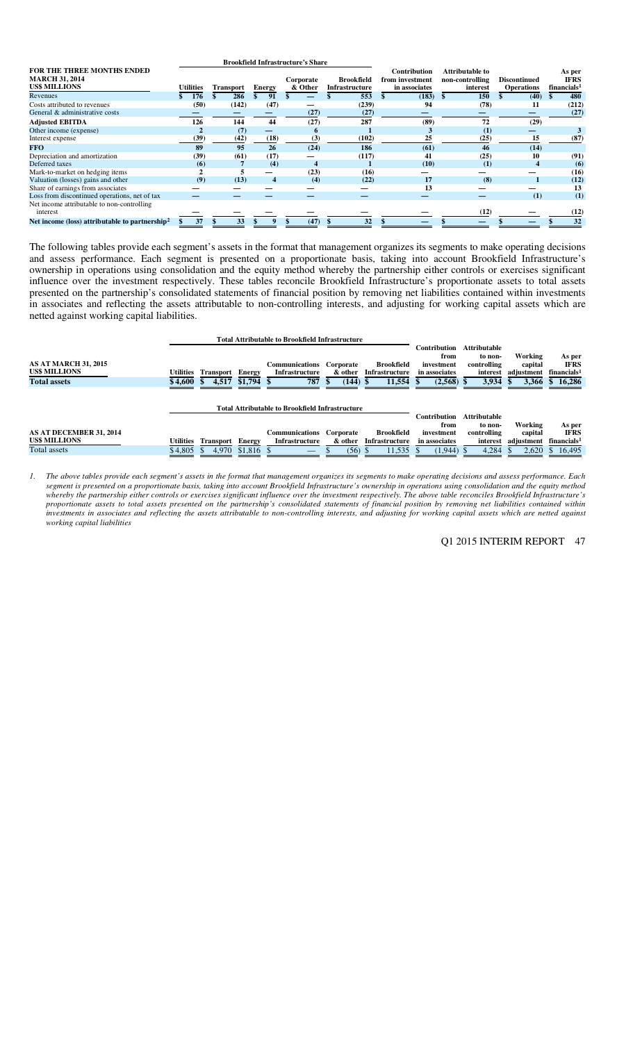| FOR THE THREE MONTHS ENDED MARCH 31, 2014 US$ MILLIONS | Brookfield Infrastructure's Share | | | | | Contribution from investment in associates | Attributable to non-controlling interest | Discontinued Operations | As per IFRS financials[1] |
|---|---|---|---|---|---|---|---|---|---|
| | Utilities | Transport | Energy | Corporate & Other | Brookfield Infrastructure | | | | |
| Revenues | $ 176 | $ 286 | $ 91 | $ — | $ 553 | $ (183) | $ 150 | $ (40) | $ 480 |
| Costs attributed to revenues | (50) | (142) | (47) | — | (239) | 94 | (78) | 11 | (212) |
| General & administrative costs | — | — | — | (27) | (27) | — | — | — | (27) |
| **Adjusted EBITDA** | 126 | 144 | 44 | (27) | 287 | (89) | 72 | (29) | |
| Other income (expense) | 2 | (7) | — | 6 | 1 | 3 | (1) | — | 3 |
| Interest expense | (39) | (42) | (18) | (3) | (102) | 25 | (25) | 15 | (87) |
| **FFO** | 89 | 95 | 26 | (24) | 186 | (61) | 46 | (14) | |
| Depreciation and amortization | (39) | (61) | (17) | — | (117) | 41 | (25) | 10 | (91) |
| Deferred taxes | (6) | 7 | (4) | 4 | 1 | (10) | (1) | 4 | (6) |
| Mark-to-market on hedging items | 2 | 5 | — | (23) | (16) | — | — | — | (16) |
| Valuation (losses) gains and other | (9) | (13) | 4 | (4) | (22) | 17 | (8) | 1 | (12) |
| Share of earnings from associates | — | — | — | — | — | 13 | — | — | 13 |
| Loss from discontinued operations, net of tax | — | — | — | — | — | — | — | (1) | (1) |
| Net income attributable to non-controlling interest | — | — | — | — | — | — | (12) | — | (12) |
| **Net income (loss) attributable to partnership[2]** | $ 37 | $ 33 | $ 9 | $ (47) | $ 32 | $ — | $ — | $ — | $ 32 |

The following tables provide each segment's assets in the format that management organizes its segments to make operating decisions and assess performance. Each segment is presented on a proportionate basis, taking into account Brookfield Infrastructure's ownership in operations using consolidation and the equity method whereby the partnership either controls or exercises significant influence over the investment respectively. These tables reconcile Brookfield Infrastructure's proportionate assets to total assets presented on the partnership's consolidated statements of financial position by removing net liabilities contained within investments in associates and reflecting the assets attributable to non-controlling interests, and adjusting for working capital assets which are netted against working capital liabilities.

| AS AT MARCH 31, 2015 US$ MILLIONS | Total Attributable to Brookfield Infrastructure | | | | | | Contribution from investment in associates | Attributable to non-controlling interest | Working capital adjustment | As per IFRS financials[1] |
|---|---|---|---|---|---|---|---|---|---|---|
| | Utilities | Transport | Energy | Communications Infrastructure | Corporate & other | Brookfield Infrastructure | | | | |
| **Total assets** | $ 4,600 | $ 4,517 | $1,794 | $ 787 | $ (144) | $ 11,554 | $ (2,568) | $ 3,934 | $ 3,366 | $ 16,286 |

| AS AT DECEMBER 31, 2014 US$ MILLIONS | Total Attributable to Brookfield Infrastructure | | | | | | Contribution from investment in associates | Attributable to non-controlling interest | Working capital adjustment | As per IFRS financials[1] |
|---|---|---|---|---|---|---|---|---|---|---|
| | Utilities | Transport | Energy | Communications Infrastructure | Corporate & other | Brookfield Infrastructure | | | | |
| Total assets | $ 4,805 | $ 4,970 | $1,816 | $ — | $ (56) | $ 11,535 | $ (1,944) | $ 4,284 | $ 2,620 | $ 16,495 |

*1. The above tables provide each segment's assets in the format that management organizes its segments to make operating decisions and assess performance. Each segment is presented on a proportionate basis, taking into account Brookfield Infrastructure's ownership in operations using consolidation and the equity method whereby the partnership either controls or exercises significant influence over the investment respectively. The above table reconciles Brookfield Infrastructure's proportionate assets to total assets presented on the partnership's consolidated statements of financial position by removing net liabilities contained within investments in associates and reflecting the assets attributable to non-controlling interests, and adjusting for working capital assets which are netted against working capital liabilities*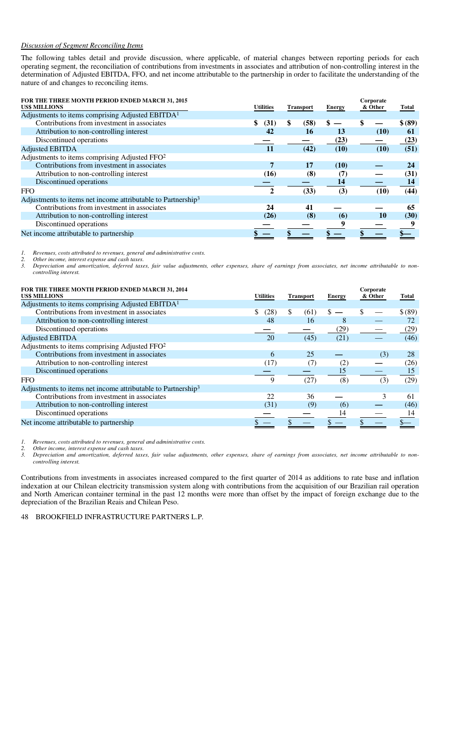*Discussion of Segment Reconciling Items*

The following tables detail and provide discussion, where applicable, of material changes between reporting periods for each operating segment, the reconciliation of contributions from investments in associates and attribution of non-controlling interest in the determination of Adjusted EBITDA, FFO, and net income attributable to the partnership in order to facilitate the understanding of the nature of and changes to reconciling items.

| **FOR THE THREE MONTH PERIOD ENDED MARCH 31, 2015**<br>**US$ MILLIONS** | **Utilities** | **Transport** | **Energy** | **Corporate & Other** | **Total** |
|---|---|---|---|---|---|
| Adjustments to items comprising Adjusted EBITDA[1] | | | | | |
| Contributions from investment in associates | **$ (31)** | **$ (58)** | **$ —** | **$ —** | **$ (89)** |
| Attribution to non-controlling interest | **42** | **16** | **13** | **(10)** | **61** |
| Discontinued operations | **—** | **—** | **(23)** | **—** | **(23)** |
| Adjusted EBITDA | **11** | **(42)** | **(10)** | **(10)** | **(51)** |
| Adjustments to items comprising Adjusted FFO[2] | | | | | |
| Contributions from investment in associates | **7** | **17** | **(10)** | **—** | **24** |
| Attribution to non-controlling interest | **(16)** | **(8)** | **(7)** | **—** | **(31)** |
| Discontinued operations | **—** | **—** | **14** | **—** | **14** |
| FFO | **2** | **(33)** | **(3)** | **(10)** | **(44)** |
| Adjustments to items net income attributable to Partnership[3] | | | | | |
| Contributions from investment in associates | **24** | **41** | **—** | **—** | **65** |
| Attribution to non-controlling interest | **(26)** | **(8)** | **(6)** | **10** | **(30)** |
| Discontinued operations | **—** | **—** | **9** | **—** | **9** |
| Net income attributable to partnership | **$ —** | **$ —** | **$ —** | **$ —** | **$—** |

1. *Revenues, costs attributed to revenues, general and administrative costs.*
2. *Other income, interest expense and cash taxes.*
3. *Depreciation and amortization, deferred taxes, fair value adjustments, other expenses, share of earnings from associates, net income attributable to non-controlling interest.*

| **FOR THE THREE MONTH PERIOD ENDED MARCH 31, 2014**<br>**US$ MILLIONS** | **Utilities** | **Transport** | **Energy** | **Corporate & Other** | **Total** |
|---|---|---|---|---|---|
| Adjustments to items comprising Adjusted EBITDA[1] | | | | | |
| Contributions from investment in associates | $ (28) | $ (61) | $ — | $ — | $ (89) |
| Attribution to non-controlling interest | 48 | 16 | 8 | — | 72 |
| Discontinued operations | — | — | (29) | — | (29) |
| Adjusted EBITDA | 20 | (45) | (21) | — | (46) |
| Adjustments to items comprising Adjusted FFO[2] | | | | | |
| Contributions from investment in associates | 6 | 25 | — | (3) | 28 |
| Attribution to non-controlling interest | (17) | (7) | (2) | — | (26) |
| Discontinued operations | — | — | 15 | — | 15 |
| FFO | 9 | (27) | (8) | (3) | (29) |
| Adjustments to items net income attributable to Partnership[3] | | | | | |
| Contributions from investment in associates | 22 | 36 | — | 3 | 61 |
| Attribution to non-controlling interest | (31) | (9) | (6) | — | (46) |
| Discontinued operations | — | — | 14 | — | 14 |
| Net income attributable to partnership | $ — | $ — | $ — | $ — | $— |

1. *Revenues, costs attributed to revenues, general and administrative costs.*
2. *Other income, interest expense and cash taxes.*
3. *Depreciation and amortization, deferred taxes, fair value adjustments, other expenses, share of earnings from associates, net income attributable to non-controlling interest.*

Contributions from investments in associates increased compared to the first quarter of 2014 as additions to rate base and inflation indexation at our Chilean electricity transmission system along with contributions from the acquisition of our Brazilian rail operation and North American container terminal in the past 12 months were more than offset by the impact of foreign exchange due to the depreciation of the Brazilian Reais and Chilean Peso.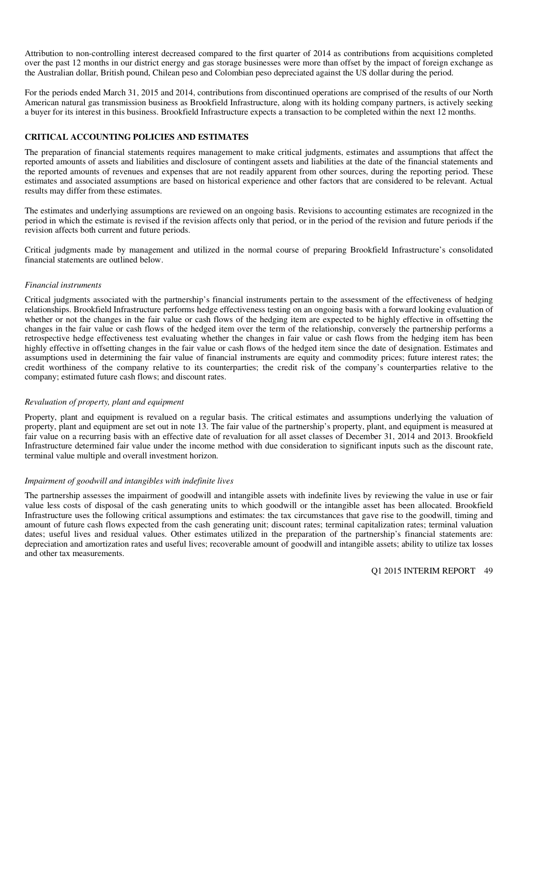Attribution to non-controlling interest decreased compared to the first quarter of 2014 as contributions from acquisitions completed over the past 12 months in our district energy and gas storage businesses were more than offset by the impact of foreign exchange as the Australian dollar, British pound, Chilean peso and Colombian peso depreciated against the US dollar during the period.

For the periods ended March 31, 2015 and 2014, contributions from discontinued operations are comprised of the results of our North American natural gas transmission business as Brookfield Infrastructure, along with its holding company partners, is actively seeking a buyer for its interest in this business. Brookfield Infrastructure expects a transaction to be completed within the next 12 months.

## CRITICAL ACCOUNTING POLICIES AND ESTIMATES

The preparation of financial statements requires management to make critical judgments, estimates and assumptions that affect the reported amounts of assets and liabilities and disclosure of contingent assets and liabilities at the date of the financial statements and the reported amounts of revenues and expenses that are not readily apparent from other sources, during the reporting period. These estimates and associated assumptions are based on historical experience and other factors that are considered to be relevant. Actual results may differ from these estimates.

The estimates and underlying assumptions are reviewed on an ongoing basis. Revisions to accounting estimates are recognized in the period in which the estimate is revised if the revision affects only that period, or in the period of the revision and future periods if the revision affects both current and future periods.

Critical judgments made by management and utilized in the normal course of preparing Brookfield Infrastructure's consolidated financial statements are outlined below.

*Financial instruments*

Critical judgments associated with the partnership's financial instruments pertain to the assessment of the effectiveness of hedging relationships. Brookfield Infrastructure performs hedge effectiveness testing on an ongoing basis with a forward looking evaluation of whether or not the changes in the fair value or cash flows of the hedging item are expected to be highly effective in offsetting the changes in the fair value or cash flows of the hedged item over the term of the relationship, conversely the partnership performs a retrospective hedge effectiveness test evaluating whether the changes in fair value or cash flows from the hedging item has been highly effective in offsetting changes in the fair value or cash flows of the hedged item since the date of designation. Estimates and assumptions used in determining the fair value of financial instruments are equity and commodity prices; future interest rates; the credit worthiness of the company relative to its counterparties; the credit risk of the company's counterparties relative to the company; estimated future cash flows; and discount rates.

*Revaluation of property, plant and equipment*

Property, plant and equipment is revalued on a regular basis. The critical estimates and assumptions underlying the valuation of property, plant and equipment are set out in note 13. The fair value of the partnership's property, plant, and equipment is measured at fair value on a recurring basis with an effective date of revaluation for all asset classes of December 31, 2014 and 2013. Brookfield Infrastructure determined fair value under the income method with due consideration to significant inputs such as the discount rate, terminal value multiple and overall investment horizon.

*Impairment of goodwill and intangibles with indefinite lives*

The partnership assesses the impairment of goodwill and intangible assets with indefinite lives by reviewing the value in use or fair value less costs of disposal of the cash generating units to which goodwill or the intangible asset has been allocated. Brookfield Infrastructure uses the following critical assumptions and estimates: the tax circumstances that gave rise to the goodwill, timing and amount of future cash flows expected from the cash generating unit; discount rates; terminal capitalization rates; terminal valuation dates; useful lives and residual values. Other estimates utilized in the preparation of the partnership's financial statements are: depreciation and amortization rates and useful lives; recoverable amount of goodwill and intangible assets; ability to utilize tax losses and other tax measurements.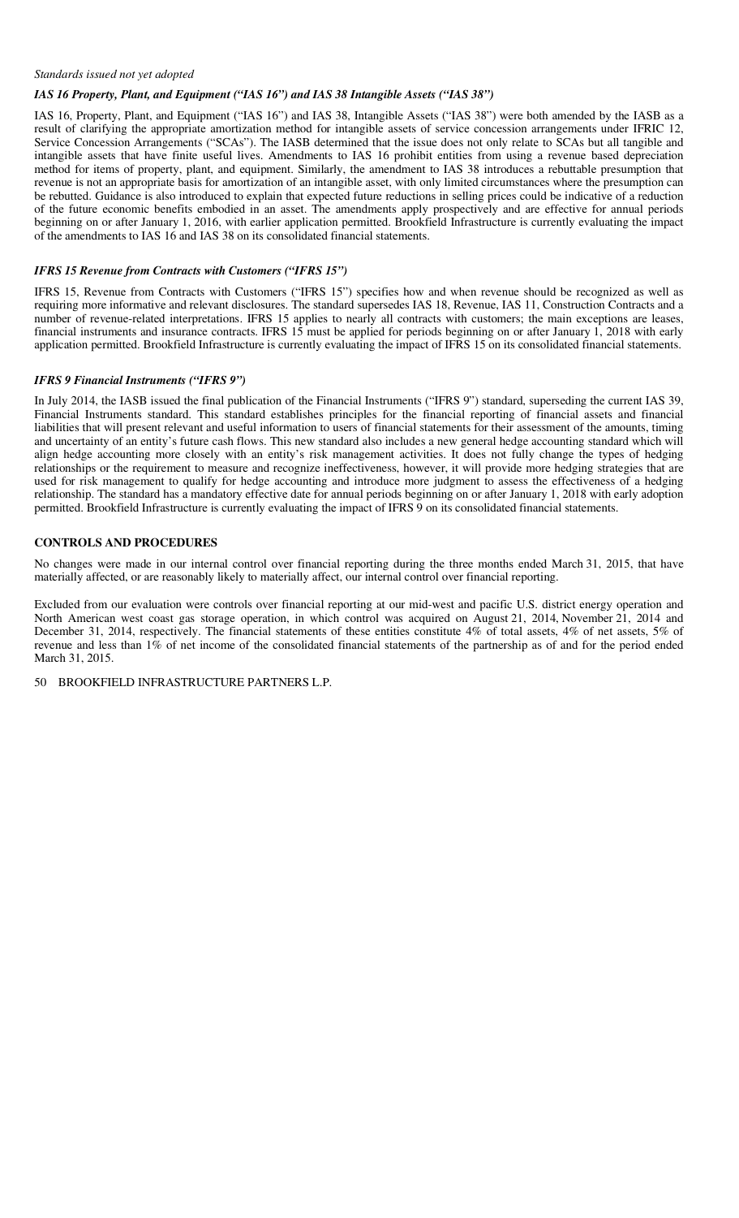*Standards issued not yet adopted*

***IAS 16 Property, Plant, and Equipment ("IAS 16") and IAS 38 Intangible Assets ("IAS 38")***

IAS 16, Property, Plant, and Equipment ("IAS 16") and IAS 38, Intangible Assets ("IAS 38") were both amended by the IASB as a result of clarifying the appropriate amortization method for intangible assets of service concession arrangements under IFRIC 12, Service Concession Arrangements ("SCAs"). The IASB determined that the issue does not only relate to SCAs but all tangible and intangible assets that have finite useful lives. Amendments to IAS 16 prohibit entities from using a revenue based depreciation method for items of property, plant, and equipment. Similarly, the amendment to IAS 38 introduces a rebuttable presumption that revenue is not an appropriate basis for amortization of an intangible asset, with only limited circumstances where the presumption can be rebutted. Guidance is also introduced to explain that expected future reductions in selling prices could be indicative of a reduction of the future economic benefits embodied in an asset. The amendments apply prospectively and are effective for annual periods beginning on or after January 1, 2016, with earlier application permitted. Brookfield Infrastructure is currently evaluating the impact of the amendments to IAS 16 and IAS 38 on its consolidated financial statements.

***IFRS 15 Revenue from Contracts with Customers ("IFRS 15")***

IFRS 15, Revenue from Contracts with Customers ("IFRS 15") specifies how and when revenue should be recognized as well as requiring more informative and relevant disclosures. The standard supersedes IAS 18, Revenue, IAS 11, Construction Contracts and a number of revenue-related interpretations. IFRS 15 applies to nearly all contracts with customers; the main exceptions are leases, financial instruments and insurance contracts. IFRS 15 must be applied for periods beginning on or after January 1, 2018 with early application permitted. Brookfield Infrastructure is currently evaluating the impact of IFRS 15 on its consolidated financial statements.

***IFRS 9 Financial Instruments ("IFRS 9")***

In July 2014, the IASB issued the final publication of the Financial Instruments ("IFRS 9") standard, superseding the current IAS 39, Financial Instruments standard. This standard establishes principles for the financial reporting of financial assets and financial liabilities that will present relevant and useful information to users of financial statements for their assessment of the amounts, timing and uncertainty of an entity's future cash flows. This new standard also includes a new general hedge accounting standard which will align hedge accounting more closely with an entity's risk management activities. It does not fully change the types of hedging relationships or the requirement to measure and recognize ineffectiveness, however, it will provide more hedging strategies that are used for risk management to qualify for hedge accounting and introduce more judgment to assess the effectiveness of a hedging relationship. The standard has a mandatory effective date for annual periods beginning on or after January 1, 2018 with early adoption permitted. Brookfield Infrastructure is currently evaluating the impact of IFRS 9 on its consolidated financial statements.

## CONTROLS AND PROCEDURES

No changes were made in our internal control over financial reporting during the three months ended March 31, 2015, that have materially affected, or are reasonably likely to materially affect, our internal control over financial reporting.

Excluded from our evaluation were controls over financial reporting at our mid-west and pacific U.S. district energy operation and North American west coast gas storage operation, in which control was acquired on August 21, 2014, November 21, 2014 and December 31, 2014, respectively. The financial statements of these entities constitute 4% of total assets, 4% of net assets, 5% of revenue and less than 1% of net income of the consolidated financial statements of the partnership as of and for the period ended March 31, 2015.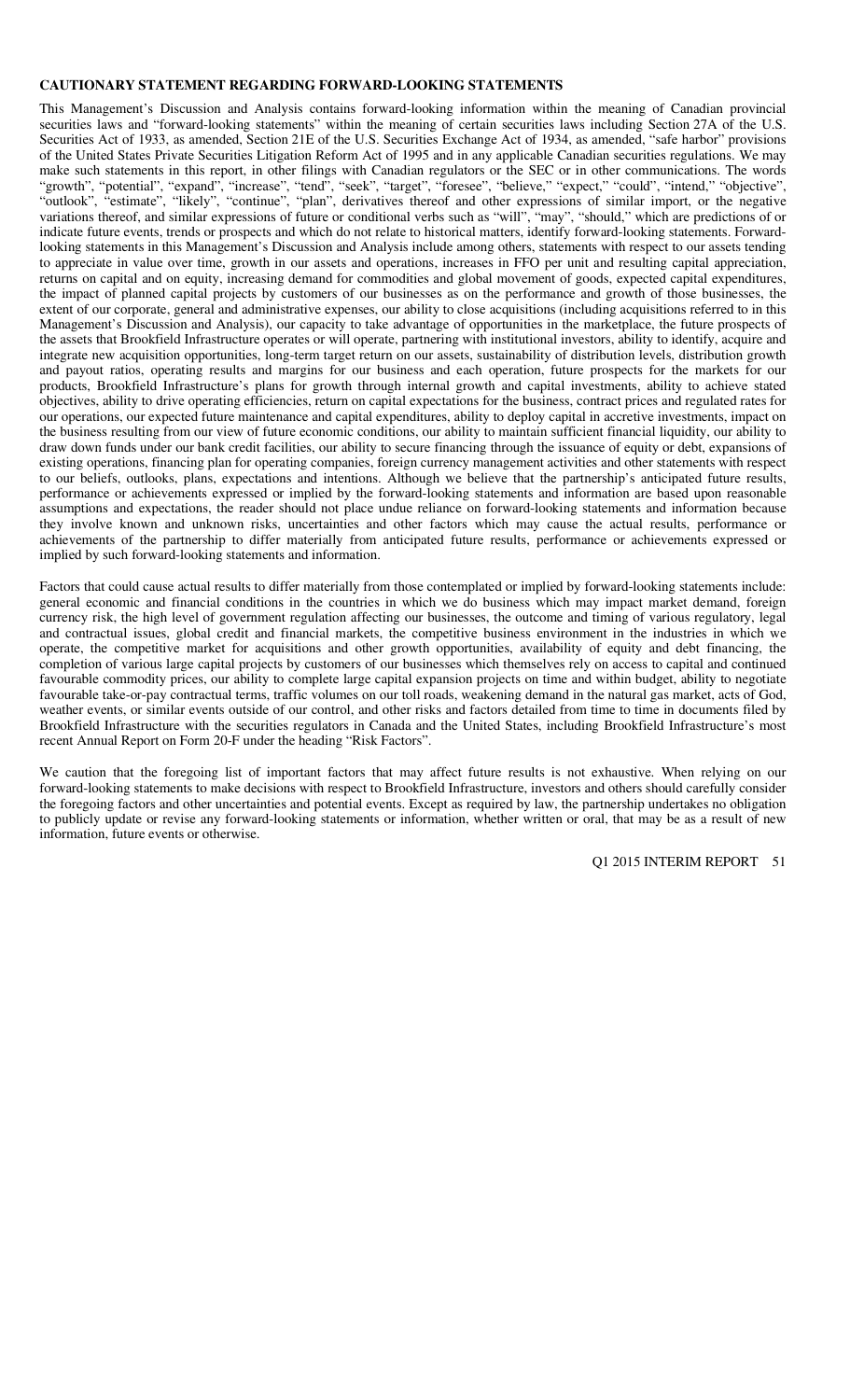## CAUTIONARY STATEMENT REGARDING FORWARD-LOOKING STATEMENTS

This Management's Discussion and Analysis contains forward-looking information within the meaning of Canadian provincial securities laws and "forward-looking statements" within the meaning of certain securities laws including Section 27A of the U.S. Securities Act of 1933, as amended, Section 21E of the U.S. Securities Exchange Act of 1934, as amended, "safe harbor" provisions of the United States Private Securities Litigation Reform Act of 1995 and in any applicable Canadian securities regulations. We may make such statements in this report, in other filings with Canadian regulators or the SEC or in other communications. The words "growth", "potential", "expand", "increase", "tend", "seek", "target", "foresee", "believe," "expect," "could", "intend," "objective", "outlook", "estimate", "likely", "continue", "plan", derivatives thereof and other expressions of similar import, or the negative variations thereof, and similar expressions of future or conditional verbs such as "will", "may", "should," which are predictions of or indicate future events, trends or prospects and which do not relate to historical matters, identify forward-looking statements. Forward-looking statements in this Management's Discussion and Analysis include among others, statements with respect to our assets tending to appreciate in value over time, growth in our assets and operations, increases in FFO per unit and resulting capital appreciation, returns on capital and on equity, increasing demand for commodities and global movement of goods, expected capital expenditures, the impact of planned capital projects by customers of our businesses as on the performance and growth of those businesses, the extent of our corporate, general and administrative expenses, our ability to close acquisitions (including acquisitions referred to in this Management's Discussion and Analysis), our capacity to take advantage of opportunities in the marketplace, the future prospects of the assets that Brookfield Infrastructure operates or will operate, partnering with institutional investors, ability to identify, acquire and integrate new acquisition opportunities, long-term target return on our assets, sustainability of distribution levels, distribution growth and payout ratios, operating results and margins for our business and each operation, future prospects for the markets for our products, Brookfield Infrastructure's plans for growth through internal growth and capital investments, ability to achieve stated objectives, ability to drive operating efficiencies, return on capital expectations for the business, contract prices and regulated rates for our operations, our expected future maintenance and capital expenditures, ability to deploy capital in accretive investments, impact on the business resulting from our view of future economic conditions, our ability to maintain sufficient financial liquidity, our ability to draw down funds under our bank credit facilities, our ability to secure financing through the issuance of equity or debt, expansions of existing operations, financing plan for operating companies, foreign currency management activities and other statements with respect to our beliefs, outlooks, plans, expectations and intentions. Although we believe that the partnership's anticipated future results, performance or achievements expressed or implied by the forward-looking statements and information are based upon reasonable assumptions and expectations, the reader should not place undue reliance on forward-looking statements and information because they involve known and unknown risks, uncertainties and other factors which may cause the actual results, performance or achievements of the partnership to differ materially from anticipated future results, performance or achievements expressed or implied by such forward-looking statements and information.

Factors that could cause actual results to differ materially from those contemplated or implied by forward-looking statements include: general economic and financial conditions in the countries in which we do business which may impact market demand, foreign currency risk, the high level of government regulation affecting our businesses, the outcome and timing of various regulatory, legal and contractual issues, global credit and financial markets, the competitive business environment in the industries in which we operate, the competitive market for acquisitions and other growth opportunities, availability of equity and debt financing, the completion of various large capital projects by customers of our businesses which themselves rely on access to capital and continued favourable commodity prices, our ability to complete large capital expansion projects on time and within budget, ability to negotiate favourable take-or-pay contractual terms, traffic volumes on our toll roads, weakening demand in the natural gas market, acts of God, weather events, or similar events outside of our control, and other risks and factors detailed from time to time in documents filed by Brookfield Infrastructure with the securities regulators in Canada and the United States, including Brookfield Infrastructure's most recent Annual Report on Form 20-F under the heading "Risk Factors".

We caution that the foregoing list of important factors that may affect future results is not exhaustive. When relying on our forward-looking statements to make decisions with respect to Brookfield Infrastructure, investors and others should carefully consider the foregoing factors and other uncertainties and potential events. Except as required by law, the partnership undertakes no obligation to publicly update or revise any forward-looking statements or information, whether written or oral, that may be as a result of new information, future events or otherwise.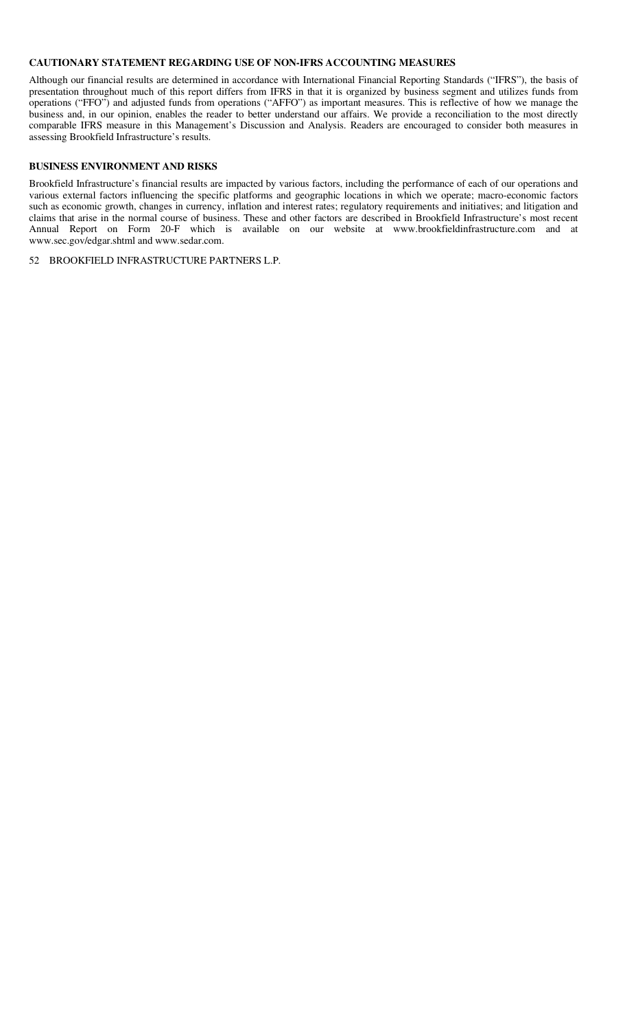## CAUTIONARY STATEMENT REGARDING USE OF NON-IFRS ACCOUNTING MEASURES

Although our financial results are determined in accordance with International Financial Reporting Standards ("IFRS"), the basis of presentation throughout much of this report differs from IFRS in that it is organized by business segment and utilizes funds from operations ("FFO") and adjusted funds from operations ("AFFO") as important measures. This is reflective of how we manage the business and, in our opinion, enables the reader to better understand our affairs. We provide a reconciliation to the most directly comparable IFRS measure in this Management's Discussion and Analysis. Readers are encouraged to consider both measures in assessing Brookfield Infrastructure's results.

## BUSINESS ENVIRONMENT AND RISKS

Brookfield Infrastructure's financial results are impacted by various factors, including the performance of each of our operations and various external factors influencing the specific platforms and geographic locations in which we operate; macro-economic factors such as economic growth, changes in currency, inflation and interest rates; regulatory requirements and initiatives; and litigation and claims that arise in the normal course of business. These and other factors are described in Brookfield Infrastructure's most recent Annual Report on Form 20-F which is available on our website at www.brookfieldinfrastructure.com and at www.sec.gov/edgar.shtml and www.sedar.com.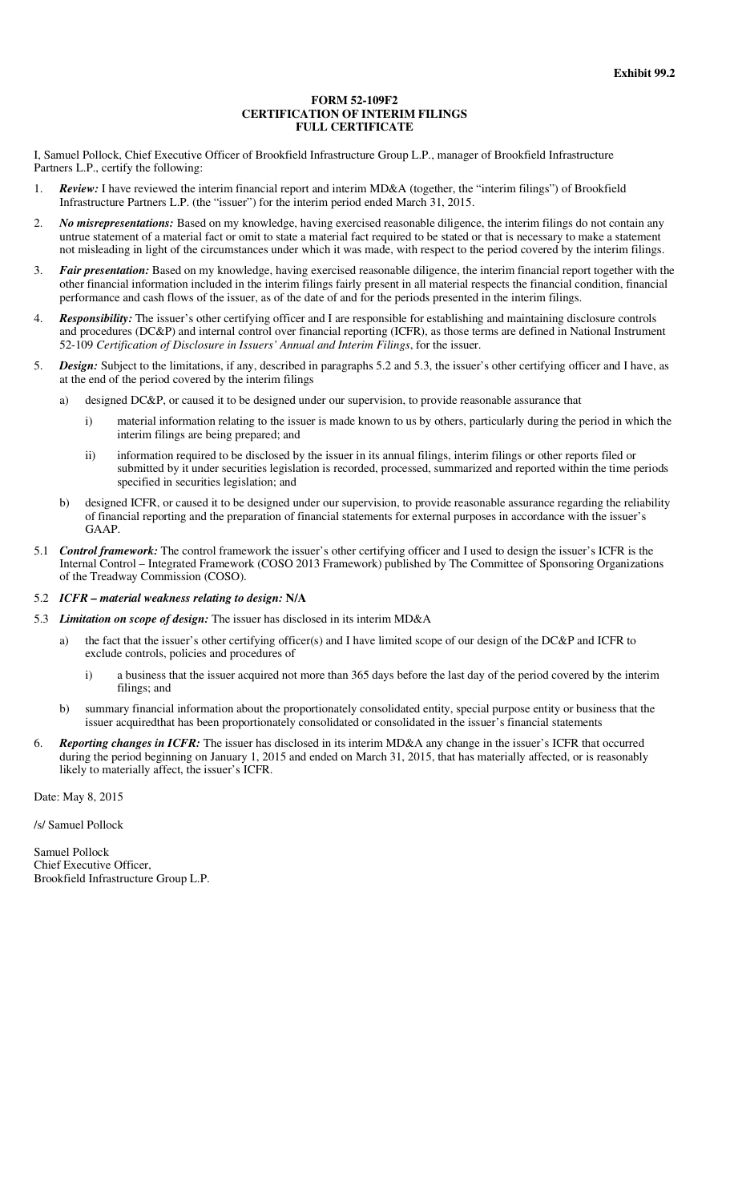**Exhibit 99.2**

# FORM 52-109F2
## CERTIFICATION OF INTERIM FILINGS
## FULL CERTIFICATE

I, Samuel Pollock, Chief Executive Officer of Brookfield Infrastructure Group L.P., manager of Brookfield Infrastructure Partners L.P., certify the following:

1. ***Review:*** I have reviewed the interim financial report and interim MD&A (together, the "interim filings") of Brookfield Infrastructure Partners L.P. (the "issuer") for the interim period ended March 31, 2015.

2. ***No misrepresentations:*** Based on my knowledge, having exercised reasonable diligence, the interim filings do not contain any untrue statement of a material fact or omit to state a material fact required to be stated or that is necessary to make a statement not misleading in light of the circumstances under which it was made, with respect to the period covered by the interim filings.

3. ***Fair presentation:*** Based on my knowledge, having exercised reasonable diligence, the interim financial report together with the other financial information included in the interim filings fairly present in all material respects the financial condition, financial performance and cash flows of the issuer, as of the date of and for the periods presented in the interim filings.

4. ***Responsibility:*** The issuer's other certifying officer and I are responsible for establishing and maintaining disclosure controls and procedures (DC&P) and internal control over financial reporting (ICFR), as those terms are defined in National Instrument 52-109 *Certification of Disclosure in Issuers' Annual and Interim Filings*, for the issuer.

5. ***Design:*** Subject to the limitations, if any, described in paragraphs 5.2 and 5.3, the issuer's other certifying officer and I have, as at the end of the period covered by the interim filings

   a) designed DC&P, or caused it to be designed under our supervision, to provide reasonable assurance that

      i) material information relating to the issuer is made known to us by others, particularly during the period in which the interim filings are being prepared; and

      ii) information required to be disclosed by the issuer in its annual filings, interim filings or other reports filed or submitted by it under securities legislation is recorded, processed, summarized and reported within the time periods specified in securities legislation; and

   b) designed ICFR, or caused it to be designed under our supervision, to provide reasonable assurance regarding the reliability of financial reporting and the preparation of financial statements for external purposes in accordance with the issuer's GAAP.

5.1 ***Control framework:*** The control framework the issuer's other certifying officer and I used to design the issuer's ICFR is the Internal Control – Integrated Framework (COSO 2013 Framework) published by The Committee of Sponsoring Organizations of the Treadway Commission (COSO).

5.2 ***ICFR – material weakness relating to design:*** **N/A**

5.3 ***Limitation on scope of design:*** The issuer has disclosed in its interim MD&A

   a) the fact that the issuer's other certifying officer(s) and I have limited scope of our design of the DC&P and ICFR to exclude controls, policies and procedures of

      i) a business that the issuer acquired not more than 365 days before the last day of the period covered by the interim filings; and

   b) summary financial information about the proportionately consolidated entity, special purpose entity or business that the issuer acquiredthat has been proportionately consolidated or consolidated in the issuer's financial statements

6. ***Reporting changes in ICFR:*** The issuer has disclosed in its interim MD&A any change in the issuer's ICFR that occurred during the period beginning on January 1, 2015 and ended on March 31, 2015, that has materially affected, or is reasonably likely to materially affect, the issuer's ICFR.

Date: May 8, 2015

/s/ Samuel Pollock

Samuel Pollock
Chief Executive Officer,
Brookfield Infrastructure Group L.P.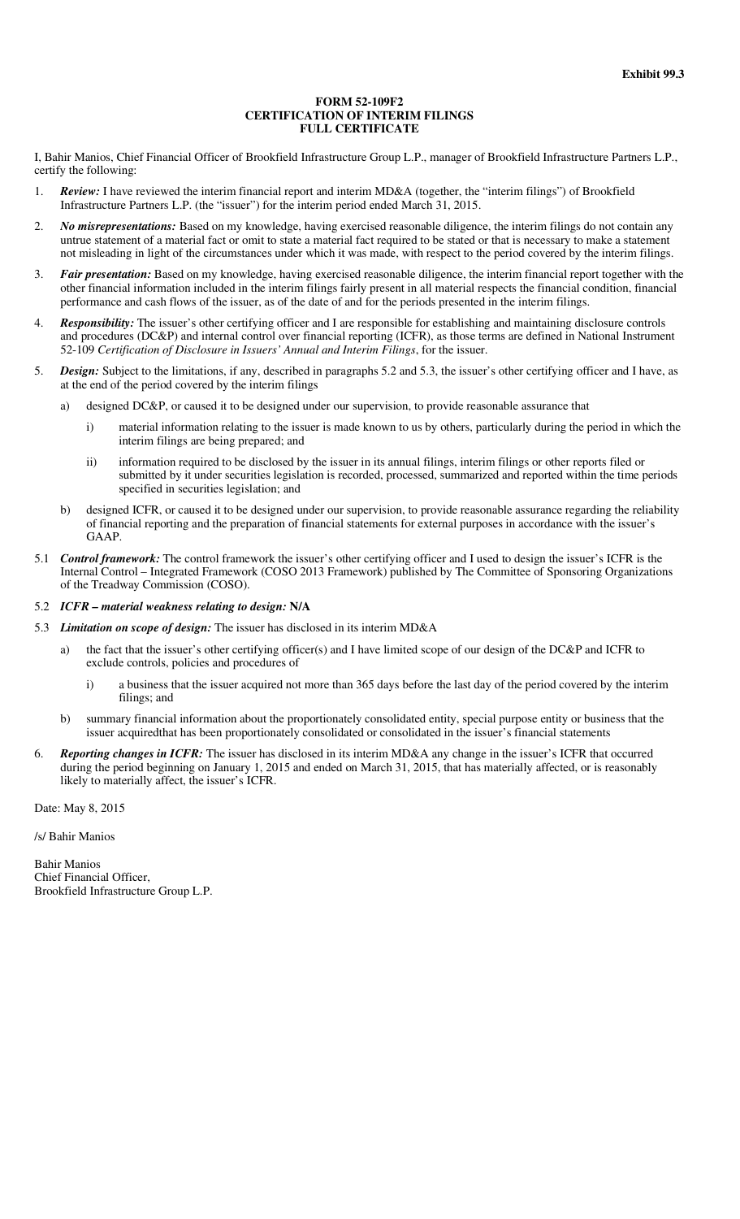**Exhibit 99.3**

**FORM 52-109F2**
**CERTIFICATION OF INTERIM FILINGS**
**FULL CERTIFICATE**

I, Bahir Manios, Chief Financial Officer of Brookfield Infrastructure Group L.P., manager of Brookfield Infrastructure Partners L.P., certify the following:

1. ***Review:*** I have reviewed the interim financial report and interim MD&A (together, the "interim filings") of Brookfield Infrastructure Partners L.P. (the "issuer") for the interim period ended March 31, 2015.

2. ***No misrepresentations:*** Based on my knowledge, having exercised reasonable diligence, the interim filings do not contain any untrue statement of a material fact or omit to state a material fact required to be stated or that is necessary to make a statement not misleading in light of the circumstances under which it was made, with respect to the period covered by the interim filings.

3. ***Fair presentation:*** Based on my knowledge, having exercised reasonable diligence, the interim financial report together with the other financial information included in the interim filings fairly present in all material respects the financial condition, financial performance and cash flows of the issuer, as of the date of and for the periods presented in the interim filings.

4. ***Responsibility:*** The issuer's other certifying officer and I are responsible for establishing and maintaining disclosure controls and procedures (DC&P) and internal control over financial reporting (ICFR), as those terms are defined in National Instrument 52-109 *Certification of Disclosure in Issuers' Annual and Interim Filings*, for the issuer.

5. ***Design:*** Subject to the limitations, if any, described in paragraphs 5.2 and 5.3, the issuer's other certifying officer and I have, as at the end of the period covered by the interim filings

   a) designed DC&P, or caused it to be designed under our supervision, to provide reasonable assurance that

      i) material information relating to the issuer is made known to us by others, particularly during the period in which the interim filings are being prepared; and

      ii) information required to be disclosed by the issuer in its annual filings, interim filings or other reports filed or submitted by it under securities legislation is recorded, processed, summarized and reported within the time periods specified in securities legislation; and

   b) designed ICFR, or caused it to be designed under our supervision, to provide reasonable assurance regarding the reliability of financial reporting and the preparation of financial statements for external purposes in accordance with the issuer's GAAP.

5.1 ***Control framework:*** The control framework the issuer's other certifying officer and I used to design the issuer's ICFR is the Internal Control – Integrated Framework (COSO 2013 Framework) published by The Committee of Sponsoring Organizations of the Treadway Commission (COSO).

5.2 ***ICFR – material weakness relating to design:*** **N/A**

5.3 ***Limitation on scope of design:*** The issuer has disclosed in its interim MD&A

   a) the fact that the issuer's other certifying officer(s) and I have limited scope of our design of the DC&P and ICFR to exclude controls, policies and procedures of

      i) a business that the issuer acquired not more than 365 days before the last day of the period covered by the interim filings; and

   b) summary financial information about the proportionately consolidated entity, special purpose entity or business that the issuer acquiredthat has been proportionately consolidated or consolidated in the issuer's financial statements

6. ***Reporting changes in ICFR:*** The issuer has disclosed in its interim MD&A any change in the issuer's ICFR that occurred during the period beginning on January 1, 2015 and ended on March 31, 2015, that has materially affected, or is reasonably likely to materially affect, the issuer's ICFR.

Date: May 8, 2015

/s/ Bahir Manios

Bahir Manios
Chief Financial Officer,
Brookfield Infrastructure Group L.P.